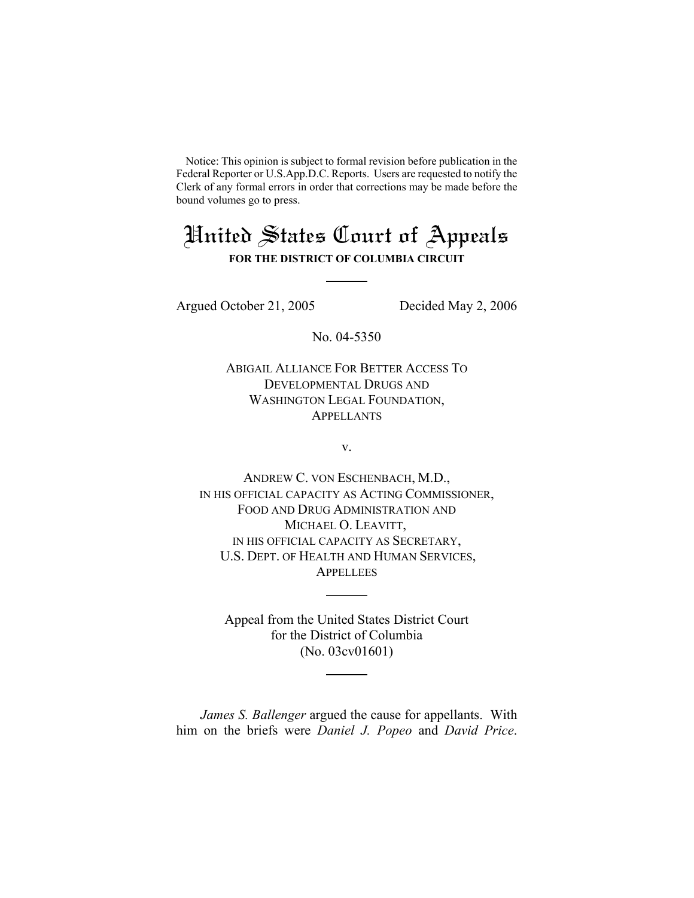Notice: This opinion is subject to formal revision before publication in the Federal Reporter or U.S.App.D.C. Reports. Users are requested to notify the Clerk of any formal errors in order that corrections may be made before the bound volumes go to press.

# United States Court of Appeals

**FOR THE DISTRICT OF COLUMBIA CIRCUIT**

---

Argued October 21, 2005 Decided May 2, 2006

No. 04-5350

ABIGAIL ALLIANCE FOR BETTER ACCESS TO DEVELOPMENTAL DRUGS AND WASHINGTON LEGAL FOUNDATION,
APPELLANTS

v.

ANDREW C. VON ESCHENBACH, M.D.,
IN HIS OFFICIAL CAPACITY AS ACTING COMMISSIONER,
FOOD AND DRUG ADMINISTRATION AND
MICHAEL O. LEAVITT,
IN HIS OFFICIAL CAPACITY AS SECRETARY,
U.S. DEPT. OF HEALTH AND HUMAN SERVICES,
APPELLEES

---

Appeal from the United States District Court
for the District of Columbia
(No. 03cv01601)

---

*James S. Ballenger* argued the cause for appellants. With him on the briefs were *Daniel J. Popeo* and *David Price*.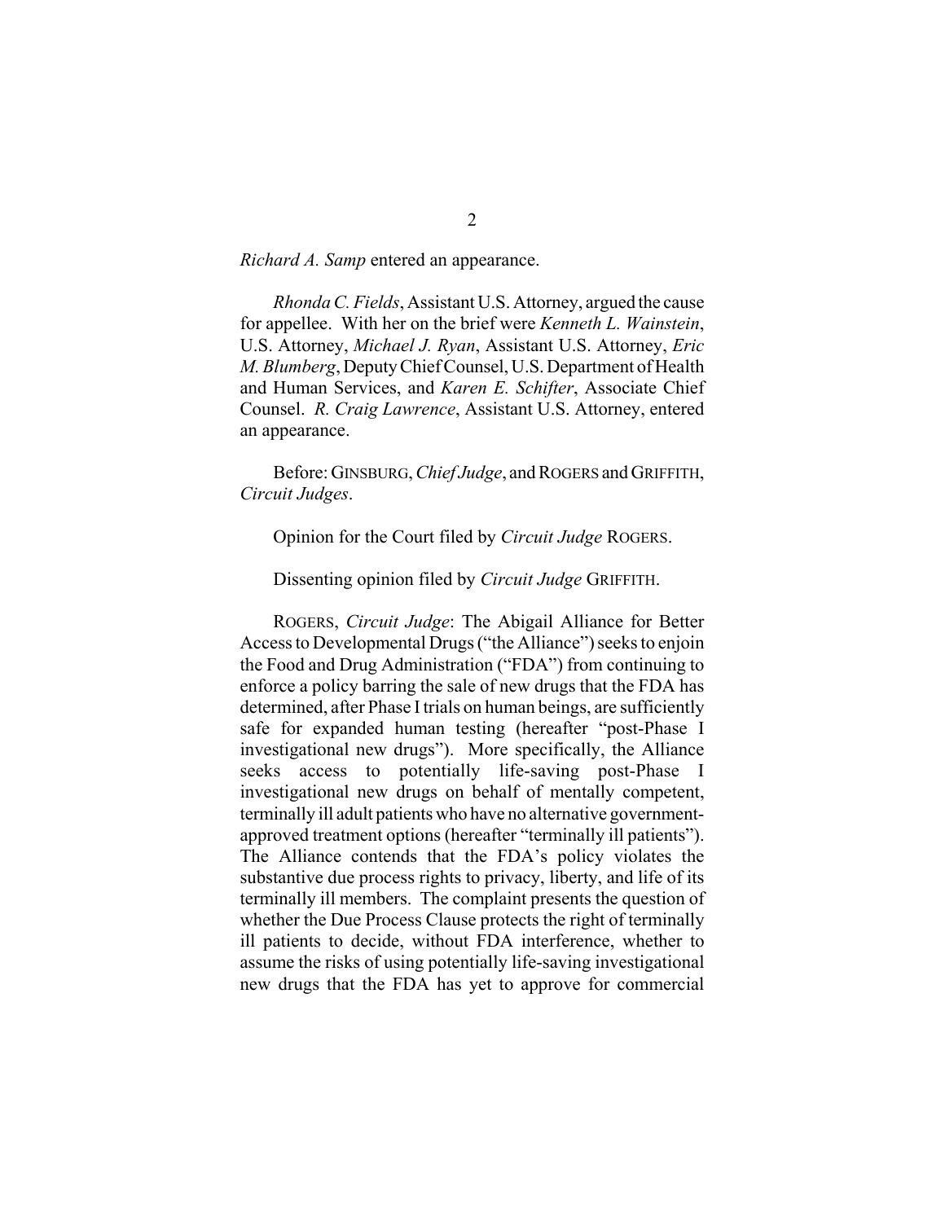*Richard A. Samp* entered an appearance.

*Rhonda C. Fields*, Assistant U.S. Attorney, argued the cause for appellee. With her on the brief were *Kenneth L. Wainstein*, U.S. Attorney, *Michael J. Ryan*, Assistant U.S. Attorney, *Eric M. Blumberg*, Deputy Chief Counsel, U.S. Department of Health and Human Services, and *Karen E. Schifter*, Associate Chief Counsel. *R. Craig Lawrence*, Assistant U.S. Attorney, entered an appearance.

Before: GINSBURG, *Chief Judge*, and ROGERS and GRIFFITH, *Circuit Judges*.

Opinion for the Court filed by *Circuit Judge* ROGERS.

Dissenting opinion filed by *Circuit Judge* GRIFFITH.

ROGERS, *Circuit Judge*: The Abigail Alliance for Better Access to Developmental Drugs ("the Alliance") seeks to enjoin the Food and Drug Administration ("FDA") from continuing to enforce a policy barring the sale of new drugs that the FDA has determined, after Phase I trials on human beings, are sufficiently safe for expanded human testing (hereafter "post-Phase I investigational new drugs"). More specifically, the Alliance seeks access to potentially life-saving post-Phase I investigational new drugs on behalf of mentally competent, terminally ill adult patients who have no alternative government-approved treatment options (hereafter "terminally ill patients"). The Alliance contends that the FDA's policy violates the substantive due process rights to privacy, liberty, and life of its terminally ill members. The complaint presents the question of whether the Due Process Clause protects the right of terminally ill patients to decide, without FDA interference, whether to assume the risks of using potentially life-saving investigational new drugs that the FDA has yet to approve for commercial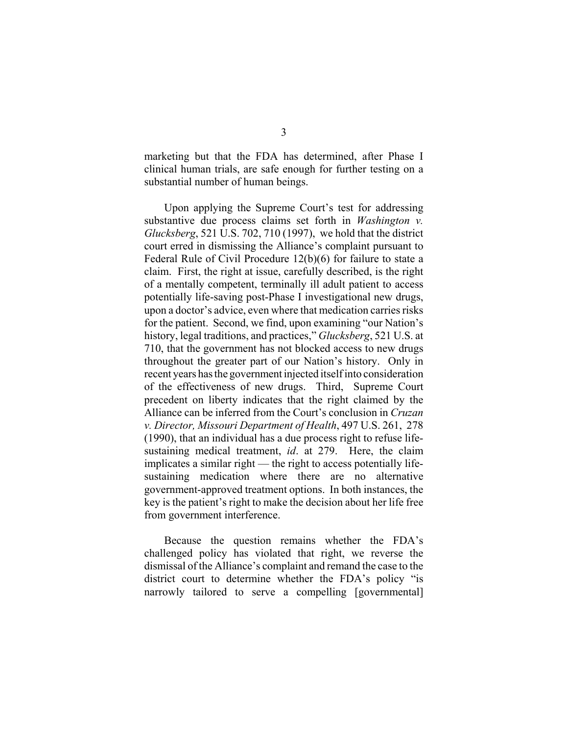marketing but that the FDA has determined, after Phase I clinical human trials, are safe enough for further testing on a substantial number of human beings.

Upon applying the Supreme Court's test for addressing substantive due process claims set forth in *Washington v. Glucksberg*, 521 U.S. 702, 710 (1997), we hold that the district court erred in dismissing the Alliance's complaint pursuant to Federal Rule of Civil Procedure 12(b)(6) for failure to state a claim. First, the right at issue, carefully described, is the right of a mentally competent, terminally ill adult patient to access potentially life-saving post-Phase I investigational new drugs, upon a doctor's advice, even where that medication carries risks for the patient. Second, we find, upon examining "our Nation's history, legal traditions, and practices," *Glucksberg*, 521 U.S. at 710, that the government has not blocked access to new drugs throughout the greater part of our Nation's history. Only in recent years has the government injected itself into consideration of the effectiveness of new drugs. Third, Supreme Court precedent on liberty indicates that the right claimed by the Alliance can be inferred from the Court's conclusion in *Cruzan v. Director, Missouri Department of Health*, 497 U.S. 261, 278 (1990), that an individual has a due process right to refuse life-sustaining medical treatment, *id*. at 279. Here, the claim implicates a similar right — the right to access potentially life-sustaining medication where there are no alternative government-approved treatment options. In both instances, the key is the patient's right to make the decision about her life free from government interference.

Because the question remains whether the FDA's challenged policy has violated that right, we reverse the dismissal of the Alliance's complaint and remand the case to the district court to determine whether the FDA's policy "is narrowly tailored to serve a compelling [governmental]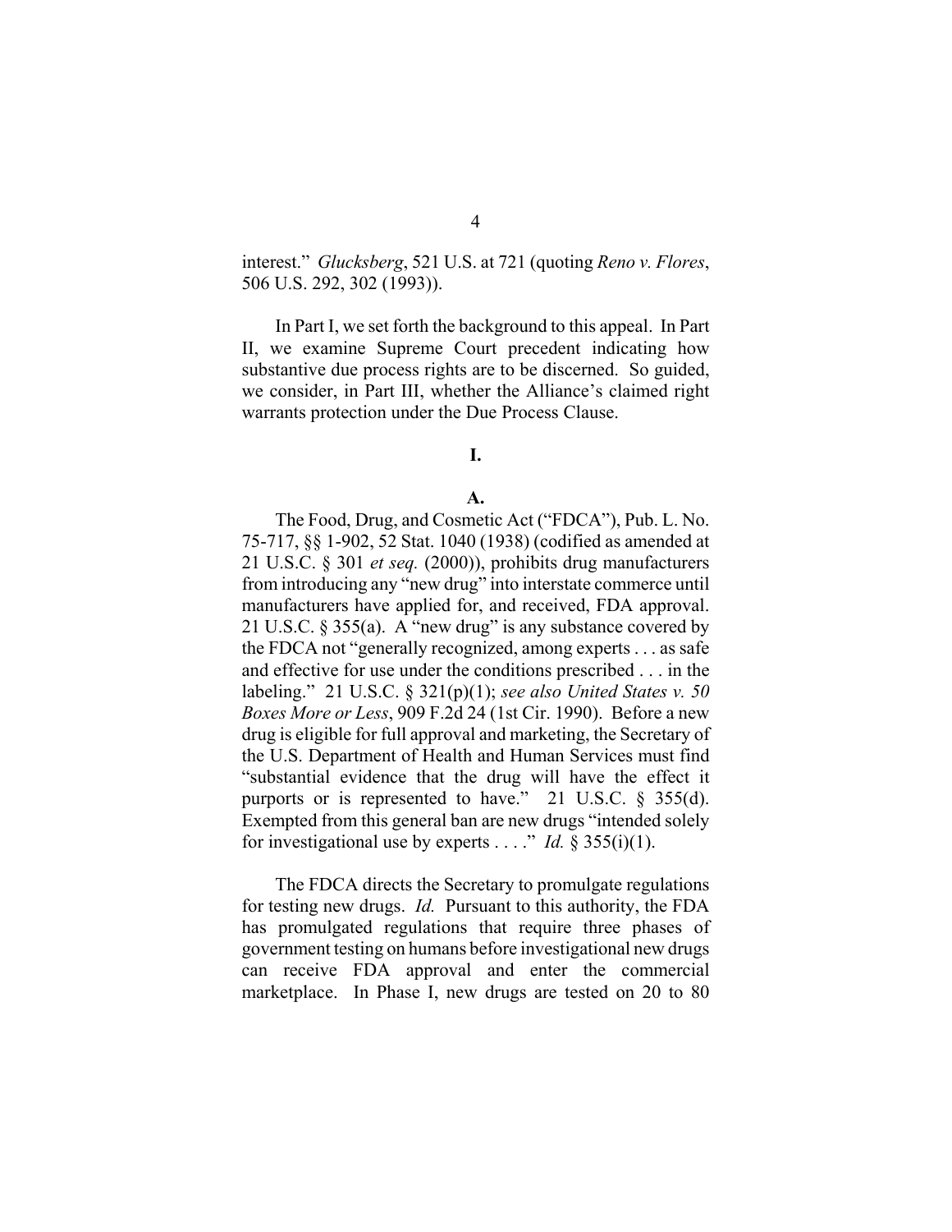interest." *Glucksberg*, 521 U.S. at 721 (quoting *Reno v. Flores*, 506 U.S. 292, 302 (1993)).

In Part I, we set forth the background to this appeal. In Part II, we examine Supreme Court precedent indicating how substantive due process rights are to be discerned. So guided, we consider, in Part III, whether the Alliance's claimed right warrants protection under the Due Process Clause.

## I.

### A.

The Food, Drug, and Cosmetic Act ("FDCA"), Pub. L. No. 75-717, §§ 1-902, 52 Stat. 1040 (1938) (codified as amended at 21 U.S.C. § 301 *et seq.* (2000)), prohibits drug manufacturers from introducing any "new drug" into interstate commerce until manufacturers have applied for, and received, FDA approval. 21 U.S.C. § 355(a). A "new drug" is any substance covered by the FDCA not "generally recognized, among experts . . . as safe and effective for use under the conditions prescribed . . . in the labeling." 21 U.S.C. § 321(p)(1); *see also United States v. 50 Boxes More or Less*, 909 F.2d 24 (1st Cir. 1990). Before a new drug is eligible for full approval and marketing, the Secretary of the U.S. Department of Health and Human Services must find "substantial evidence that the drug will have the effect it purports or is represented to have." 21 U.S.C. § 355(d). Exempted from this general ban are new drugs "intended solely for investigational use by experts . . . ." *Id.* § 355(i)(1).

The FDCA directs the Secretary to promulgate regulations for testing new drugs. *Id.* Pursuant to this authority, the FDA has promulgated regulations that require three phases of government testing on humans before investigational new drugs can receive FDA approval and enter the commercial marketplace. In Phase I, new drugs are tested on 20 to 80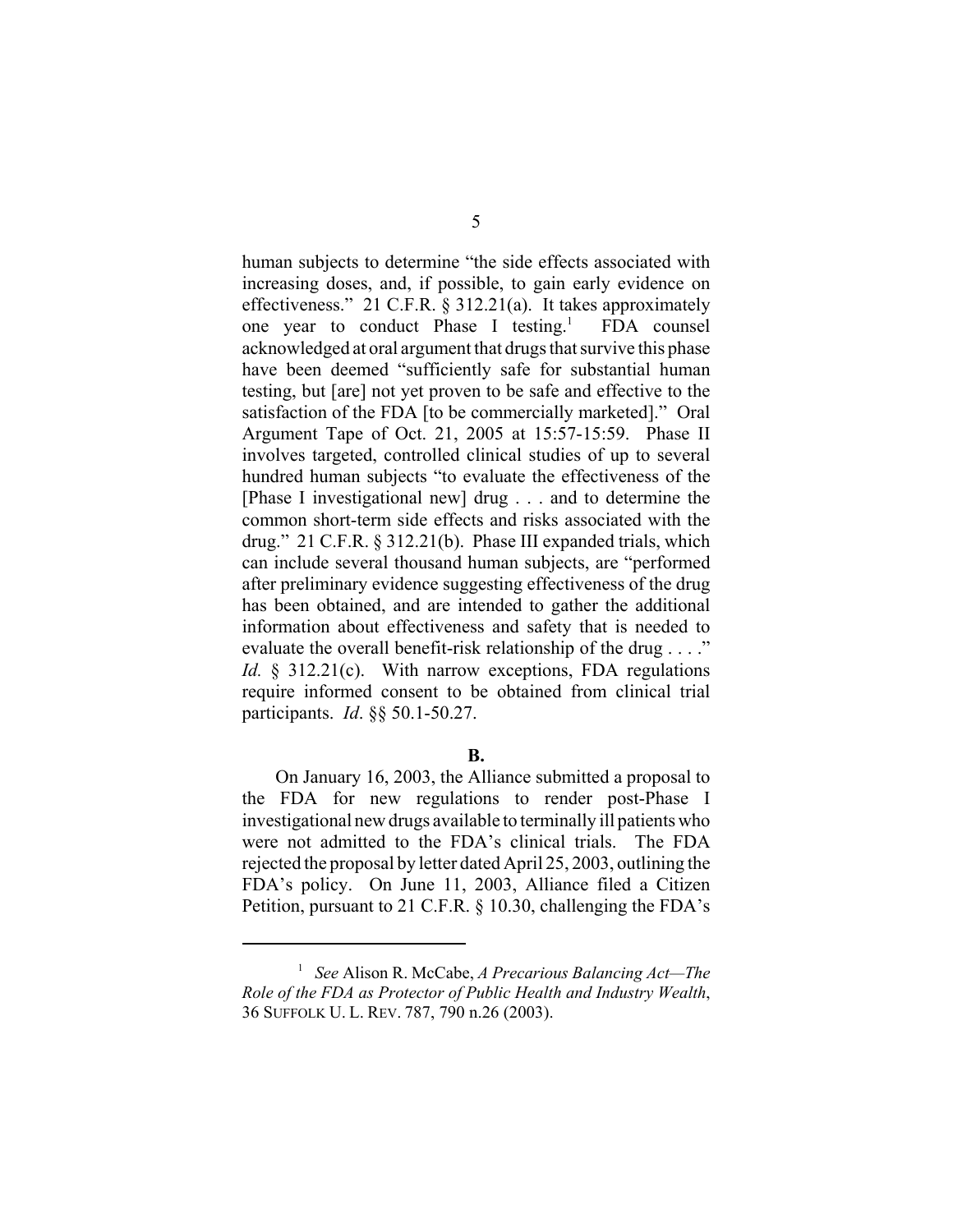human subjects to determine "the side effects associated with increasing doses, and, if possible, to gain early evidence on effectiveness." 21 C.F.R. § 312.21(a). It takes approximately one year to conduct Phase I testing.[1] FDA counsel acknowledged at oral argument that drugs that survive this phase have been deemed "sufficiently safe for substantial human testing, but [are] not yet proven to be safe and effective to the satisfaction of the FDA [to be commercially marketed]." Oral Argument Tape of Oct. 21, 2005 at 15:57-15:59. Phase II involves targeted, controlled clinical studies of up to several hundred human subjects "to evaluate the effectiveness of the [Phase I investigational new] drug . . . and to determine the common short-term side effects and risks associated with the drug." 21 C.F.R. § 312.21(b). Phase III expanded trials, which can include several thousand human subjects, are "performed after preliminary evidence suggesting effectiveness of the drug has been obtained, and are intended to gather the additional information about effectiveness and safety that is needed to evaluate the overall benefit-risk relationship of the drug . . . ." *Id.* § 312.21(c). With narrow exceptions, FDA regulations require informed consent to be obtained from clinical trial participants. *Id*. §§ 50.1-50.27.

**B.**

On January 16, 2003, the Alliance submitted a proposal to the FDA for new regulations to render post-Phase I investigational new drugs available to terminally ill patients who were not admitted to the FDA's clinical trials. The FDA rejected the proposal by letter dated April 25, 2003, outlining the FDA's policy. On June 11, 2003, Alliance filed a Citizen Petition, pursuant to 21 C.F.R. § 10.30, challenging the FDA's

[1] *See* Alison R. McCabe, *A Precarious Balancing Act—The Role of the FDA as Protector of Public Health and Industry Wealth*, 36 SUFFOLK U. L. REV. 787, 790 n.26 (2003).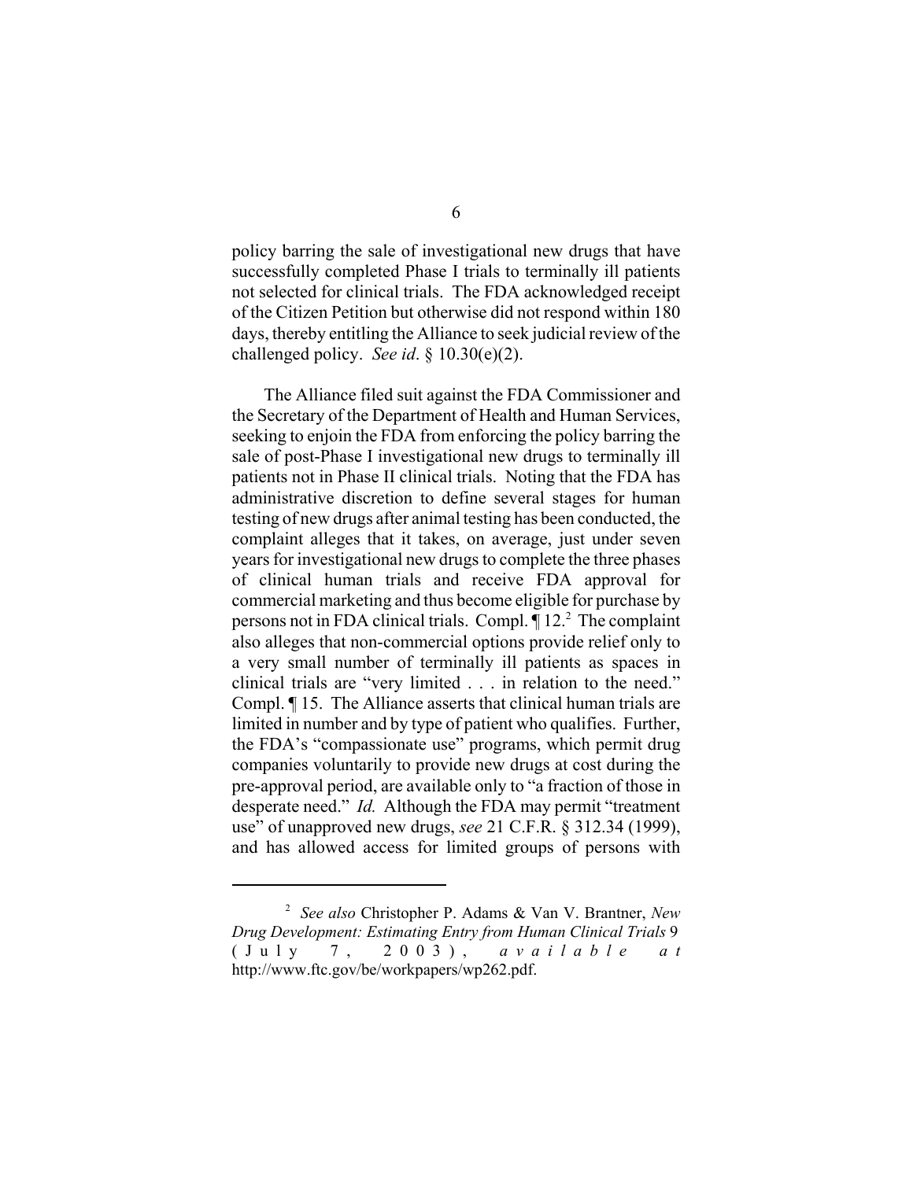policy barring the sale of investigational new drugs that have successfully completed Phase I trials to terminally ill patients not selected for clinical trials. The FDA acknowledged receipt of the Citizen Petition but otherwise did not respond within 180 days, thereby entitling the Alliance to seek judicial review of the challenged policy. *See id*. § 10.30(e)(2).

The Alliance filed suit against the FDA Commissioner and the Secretary of the Department of Health and Human Services, seeking to enjoin the FDA from enforcing the policy barring the sale of post-Phase I investigational new drugs to terminally ill patients not in Phase II clinical trials. Noting that the FDA has administrative discretion to define several stages for human testing of new drugs after animal testing has been conducted, the complaint alleges that it takes, on average, just under seven years for investigational new drugs to complete the three phases of clinical human trials and receive FDA approval for commercial marketing and thus become eligible for purchase by persons not in FDA clinical trials. Compl. ¶ 12.[2] The complaint also alleges that non-commercial options provide relief only to a very small number of terminally ill patients as spaces in clinical trials are "very limited . . . in relation to the need." Compl. ¶ 15. The Alliance asserts that clinical human trials are limited in number and by type of patient who qualifies. Further, the FDA's "compassionate use" programs, which permit drug companies voluntarily to provide new drugs at cost during the pre-approval period, are available only to "a fraction of those in desperate need." *Id.* Although the FDA may permit "treatment use" of unapproved new drugs, *see* 21 C.F.R. § 312.34 (1999), and has allowed access for limited groups of persons with

---

[2] *See also* Christopher P. Adams & Van V. Brantner, *New Drug Development: Estimating Entry from Human Clinical Trials* 9 (July 7, 2003), *available at* http://www.ftc.gov/be/workpapers/wp262.pdf.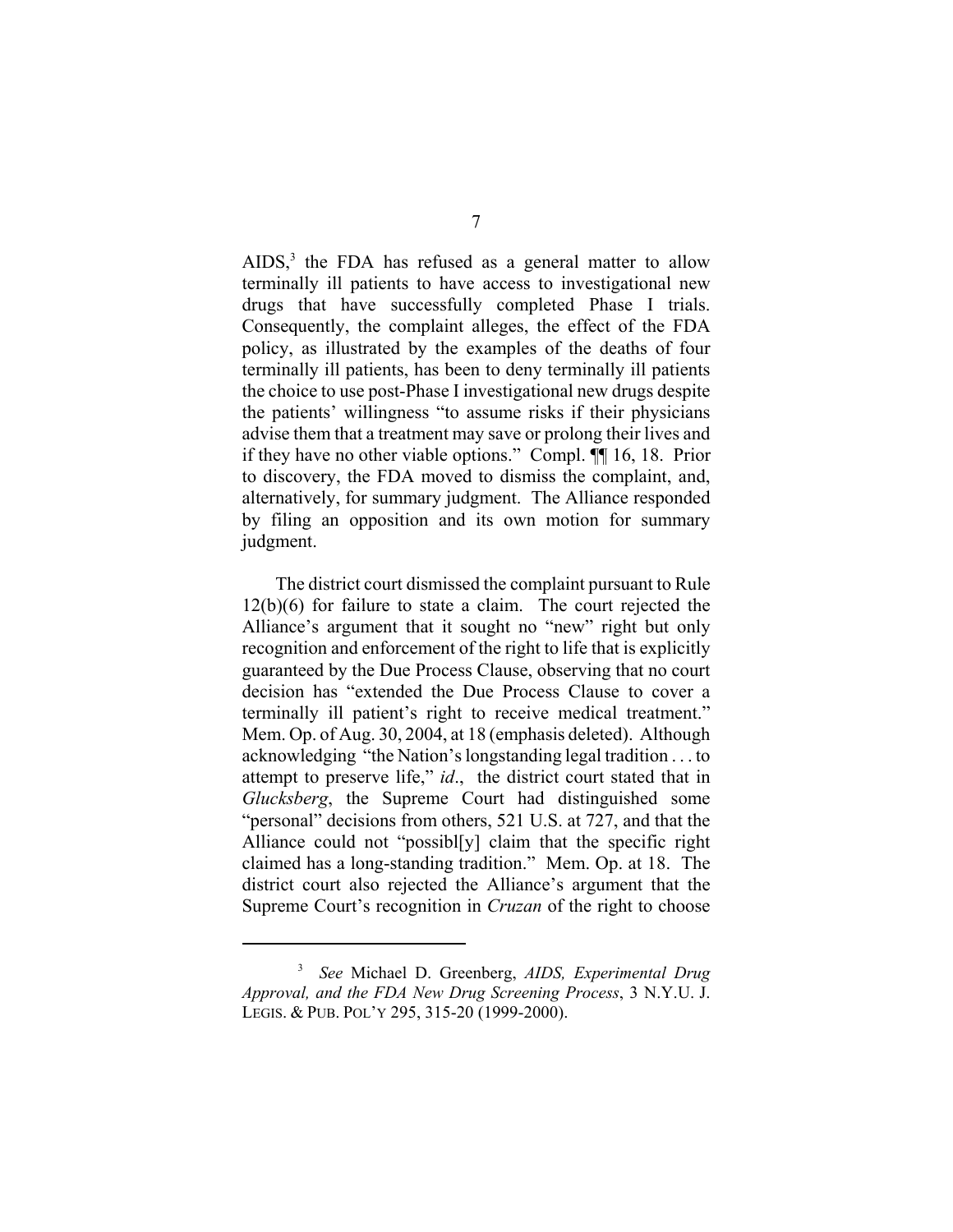AIDS,[3] the FDA has refused as a general matter to allow terminally ill patients to have access to investigational new drugs that have successfully completed Phase I trials. Consequently, the complaint alleges, the effect of the FDA policy, as illustrated by the examples of the deaths of four terminally ill patients, has been to deny terminally ill patients the choice to use post-Phase I investigational new drugs despite the patients' willingness "to assume risks if their physicians advise them that a treatment may save or prolong their lives and if they have no other viable options." Compl. ¶¶ 16, 18. Prior to discovery, the FDA moved to dismiss the complaint, and, alternatively, for summary judgment. The Alliance responded by filing an opposition and its own motion for summary judgment.

The district court dismissed the complaint pursuant to Rule 12(b)(6) for failure to state a claim. The court rejected the Alliance's argument that it sought no "new" right but only recognition and enforcement of the right to life that is explicitly guaranteed by the Due Process Clause, observing that no court decision has "extended the Due Process Clause to cover a terminally ill patient's right to receive medical treatment." Mem. Op. of Aug. 30, 2004, at 18 (emphasis deleted). Although acknowledging "the Nation's longstanding legal tradition . . . to attempt to preserve life," *id*., the district court stated that in *Glucksberg*, the Supreme Court had distinguished some "personal" decisions from others, 521 U.S. at 727, and that the Alliance could not "possibl[y] claim that the specific right claimed has a long-standing tradition." Mem. Op. at 18. The district court also rejected the Alliance's argument that the Supreme Court's recognition in *Cruzan* of the right to choose

---

[3] *See* Michael D. Greenberg, *AIDS, Experimental Drug Approval, and the FDA New Drug Screening Process*, 3 N.Y.U. J. LEGIS. & PUB. POL'Y 295, 315-20 (1999-2000).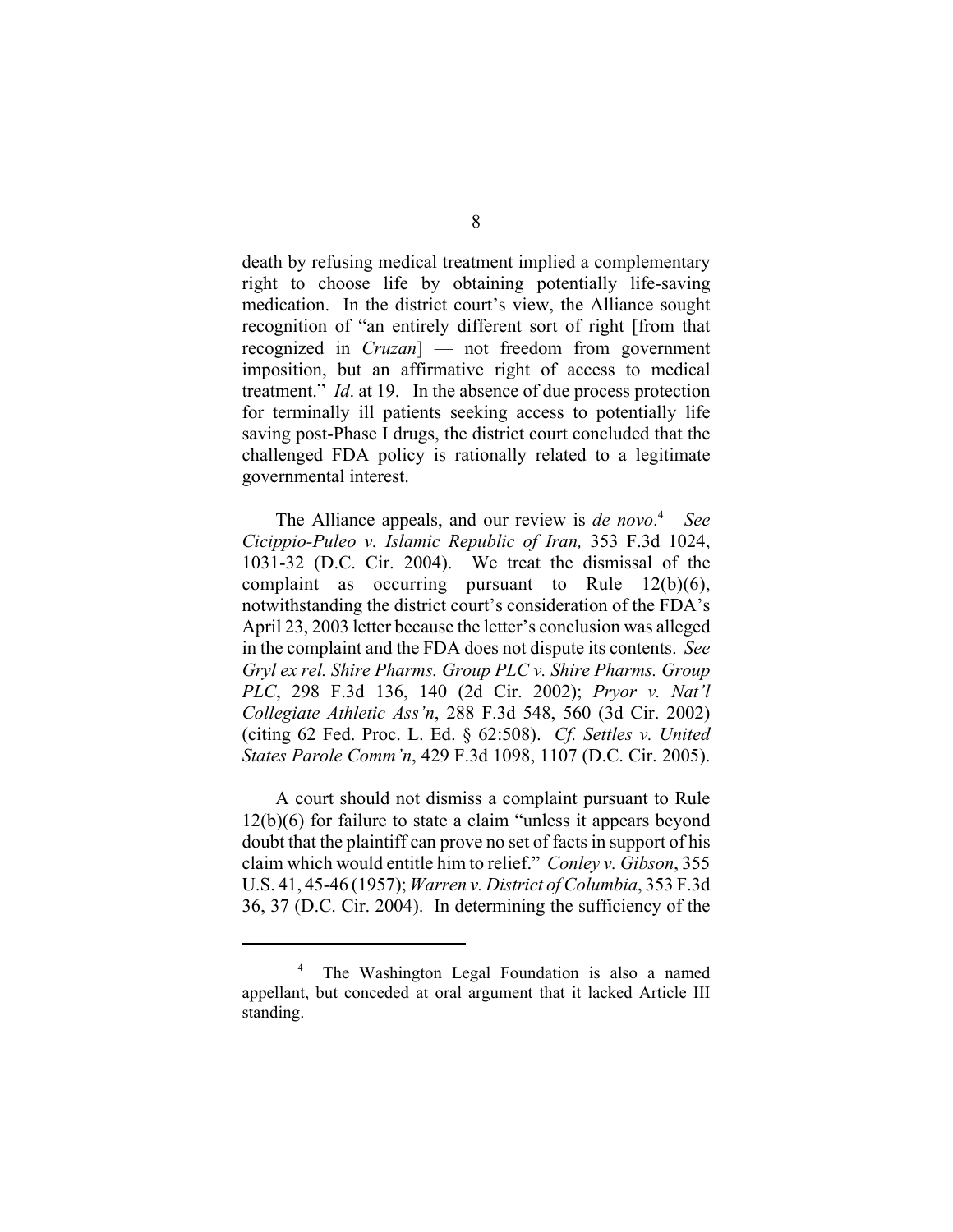death by refusing medical treatment implied a complementary right to choose life by obtaining potentially life-saving medication. In the district court's view, the Alliance sought recognition of "an entirely different sort of right [from that recognized in *Cruzan*] — not freedom from government imposition, but an affirmative right of access to medical treatment." *Id*. at 19. In the absence of due process protection for terminally ill patients seeking access to potentially life saving post-Phase I drugs, the district court concluded that the challenged FDA policy is rationally related to a legitimate governmental interest.

The Alliance appeals, and our review is *de novo*.[4] *See Cicippio-Puleo v. Islamic Republic of Iran,* 353 F.3d 1024, 1031-32 (D.C. Cir. 2004). We treat the dismissal of the complaint as occurring pursuant to Rule 12(b)(6), notwithstanding the district court's consideration of the FDA's April 23, 2003 letter because the letter's conclusion was alleged in the complaint and the FDA does not dispute its contents. *See Gryl ex rel. Shire Pharms. Group PLC v. Shire Pharms. Group PLC*, 298 F.3d 136, 140 (2d Cir. 2002); *Pryor v. Nat'l Collegiate Athletic Ass'n*, 288 F.3d 548, 560 (3d Cir. 2002) (citing 62 Fed. Proc. L. Ed. § 62:508). *Cf. Settles v. United States Parole Comm'n*, 429 F.3d 1098, 1107 (D.C. Cir. 2005).

A court should not dismiss a complaint pursuant to Rule 12(b)(6) for failure to state a claim "unless it appears beyond doubt that the plaintiff can prove no set of facts in support of his claim which would entitle him to relief." *Conley v. Gibson*, 355 U.S. 41, 45-46 (1957); *Warren v. District of Columbia*, 353 F.3d 36, 37 (D.C. Cir. 2004). In determining the sufficiency of the

---

[4] The Washington Legal Foundation is also a named appellant, but conceded at oral argument that it lacked Article III standing.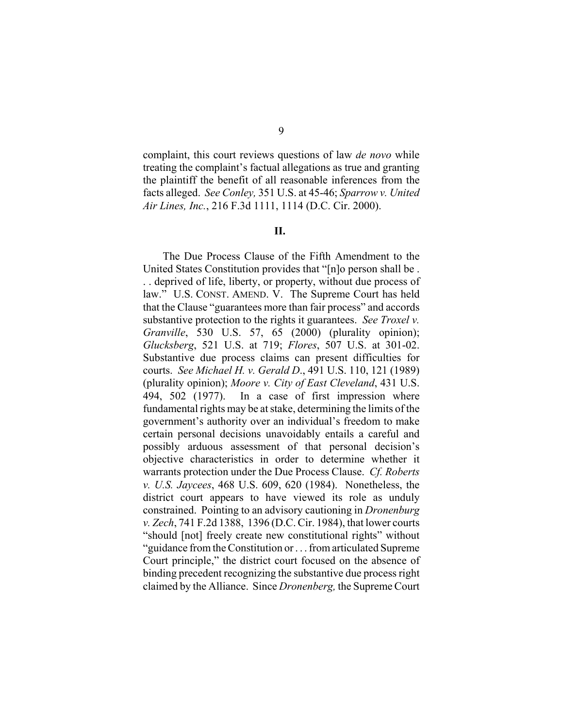complaint, this court reviews questions of law *de novo* while treating the complaint's factual allegations as true and granting the plaintiff the benefit of all reasonable inferences from the facts alleged. *See Conley,* 351 U.S. at 45-46; *Sparrow v. United Air Lines, Inc.*, 216 F.3d 1111, 1114 (D.C. Cir. 2000).

**II.**

The Due Process Clause of the Fifth Amendment to the United States Constitution provides that "[n]o person shall be . . . deprived of life, liberty, or property, without due process of law." U.S. CONST. AMEND. V. The Supreme Court has held that the Clause "guarantees more than fair process" and accords substantive protection to the rights it guarantees. *See Troxel v. Granville*, 530 U.S. 57, 65 (2000) (plurality opinion); *Glucksberg*, 521 U.S. at 719; *Flores*, 507 U.S. at 301-02. Substantive due process claims can present difficulties for courts. *See Michael H. v. Gerald D.*, 491 U.S. 110, 121 (1989) (plurality opinion); *Moore v. City of East Cleveland*, 431 U.S. 494, 502 (1977). In a case of first impression where fundamental rights may be at stake, determining the limits of the government's authority over an individual's freedom to make certain personal decisions unavoidably entails a careful and possibly arduous assessment of that personal decision's objective characteristics in order to determine whether it warrants protection under the Due Process Clause. *Cf. Roberts v. U.S. Jaycees*, 468 U.S. 609, 620 (1984). Nonetheless, the district court appears to have viewed its role as unduly constrained. Pointing to an advisory cautioning in *Dronenburg v. Zech*, 741 F.2d 1388, 1396 (D.C. Cir. 1984), that lower courts "should [not] freely create new constitutional rights" without "guidance from the Constitution or . . . from articulated Supreme Court principle," the district court focused on the absence of binding precedent recognizing the substantive due process right claimed by the Alliance. Since *Dronenberg,* the Supreme Court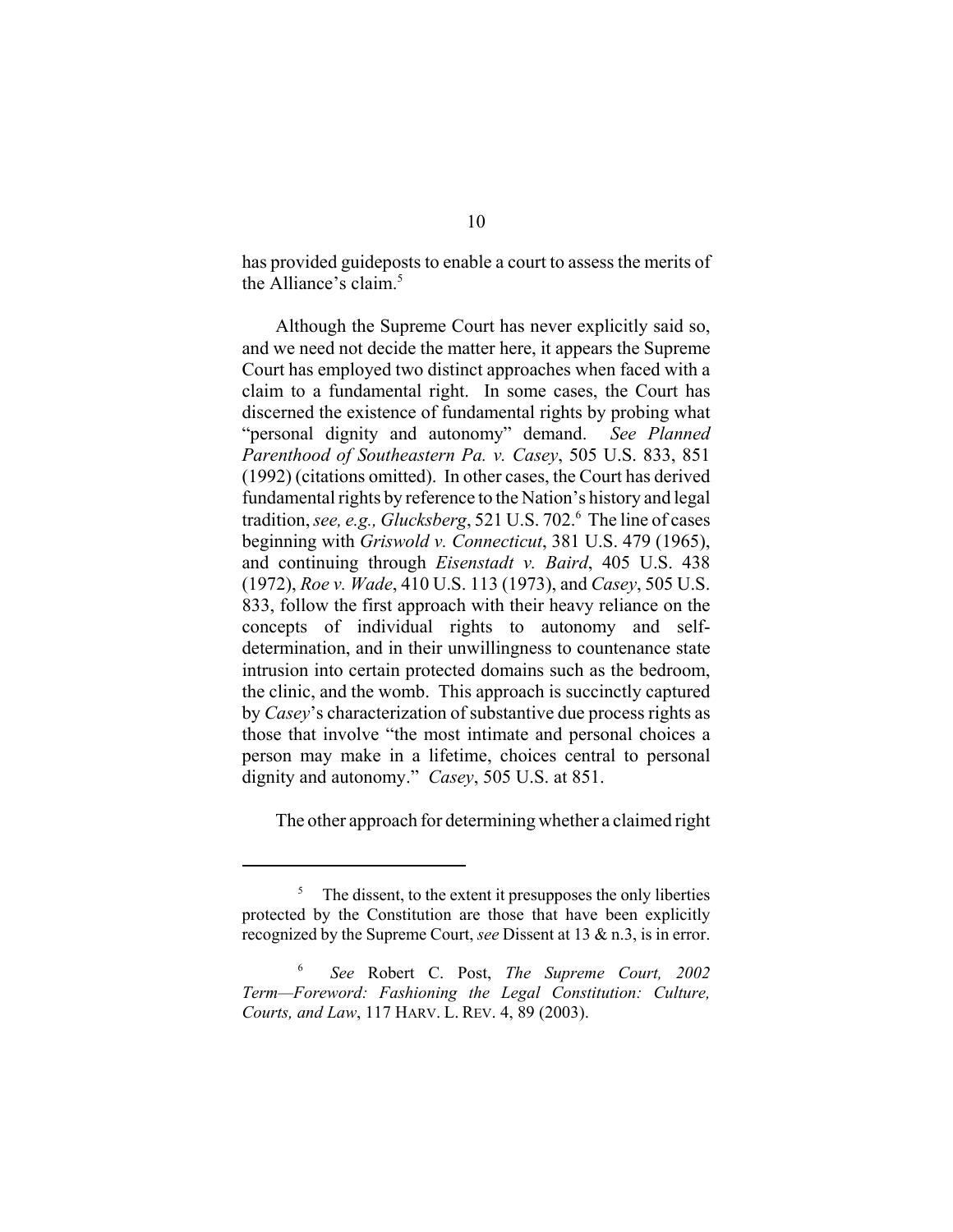has provided guideposts to enable a court to assess the merits of the Alliance's claim.[5]

Although the Supreme Court has never explicitly said so, and we need not decide the matter here, it appears the Supreme Court has employed two distinct approaches when faced with a claim to a fundamental right. In some cases, the Court has discerned the existence of fundamental rights by probing what "personal dignity and autonomy" demand. *See Planned Parenthood of Southeastern Pa. v. Casey*, 505 U.S. 833, 851 (1992) (citations omitted). In other cases, the Court has derived fundamental rights by reference to the Nation's history and legal tradition, *see, e.g., Glucksberg*, 521 U.S. 702.[6] The line of cases beginning with *Griswold v. Connecticut*, 381 U.S. 479 (1965), and continuing through *Eisenstadt v. Baird*, 405 U.S. 438 (1972), *Roe v. Wade*, 410 U.S. 113 (1973), and *Casey*, 505 U.S. 833, follow the first approach with their heavy reliance on the concepts of individual rights to autonomy and self-determination, and in their unwillingness to countenance state intrusion into certain protected domains such as the bedroom, the clinic, and the womb. This approach is succinctly captured by *Casey*'s characterization of substantive due process rights as those that involve "the most intimate and personal choices a person may make in a lifetime, choices central to personal dignity and autonomy." *Casey*, 505 U.S. at 851.

The other approach for determining whether a claimed right

---

[5] The dissent, to the extent it presupposes the only liberties protected by the Constitution are those that have been explicitly recognized by the Supreme Court, *see* Dissent at 13 & n.3, is in error.

[6] *See* Robert C. Post, *The Supreme Court, 2002 Term—Foreword: Fashioning the Legal Constitution: Culture, Courts, and Law*, 117 HARV. L. REV. 4, 89 (2003).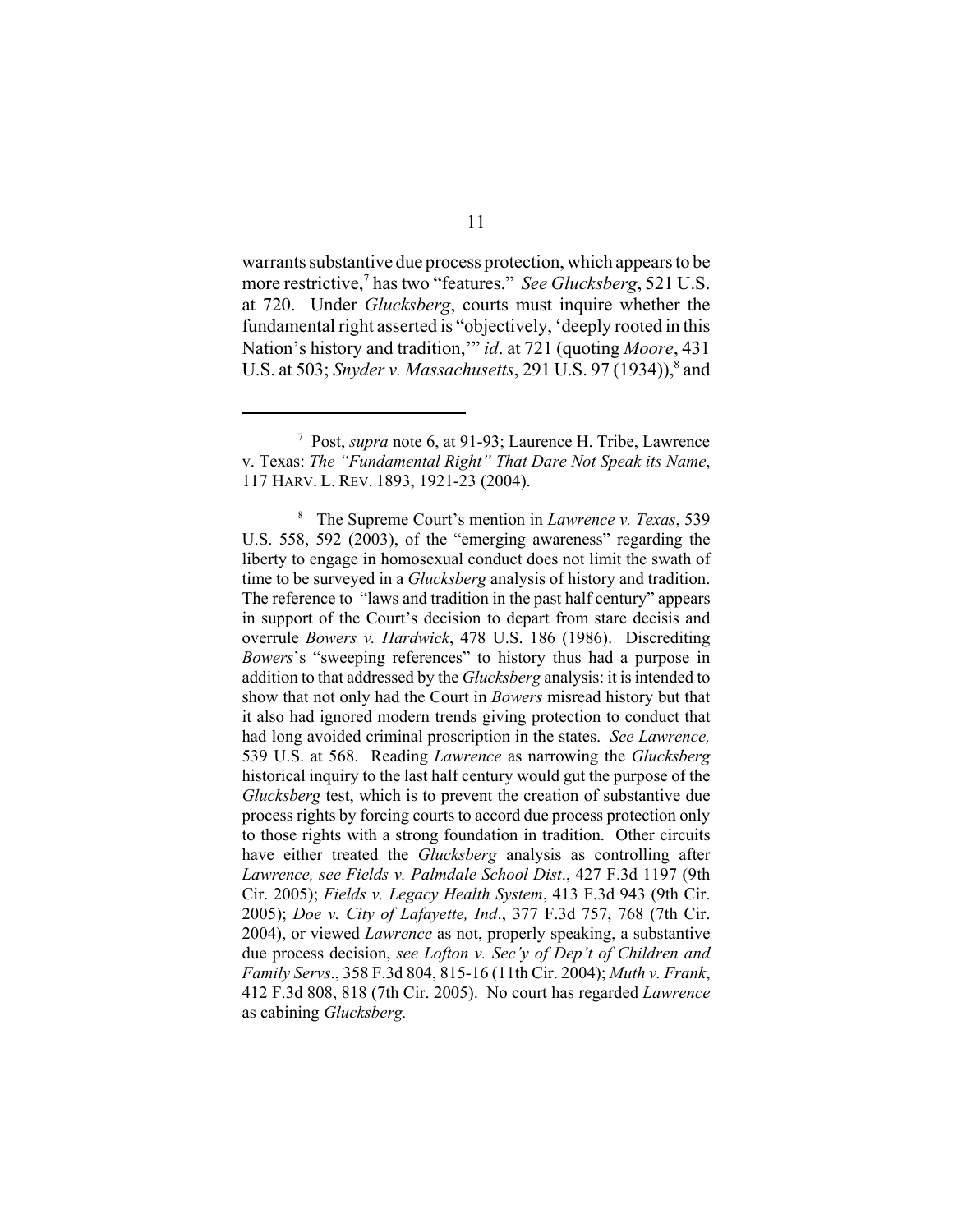warrants substantive due process protection, which appears to be more restrictive,[7] has two "features." *See Glucksberg*, 521 U.S. at 720. Under *Glucksberg*, courts must inquire whether the fundamental right asserted is "objectively, 'deeply rooted in this Nation's history and tradition,'" *id*. at 721 (quoting *Moore*, 431 U.S. at 503; *Snyder v. Massachusetts*, 291 U.S. 97 (1934)),[8] and

---

[7] Post, *supra* note 6, at 91-93; Laurence H. Tribe, Lawrence v. Texas: *The "Fundamental Right" That Dare Not Speak its Name*, 117 HARV. L. REV. 1893, 1921-23 (2004).

[8] The Supreme Court's mention in *Lawrence v. Texas*, 539 U.S. 558, 592 (2003), of the "emerging awareness" regarding the liberty to engage in homosexual conduct does not limit the swath of time to be surveyed in a *Glucksberg* analysis of history and tradition. The reference to "laws and tradition in the past half century" appears in support of the Court's decision to depart from stare decisis and overrule *Bowers v. Hardwick*, 478 U.S. 186 (1986). Discrediting *Bowers*'s "sweeping references" to history thus had a purpose in addition to that addressed by the *Glucksberg* analysis: it is intended to show that not only had the Court in *Bowers* misread history but that it also had ignored modern trends giving protection to conduct that had long avoided criminal proscription in the states. *See Lawrence,* 539 U.S. at 568. Reading *Lawrence* as narrowing the *Glucksberg* historical inquiry to the last half century would gut the purpose of the *Glucksberg* test, which is to prevent the creation of substantive due process rights by forcing courts to accord due process protection only to those rights with a strong foundation in tradition. Other circuits have either treated the *Glucksberg* analysis as controlling after *Lawrence, see Fields v. Palmdale School Dist*., 427 F.3d 1197 (9th Cir. 2005); *Fields v. Legacy Health System*, 413 F.3d 943 (9th Cir. 2005); *Doe v. City of Lafayette, Ind*., 377 F.3d 757, 768 (7th Cir. 2004), or viewed *Lawrence* as not, properly speaking, a substantive due process decision, *see Lofton v. Sec'y of Dep't of Children and Family Servs*., 358 F.3d 804, 815-16 (11th Cir. 2004); *Muth v. Frank*, 412 F.3d 808, 818 (7th Cir. 2005). No court has regarded *Lawrence* as cabining *Glucksberg.*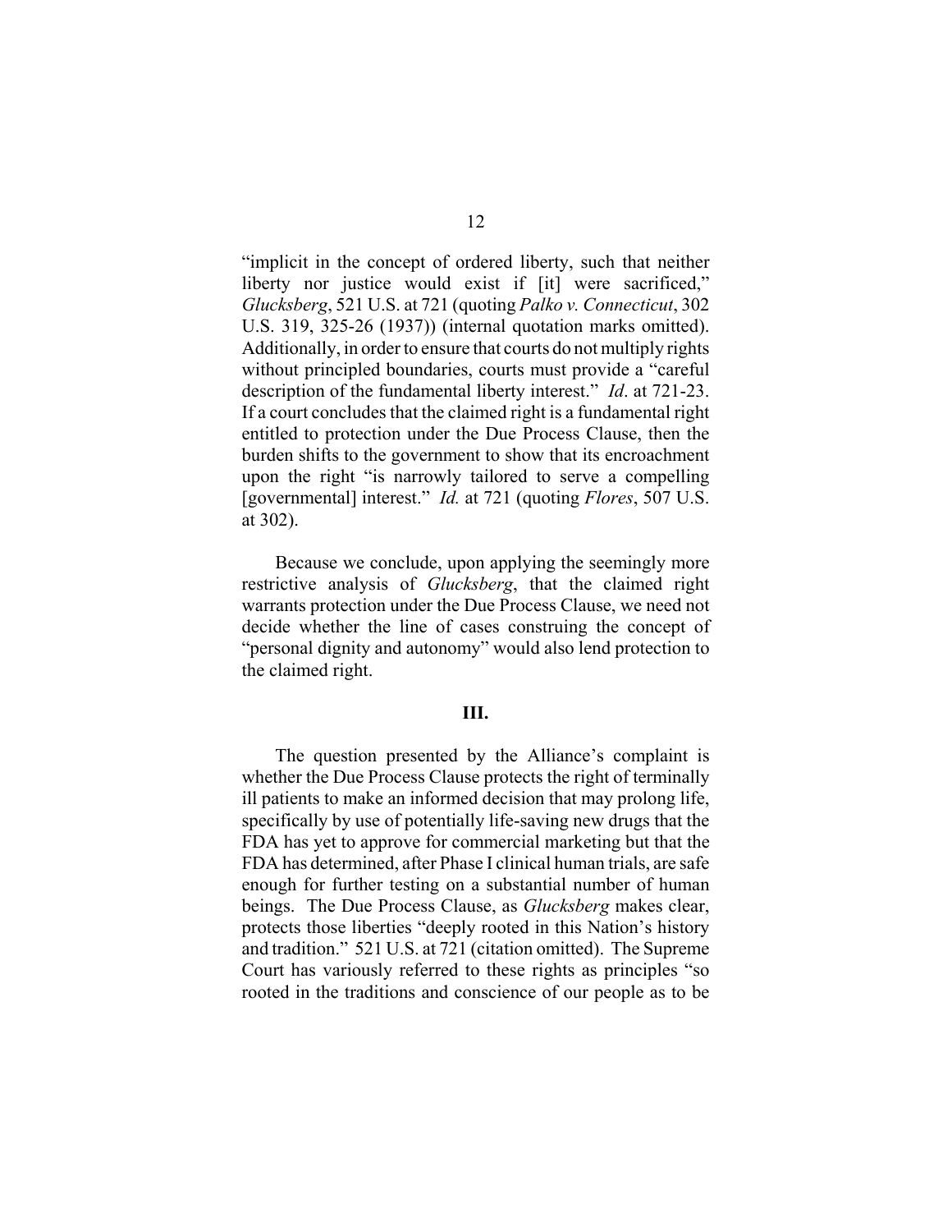"implicit in the concept of ordered liberty, such that neither liberty nor justice would exist if [it] were sacrificed," *Glucksberg*, 521 U.S. at 721 (quoting *Palko v. Connecticut*, 302 U.S. 319, 325-26 (1937)) (internal quotation marks omitted). Additionally, in order to ensure that courts do not multiply rights without principled boundaries, courts must provide a "careful description of the fundamental liberty interest." *Id*. at 721-23. If a court concludes that the claimed right is a fundamental right entitled to protection under the Due Process Clause, then the burden shifts to the government to show that its encroachment upon the right "is narrowly tailored to serve a compelling [governmental] interest." *Id.* at 721 (quoting *Flores*, 507 U.S. at 302).

Because we conclude, upon applying the seemingly more restrictive analysis of *Glucksberg*, that the claimed right warrants protection under the Due Process Clause, we need not decide whether the line of cases construing the concept of "personal dignity and autonomy" would also lend protection to the claimed right.

## III.

The question presented by the Alliance's complaint is whether the Due Process Clause protects the right of terminally ill patients to make an informed decision that may prolong life, specifically by use of potentially life-saving new drugs that the FDA has yet to approve for commercial marketing but that the FDA has determined, after Phase I clinical human trials, are safe enough for further testing on a substantial number of human beings. The Due Process Clause, as *Glucksberg* makes clear, protects those liberties "deeply rooted in this Nation's history and tradition." 521 U.S. at 721 (citation omitted). The Supreme Court has variously referred to these rights as principles "so rooted in the traditions and conscience of our people as to be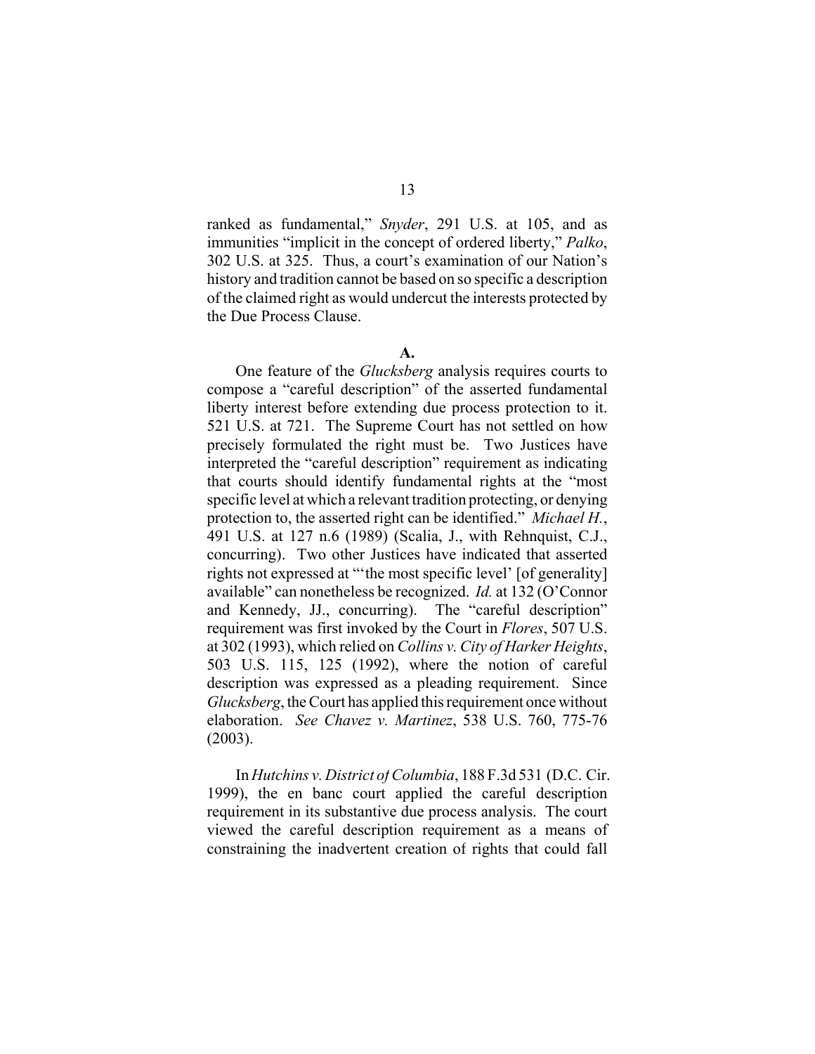ranked as fundamental," *Snyder*, 291 U.S. at 105, and as immunities "implicit in the concept of ordered liberty," *Palko*, 302 U.S. at 325. Thus, a court's examination of our Nation's history and tradition cannot be based on so specific a description of the claimed right as would undercut the interests protected by the Due Process Clause.

**A.**

One feature of the *Glucksberg* analysis requires courts to compose a "careful description" of the asserted fundamental liberty interest before extending due process protection to it. 521 U.S. at 721. The Supreme Court has not settled on how precisely formulated the right must be. Two Justices have interpreted the "careful description" requirement as indicating that courts should identify fundamental rights at the "most specific level at which a relevant tradition protecting, or denying protection to, the asserted right can be identified." *Michael H.*, 491 U.S. at 127 n.6 (1989) (Scalia, J., with Rehnquist, C.J., concurring). Two other Justices have indicated that asserted rights not expressed at "'the most specific level' [of generality] available" can nonetheless be recognized. *Id.* at 132 (O'Connor and Kennedy, JJ., concurring). The "careful description" requirement was first invoked by the Court in *Flores*, 507 U.S. at 302 (1993), which relied on *Collins v. City of Harker Heights*, 503 U.S. 115, 125 (1992), where the notion of careful description was expressed as a pleading requirement. Since *Glucksberg*, the Court has applied this requirement once without elaboration. *See Chavez v. Martinez*, 538 U.S. 760, 775-76 (2003).

In *Hutchins v. District of Columbia*, 188 F.3d 531 (D.C. Cir. 1999), the en banc court applied the careful description requirement in its substantive due process analysis. The court viewed the careful description requirement as a means of constraining the inadvertent creation of rights that could fall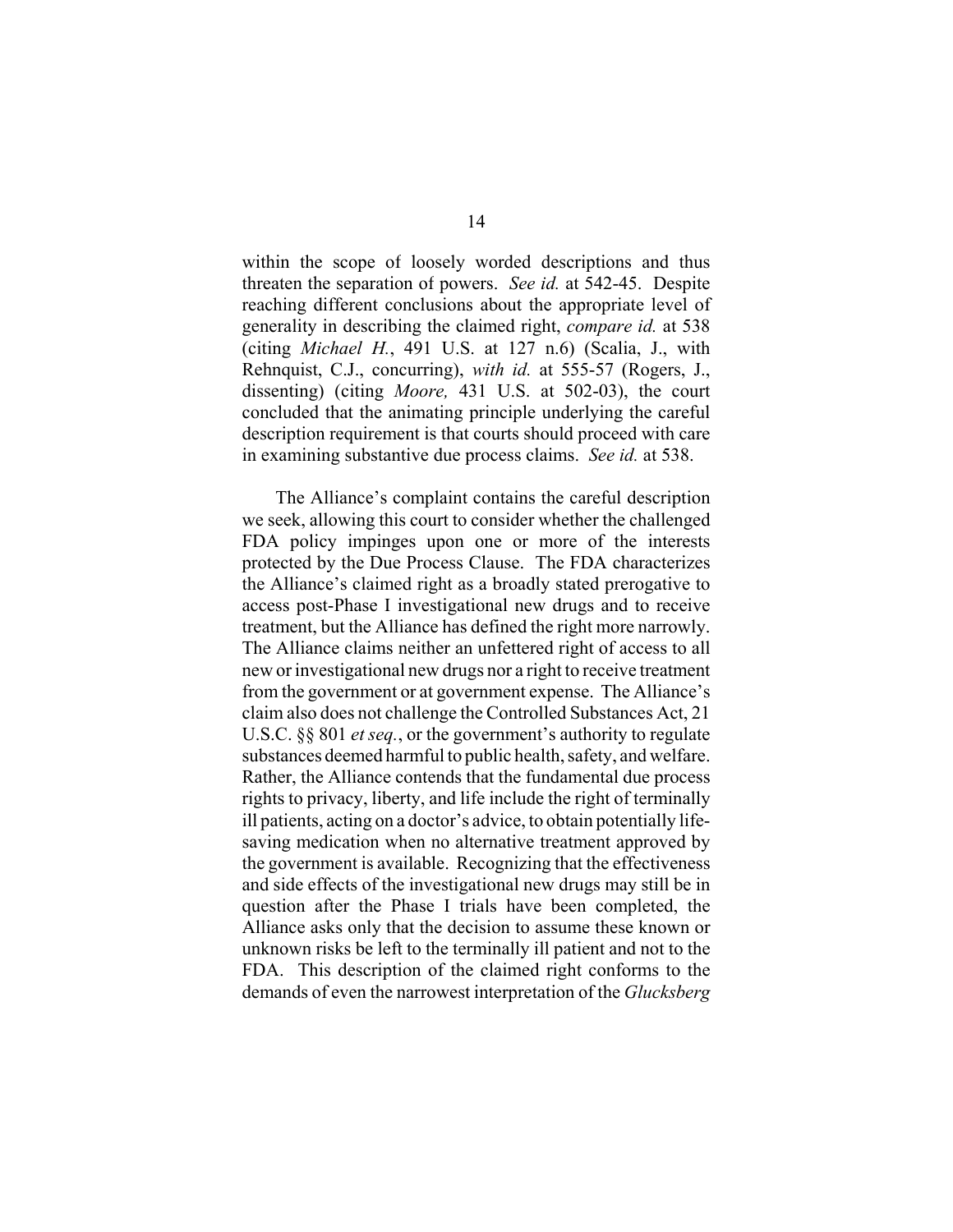within the scope of loosely worded descriptions and thus threaten the separation of powers. *See id.* at 542-45. Despite reaching different conclusions about the appropriate level of generality in describing the claimed right, *compare id.* at 538 (citing *Michael H.*, 491 U.S. at 127 n.6) (Scalia, J., with Rehnquist, C.J., concurring), *with id.* at 555-57 (Rogers, J., dissenting) (citing *Moore,* 431 U.S. at 502-03), the court concluded that the animating principle underlying the careful description requirement is that courts should proceed with care in examining substantive due process claims. *See id.* at 538.

The Alliance's complaint contains the careful description we seek, allowing this court to consider whether the challenged FDA policy impinges upon one or more of the interests protected by the Due Process Clause. The FDA characterizes the Alliance's claimed right as a broadly stated prerogative to access post-Phase I investigational new drugs and to receive treatment, but the Alliance has defined the right more narrowly. The Alliance claims neither an unfettered right of access to all new or investigational new drugs nor a right to receive treatment from the government or at government expense. The Alliance's claim also does not challenge the Controlled Substances Act, 21 U.S.C. §§ 801 *et seq.*, or the government's authority to regulate substances deemed harmful to public health, safety, and welfare. Rather, the Alliance contends that the fundamental due process rights to privacy, liberty, and life include the right of terminally ill patients, acting on a doctor's advice, to obtain potentially life-saving medication when no alternative treatment approved by the government is available. Recognizing that the effectiveness and side effects of the investigational new drugs may still be in question after the Phase I trials have been completed, the Alliance asks only that the decision to assume these known or unknown risks be left to the terminally ill patient and not to the FDA. This description of the claimed right conforms to the demands of even the narrowest interpretation of the *Glucksberg*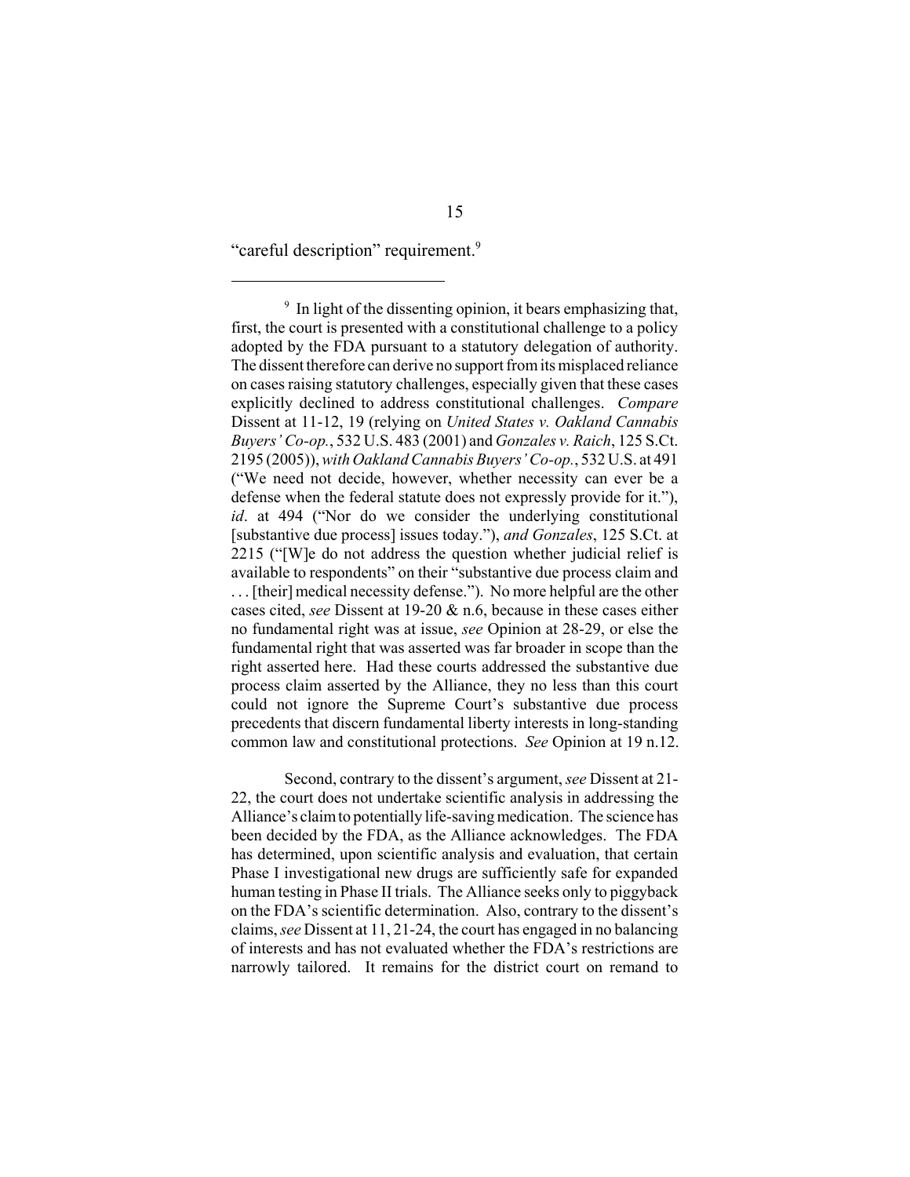"careful description" requirement.[9]

---

[9] In light of the dissenting opinion, it bears emphasizing that, first, the court is presented with a constitutional challenge to a policy adopted by the FDA pursuant to a statutory delegation of authority. The dissent therefore can derive no support from its misplaced reliance on cases raising statutory challenges, especially given that these cases explicitly declined to address constitutional challenges. *Compare* Dissent at 11-12, 19 (relying on *United States v. Oakland Cannabis Buyers' Co-op.*, 532 U.S. 483 (2001) and *Gonzales v. Raich*, 125 S.Ct. 2195 (2005)), *with Oakland Cannabis Buyers' Co-op.*, 532 U.S. at 491 ("We need not decide, however, whether necessity can ever be a defense when the federal statute does not expressly provide for it."), *id*. at 494 ("Nor do we consider the underlying constitutional [substantive due process] issues today."), *and Gonzales*, 125 S.Ct. at 2215 ("[W]e do not address the question whether judicial relief is available to respondents" on their "substantive due process claim and . . . [their] medical necessity defense."). No more helpful are the other cases cited, *see* Dissent at 19-20 & n.6, because in these cases either no fundamental right was at issue, *see* Opinion at 28-29, or else the fundamental right that was asserted was far broader in scope than the right asserted here. Had these courts addressed the substantive due process claim asserted by the Alliance, they no less than this court could not ignore the Supreme Court's substantive due process precedents that discern fundamental liberty interests in long-standing common law and constitutional protections. *See* Opinion at 19 n.12.

Second, contrary to the dissent's argument, *see* Dissent at 21-22, the court does not undertake scientific analysis in addressing the Alliance's claim to potentially life-saving medication. The science has been decided by the FDA, as the Alliance acknowledges. The FDA has determined, upon scientific analysis and evaluation, that certain Phase I investigational new drugs are sufficiently safe for expanded human testing in Phase II trials. The Alliance seeks only to piggyback on the FDA's scientific determination. Also, contrary to the dissent's claims, *see* Dissent at 11, 21-24, the court has engaged in no balancing of interests and has not evaluated whether the FDA's restrictions are narrowly tailored. It remains for the district court on remand to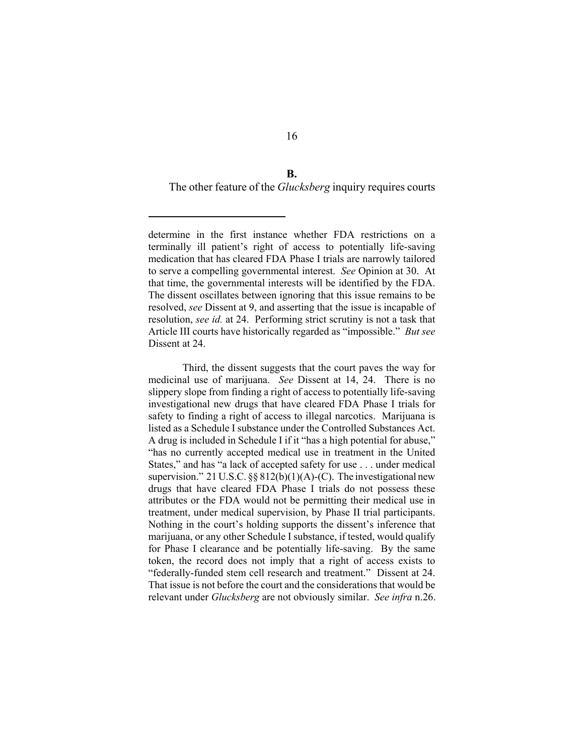**B.**

The other feature of the *Glucksberg* inquiry requires courts

---

determine in the first instance whether FDA restrictions on a terminally ill patient's right of access to potentially life-saving medication that has cleared FDA Phase I trials are narrowly tailored to serve a compelling governmental interest. *See* Opinion at 30. At that time, the governmental interests will be identified by the FDA. The dissent oscillates between ignoring that this issue remains to be resolved, *see* Dissent at 9, and asserting that the issue is incapable of resolution, *see id.* at 24. Performing strict scrutiny is not a task that Article III courts have historically regarded as "impossible." *But see* Dissent at 24.

Third, the dissent suggests that the court paves the way for medicinal use of marijuana. *See* Dissent at 14, 24. There is no slippery slope from finding a right of access to potentially life-saving investigational new drugs that have cleared FDA Phase I trials for safety to finding a right of access to illegal narcotics. Marijuana is listed as a Schedule I substance under the Controlled Substances Act. A drug is included in Schedule I if it "has a high potential for abuse," "has no currently accepted medical use in treatment in the United States," and has "a lack of accepted safety for use . . . under medical supervision." 21 U.S.C. §§ 812(b)(1)(A)-(C). The investigational new drugs that have cleared FDA Phase I trials do not possess these attributes or the FDA would not be permitting their medical use in treatment, under medical supervision, by Phase II trial participants. Nothing in the court's holding supports the dissent's inference that marijuana, or any other Schedule I substance, if tested, would qualify for Phase I clearance and be potentially life-saving. By the same token, the record does not imply that a right of access exists to "federally-funded stem cell research and treatment." Dissent at 24. That issue is not before the court and the considerations that would be relevant under *Glucksberg* are not obviously similar. *See infra* n.26.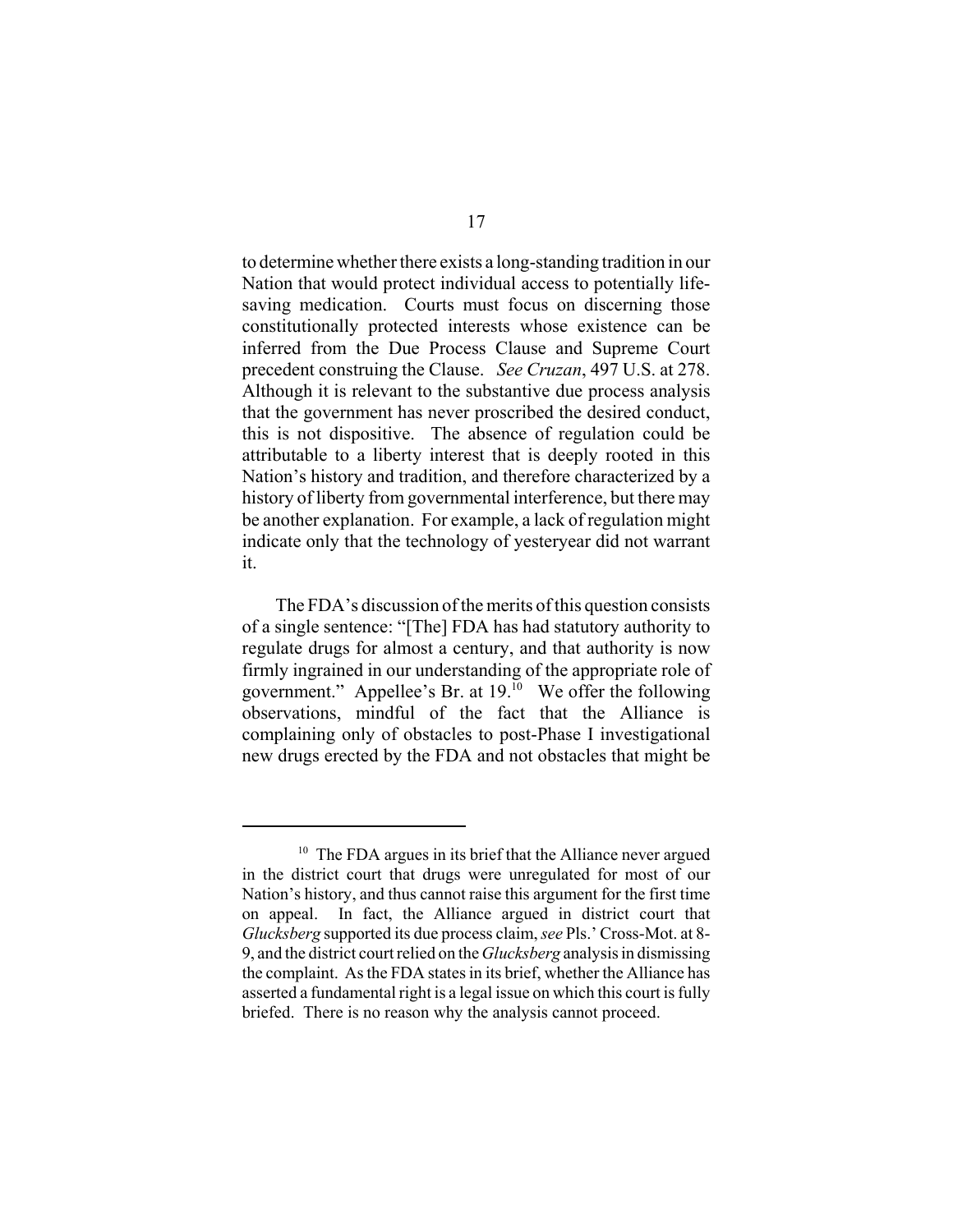to determine whether there exists a long-standing tradition in our Nation that would protect individual access to potentially life-saving medication. Courts must focus on discerning those constitutionally protected interests whose existence can be inferred from the Due Process Clause and Supreme Court precedent construing the Clause. *See Cruzan*, 497 U.S. at 278. Although it is relevant to the substantive due process analysis that the government has never proscribed the desired conduct, this is not dispositive. The absence of regulation could be attributable to a liberty interest that is deeply rooted in this Nation's history and tradition, and therefore characterized by a history of liberty from governmental interference, but there may be another explanation. For example, a lack of regulation might indicate only that the technology of yesteryear did not warrant it.

The FDA's discussion of the merits of this question consists of a single sentence: "[The] FDA has had statutory authority to regulate drugs for almost a century, and that authority is now firmly ingrained in our understanding of the appropriate role of government." Appellee's Br. at 19.[10] We offer the following observations, mindful of the fact that the Alliance is complaining only of obstacles to post-Phase I investigational new drugs erected by the FDA and not obstacles that might be

---

[10] The FDA argues in its brief that the Alliance never argued in the district court that drugs were unregulated for most of our Nation's history, and thus cannot raise this argument for the first time on appeal. In fact, the Alliance argued in district court that *Glucksberg* supported its due process claim, *see* Pls.' Cross-Mot. at 8-9, and the district court relied on the *Glucksberg* analysis in dismissing the complaint. As the FDA states in its brief, whether the Alliance has asserted a fundamental right is a legal issue on which this court is fully briefed. There is no reason why the analysis cannot proceed.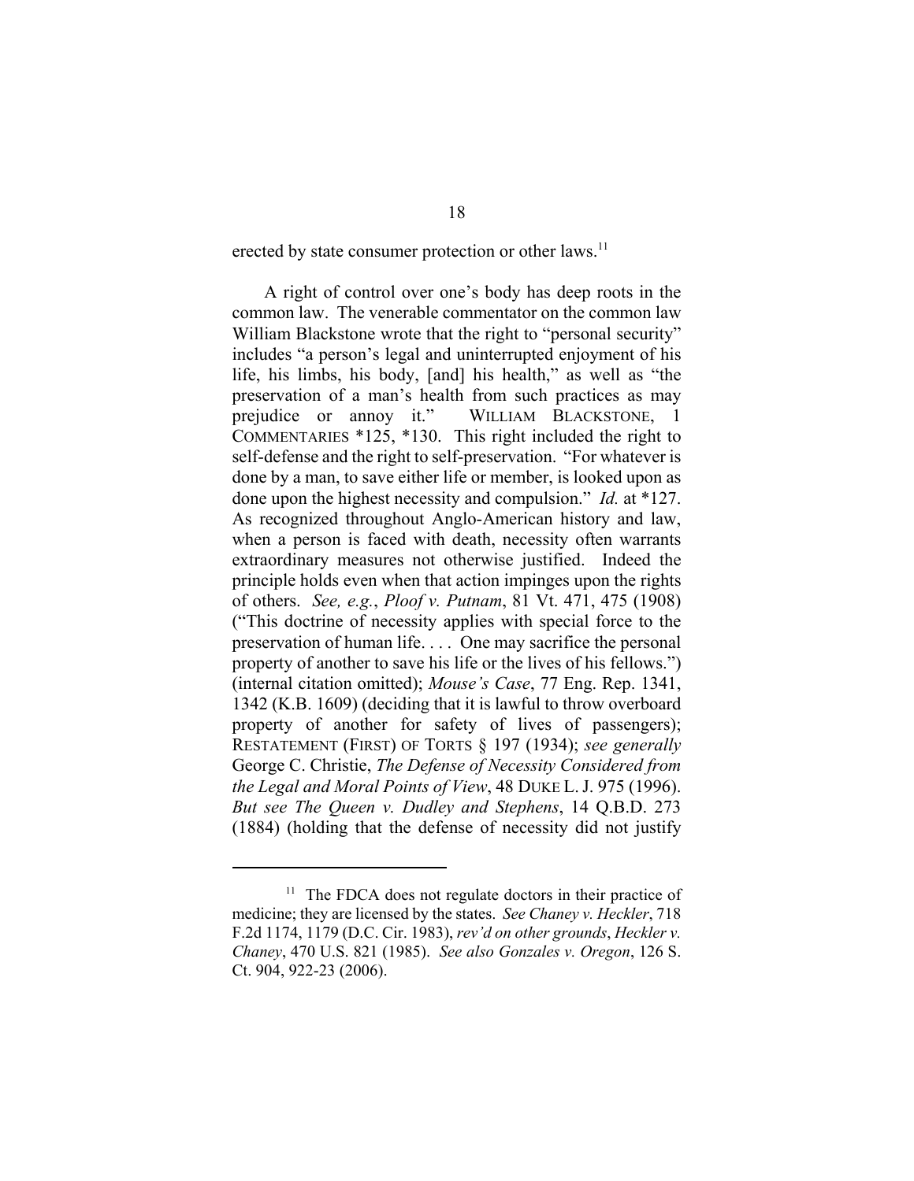erected by state consumer protection or other laws.[11]

A right of control over one's body has deep roots in the common law. The venerable commentator on the common law William Blackstone wrote that the right to "personal security" includes "a person's legal and uninterrupted enjoyment of his life, his limbs, his body, [and] his health," as well as "the preservation of a man's health from such practices as may prejudice or annoy it." WILLIAM BLACKSTONE, 1 COMMENTARIES *125, *130. This right included the right to self-defense and the right to self-preservation. "For whatever is done by a man, to save either life or member, is looked upon as done upon the highest necessity and compulsion." *Id.* at *127. As recognized throughout Anglo-American history and law, when a person is faced with death, necessity often warrants extraordinary measures not otherwise justified. Indeed the principle holds even when that action impinges upon the rights of others. *See, e.g.*, *Ploof v. Putnam*, 81 Vt. 471, 475 (1908) ("This doctrine of necessity applies with special force to the preservation of human life. . . . One may sacrifice the personal property of another to save his life or the lives of his fellows.") (internal citation omitted); *Mouse's Case*, 77 Eng. Rep. 1341, 1342 (K.B. 1609) (deciding that it is lawful to throw overboard property of another for safety of lives of passengers); RESTATEMENT (FIRST) OF TORTS § 197 (1934); *see generally* George C. Christie, *The Defense of Necessity Considered from the Legal and Moral Points of View*, 48 DUKE L. J. 975 (1996). *But see The Queen v. Dudley and Stephens*, 14 Q.B.D. 273 (1884) (holding that the defense of necessity did not justify

[11] The FDCA does not regulate doctors in their practice of medicine; they are licensed by the states. *See Chaney v. Heckler*, 718 F.2d 1174, 1179 (D.C. Cir. 1983), *rev'd on other grounds*, *Heckler v. Chaney*, 470 U.S. 821 (1985). *See also Gonzales v. Oregon*, 126 S. Ct. 904, 922-23 (2006).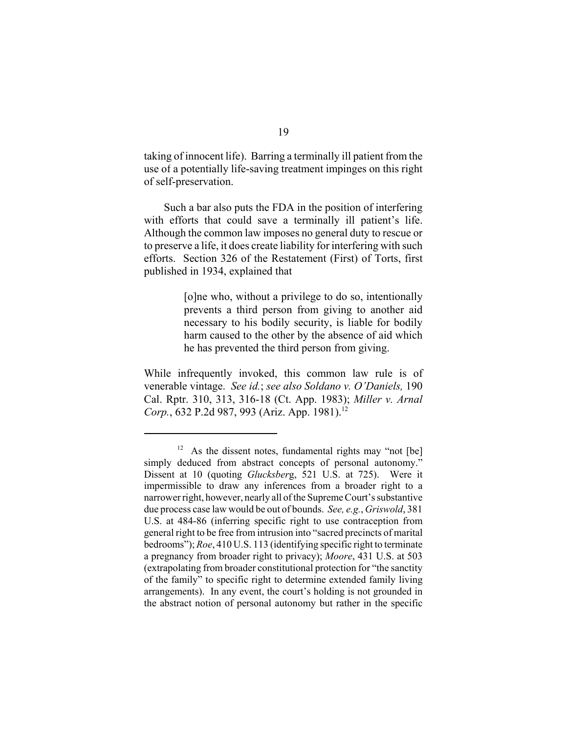taking of innocent life). Barring a terminally ill patient from the use of a potentially life-saving treatment impinges on this right of self-preservation.

Such a bar also puts the FDA in the position of interfering with efforts that could save a terminally ill patient's life. Although the common law imposes no general duty to rescue or to preserve a life, it does create liability for interfering with such efforts. Section 326 of the Restatement (First) of Torts, first published in 1934, explained that

> [o]ne who, without a privilege to do so, intentionally prevents a third person from giving to another aid necessary to his bodily security, is liable for bodily harm caused to the other by the absence of aid which he has prevented the third person from giving.

While infrequently invoked, this common law rule is of venerable vintage. *See id.*; *see also Soldano v. O'Daniels,* 190 Cal. Rptr. 310, 313, 316-18 (Ct. App. 1983); *Miller v. Arnal Corp.*, 632 P.2d 987, 993 (Ariz. App. 1981).[12]

---

[12] As the dissent notes, fundamental rights may "not [be] simply deduced from abstract concepts of personal autonomy." Dissent at 10 (quoting *Glucksberg*, 521 U.S. at 725). Were it impermissible to draw any inferences from a broader right to a narrower right, however, nearly all of the Supreme Court's substantive due process case law would be out of bounds. *See, e.g.*, *Griswold*, 381 U.S. at 484-86 (inferring specific right to use contraception from general right to be free from intrusion into "sacred precincts of marital bedrooms"); *Roe*, 410 U.S. 113 (identifying specific right to terminate a pregnancy from broader right to privacy); *Moore*, 431 U.S. at 503 (extrapolating from broader constitutional protection for "the sanctity of the family" to specific right to determine extended family living arrangements). In any event, the court's holding is not grounded in the abstract notion of personal autonomy but rather in the specific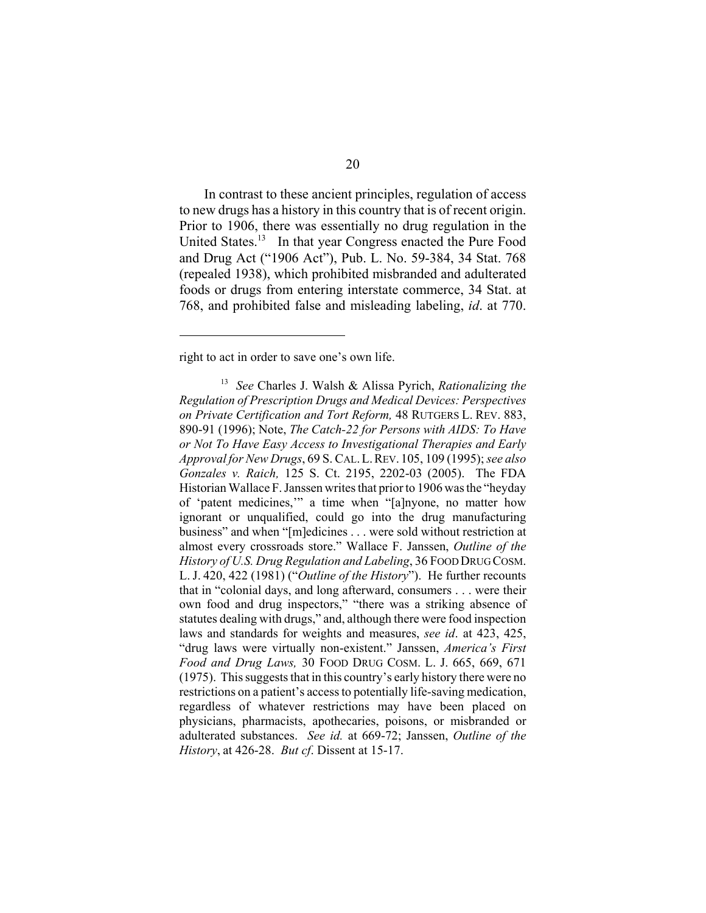In contrast to these ancient principles, regulation of access to new drugs has a history in this country that is of recent origin. Prior to 1906, there was essentially no drug regulation in the United States.[13] In that year Congress enacted the Pure Food and Drug Act ("1906 Act"), Pub. L. No. 59-384, 34 Stat. 768 (repealed 1938), which prohibited misbranded and adulterated foods or drugs from entering interstate commerce, 34 Stat. at 768, and prohibited false and misleading labeling, *id*. at 770.

---

right to act in order to save one's own life.

[13] *See* Charles J. Walsh & Alissa Pyrich, *Rationalizing the Regulation of Prescription Drugs and Medical Devices: Perspectives on Private Certification and Tort Reform,* 48 RUTGERS L. REV. 883, 890-91 (1996); Note, *The Catch-22 for Persons with AIDS: To Have or Not To Have Easy Access to Investigational Therapies and Early Approval for New Drugs*, 69 S. CAL. L. REV. 105, 109 (1995); *see also Gonzales v. Raich,* 125 S. Ct. 2195, 2202-03 (2005). The FDA Historian Wallace F. Janssen writes that prior to 1906 was the "heyday of 'patent medicines,'" a time when "[a]nyone, no matter how ignorant or unqualified, could go into the drug manufacturing business" and when "[m]edicines . . . were sold without restriction at almost every crossroads store." Wallace F. Janssen, *Outline of the History of U.S. Drug Regulation and Labeling*, 36 FOOD DRUG COSM. L. J. 420, 422 (1981) ("*Outline of the History*"). He further recounts that in "colonial days, and long afterward, consumers . . . were their own food and drug inspectors," "there was a striking absence of statutes dealing with drugs," and, although there were food inspection laws and standards for weights and measures, *see id*. at 423, 425, "drug laws were virtually non-existent." Janssen, *America's First Food and Drug Laws,* 30 FOOD DRUG COSM. L. J. 665, 669, 671 (1975). This suggests that in this country's early history there were no restrictions on a patient's access to potentially life-saving medication, regardless of whatever restrictions may have been placed on physicians, pharmacists, apothecaries, poisons, or misbranded or adulterated substances. *See id.* at 669-72; Janssen, *Outline of the History*, at 426-28. *But cf*. Dissent at 15-17.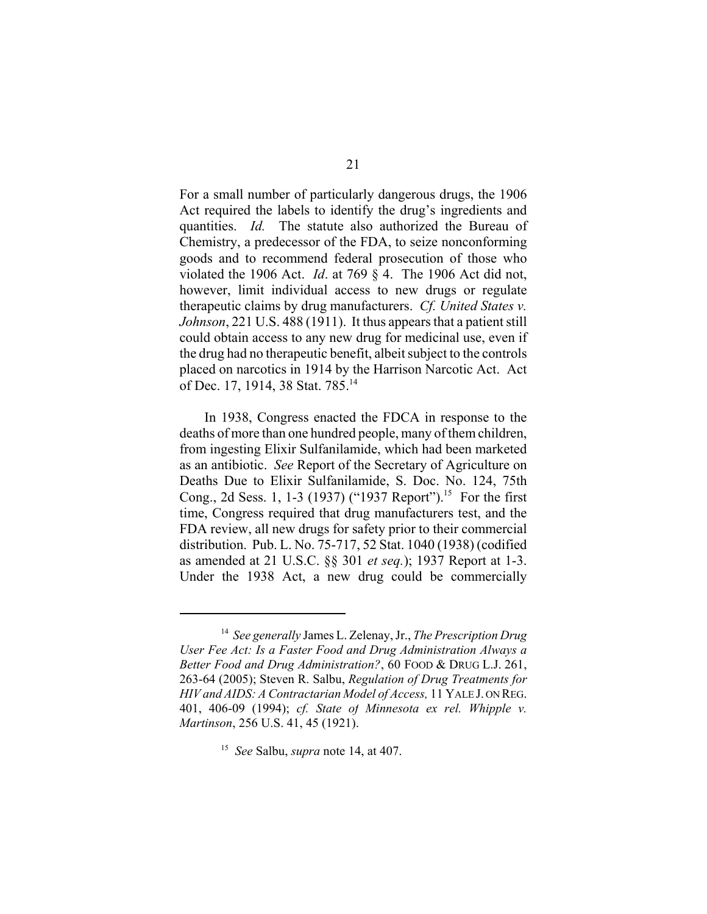For a small number of particularly dangerous drugs, the 1906 Act required the labels to identify the drug's ingredients and quantities. *Id.* The statute also authorized the Bureau of Chemistry, a predecessor of the FDA, to seize nonconforming goods and to recommend federal prosecution of those who violated the 1906 Act. *Id*. at 769 § 4. The 1906 Act did not, however, limit individual access to new drugs or regulate therapeutic claims by drug manufacturers. *Cf. United States v. Johnson*, 221 U.S. 488 (1911). It thus appears that a patient still could obtain access to any new drug for medicinal use, even if the drug had no therapeutic benefit, albeit subject to the controls placed on narcotics in 1914 by the Harrison Narcotic Act. Act of Dec. 17, 1914, 38 Stat. 785.[14]

In 1938, Congress enacted the FDCA in response to the deaths of more than one hundred people, many of them children, from ingesting Elixir Sulfanilamide, which had been marketed as an antibiotic. *See* Report of the Secretary of Agriculture on Deaths Due to Elixir Sulfanilamide, S. Doc. No. 124, 75th Cong., 2d Sess. 1, 1-3 (1937) ("1937 Report").[15] For the first time, Congress required that drug manufacturers test, and the FDA review, all new drugs for safety prior to their commercial distribution. Pub. L. No. 75-717, 52 Stat. 1040 (1938) (codified as amended at 21 U.S.C. §§ 301 *et seq.*); 1937 Report at 1-3. Under the 1938 Act, a new drug could be commercially

---

[14] *See generally* James L. Zelenay, Jr., *The Prescription Drug User Fee Act: Is a Faster Food and Drug Administration Always a Better Food and Drug Administration?*, 60 FOOD & DRUG L.J. 261, 263-64 (2005); Steven R. Salbu, *Regulation of Drug Treatments for HIV and AIDS: A Contractarian Model of Access,* 11 YALE J. ON REG. 401, 406-09 (1994); *cf. State of Minnesota ex rel. Whipple v. Martinson*, 256 U.S. 41, 45 (1921).

[15] *See* Salbu, *supra* note 14, at 407.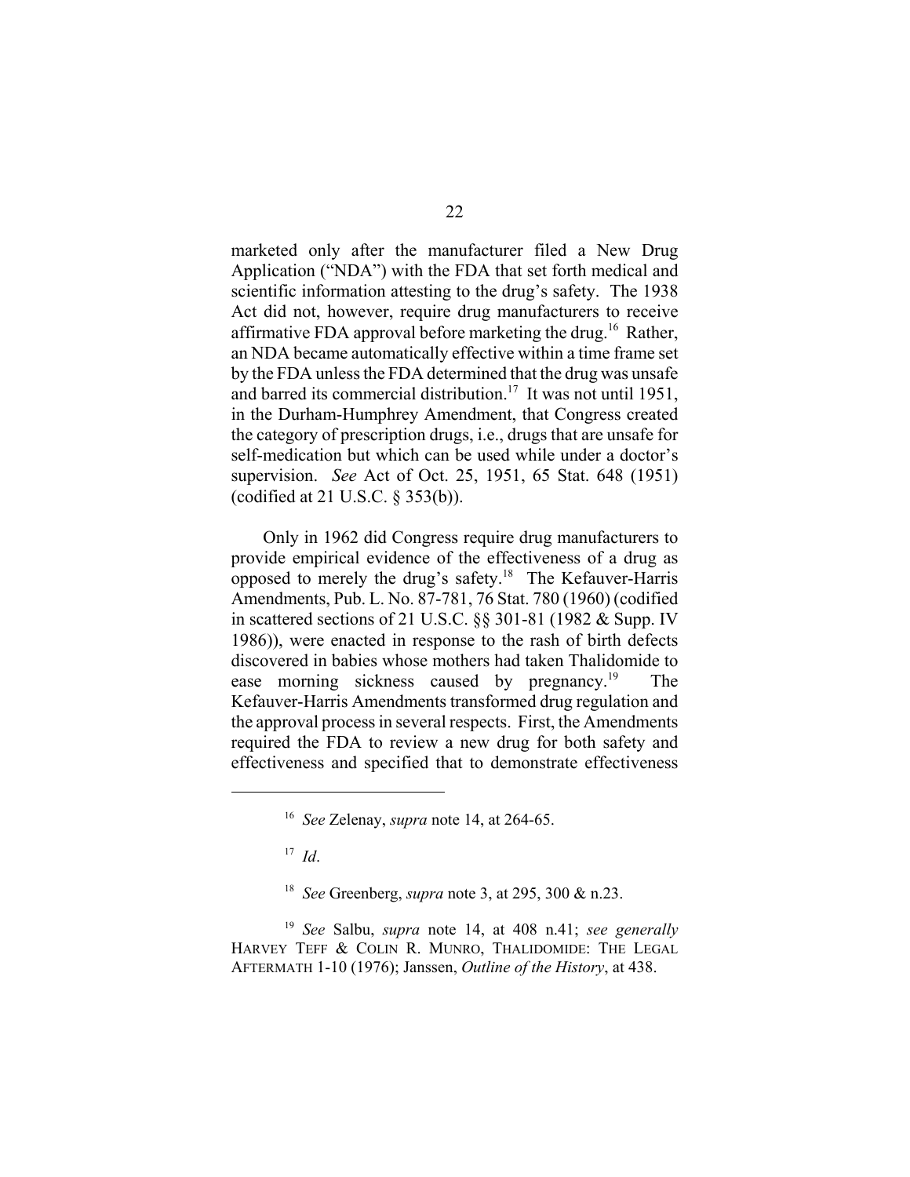marketed only after the manufacturer filed a New Drug Application ("NDA") with the FDA that set forth medical and scientific information attesting to the drug's safety. The 1938 Act did not, however, require drug manufacturers to receive affirmative FDA approval before marketing the drug.[16] Rather, an NDA became automatically effective within a time frame set by the FDA unless the FDA determined that the drug was unsafe and barred its commercial distribution.[17] It was not until 1951, in the Durham-Humphrey Amendment, that Congress created the category of prescription drugs, i.e., drugs that are unsafe for self-medication but which can be used while under a doctor's supervision. *See* Act of Oct. 25, 1951, 65 Stat. 648 (1951) (codified at 21 U.S.C. § 353(b)).

Only in 1962 did Congress require drug manufacturers to provide empirical evidence of the effectiveness of a drug as opposed to merely the drug's safety.[18] The Kefauver-Harris Amendments, Pub. L. No. 87-781, 76 Stat. 780 (1960) (codified in scattered sections of 21 U.S.C. §§ 301-81 (1982 & Supp. IV 1986)), were enacted in response to the rash of birth defects discovered in babies whose mothers had taken Thalidomide to ease morning sickness caused by pregnancy.[19] The Kefauver-Harris Amendments transformed drug regulation and the approval process in several respects. First, the Amendments required the FDA to review a new drug for both safety and effectiveness and specified that to demonstrate effectiveness

---

[16] *See* Zelenay, *supra* note 14, at 264-65.

[17] *Id*.

[18] *See* Greenberg, *supra* note 3, at 295, 300 & n.23.

[19] *See* Salbu, *supra* note 14, at 408 n.41; *see generally* HARVEY TEFF & COLIN R. MUNRO, THALIDOMIDE: THE LEGAL AFTERMATH 1-10 (1976); Janssen, *Outline of the History*, at 438.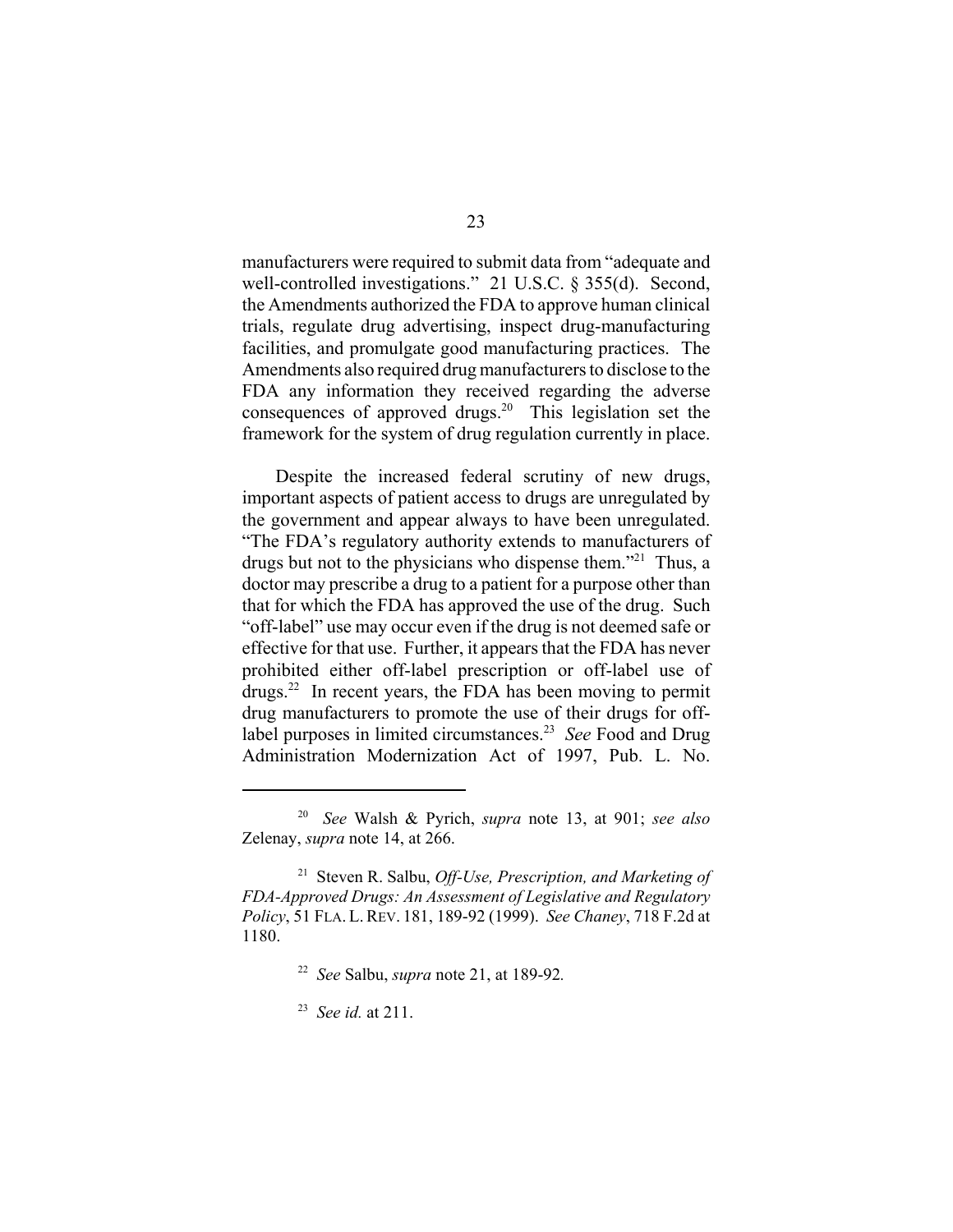manufacturers were required to submit data from "adequate and well-controlled investigations." 21 U.S.C. § 355(d). Second, the Amendments authorized the FDA to approve human clinical trials, regulate drug advertising, inspect drug-manufacturing facilities, and promulgate good manufacturing practices. The Amendments also required drug manufacturers to disclose to the FDA any information they received regarding the adverse consequences of approved drugs.[20] This legislation set the framework for the system of drug regulation currently in place.

Despite the increased federal scrutiny of new drugs, important aspects of patient access to drugs are unregulated by the government and appear always to have been unregulated. "The FDA's regulatory authority extends to manufacturers of drugs but not to the physicians who dispense them."[21] Thus, a doctor may prescribe a drug to a patient for a purpose other than that for which the FDA has approved the use of the drug. Such "off-label" use may occur even if the drug is not deemed safe or effective for that use. Further, it appears that the FDA has never prohibited either off-label prescription or off-label use of drugs.[22] In recent years, the FDA has been moving to permit drug manufacturers to promote the use of their drugs for off-label purposes in limited circumstances.[23] *See* Food and Drug Administration Modernization Act of 1997, Pub. L. No.

---

[20] *See* Walsh & Pyrich, *supra* note 13, at 901; *see also* Zelenay, *supra* note 14, at 266.

[21] Steven R. Salbu, *Off-Use, Prescription, and Marketing of FDA-Approved Drugs: An Assessment of Legislative and Regulatory Policy*, 51 FLA. L. REV. 181, 189-92 (1999). *See Chaney*, 718 F.2d at 1180.

[22] *See* Salbu, *supra* note 21, at 189-92.

[23] *See id.* at 211.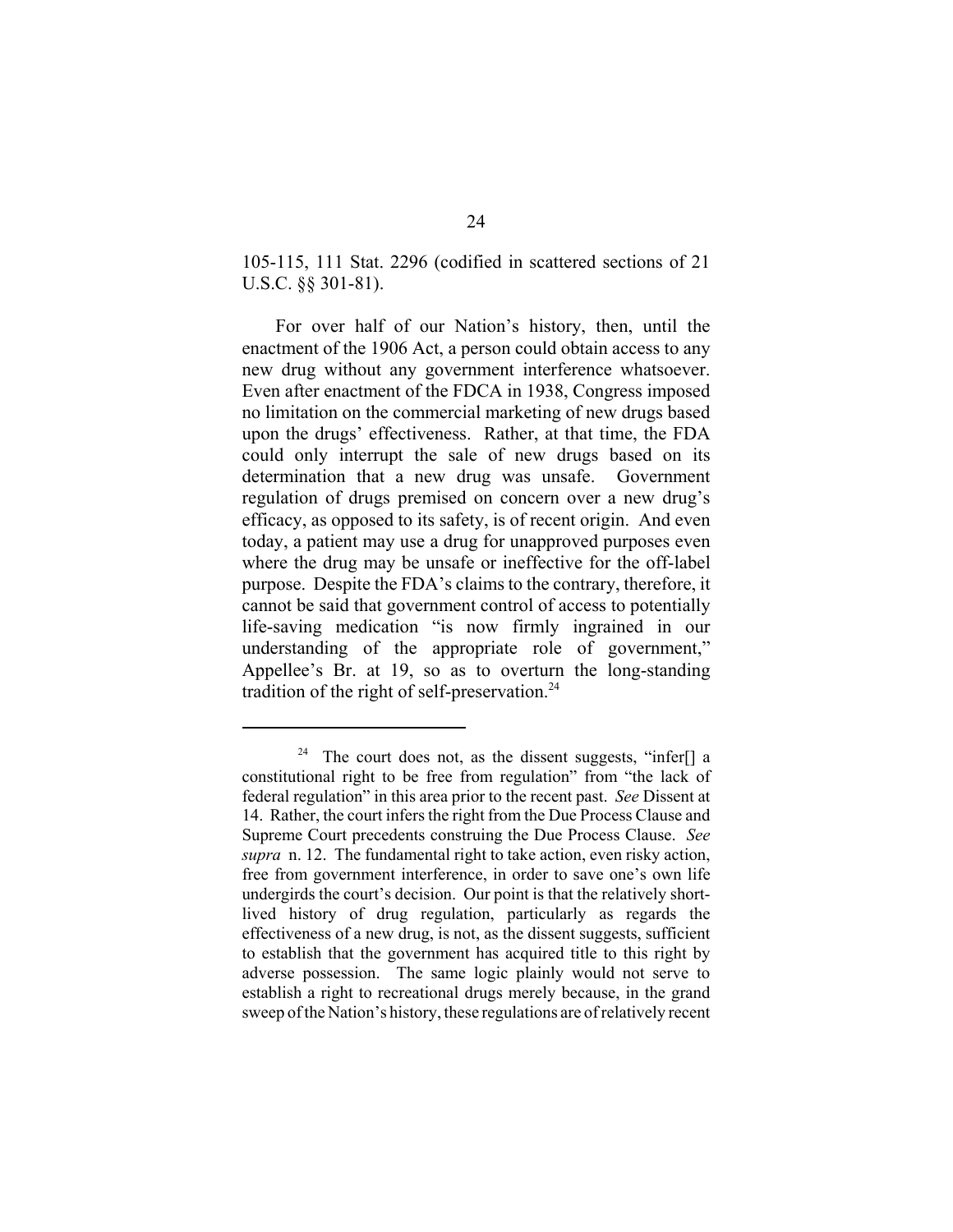105-115, 111 Stat. 2296 (codified in scattered sections of 21 U.S.C. §§ 301-81).

For over half of our Nation's history, then, until the enactment of the 1906 Act, a person could obtain access to any new drug without any government interference whatsoever. Even after enactment of the FDCA in 1938, Congress imposed no limitation on the commercial marketing of new drugs based upon the drugs' effectiveness. Rather, at that time, the FDA could only interrupt the sale of new drugs based on its determination that a new drug was unsafe. Government regulation of drugs premised on concern over a new drug's efficacy, as opposed to its safety, is of recent origin. And even today, a patient may use a drug for unapproved purposes even where the drug may be unsafe or ineffective for the off-label purpose. Despite the FDA's claims to the contrary, therefore, it cannot be said that government control of access to potentially life-saving medication "is now firmly ingrained in our understanding of the appropriate role of government," Appellee's Br. at 19, so as to overturn the long-standing tradition of the right of self-preservation.[24]

---

[24] The court does not, as the dissent suggests, "infer[] a constitutional right to be free from regulation" from "the lack of federal regulation" in this area prior to the recent past. *See* Dissent at 14. Rather, the court infers the right from the Due Process Clause and Supreme Court precedents construing the Due Process Clause. *See supra* n. 12. The fundamental right to take action, even risky action, free from government interference, in order to save one's own life undergirds the court's decision. Our point is that the relatively short-lived history of drug regulation, particularly as regards the effectiveness of a new drug, is not, as the dissent suggests, sufficient to establish that the government has acquired title to this right by adverse possession. The same logic plainly would not serve to establish a right to recreational drugs merely because, in the grand sweep of the Nation's history, these regulations are of relatively recent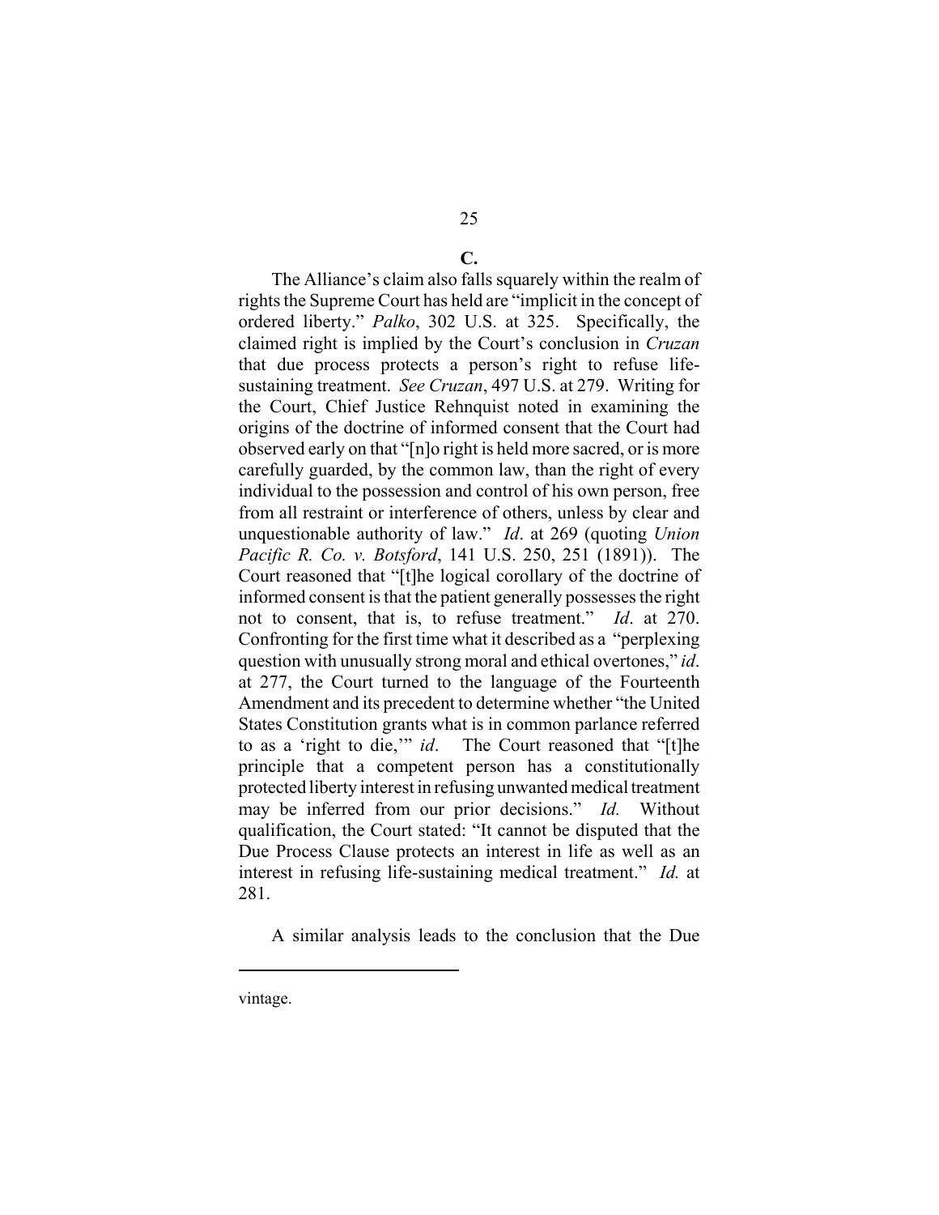**C.**

The Alliance's claim also falls squarely within the realm of rights the Supreme Court has held are "implicit in the concept of ordered liberty." *Palko*, 302 U.S. at 325. Specifically, the claimed right is implied by the Court's conclusion in *Cruzan* that due process protects a person's right to refuse life-sustaining treatment. *See Cruzan*, 497 U.S. at 279. Writing for the Court, Chief Justice Rehnquist noted in examining the origins of the doctrine of informed consent that the Court had observed early on that "[n]o right is held more sacred, or is more carefully guarded, by the common law, than the right of every individual to the possession and control of his own person, free from all restraint or interference of others, unless by clear and unquestionable authority of law." *Id*. at 269 (quoting *Union Pacific R. Co. v. Botsford*, 141 U.S. 250, 251 (1891)). The Court reasoned that "[t]he logical corollary of the doctrine of informed consent is that the patient generally possesses the right not to consent, that is, to refuse treatment." *Id*. at 270. Confronting for the first time what it described as a "perplexing question with unusually strong moral and ethical overtones," *id*. at 277, the Court turned to the language of the Fourteenth Amendment and its precedent to determine whether "the United States Constitution grants what is in common parlance referred to as a 'right to die,'" *id*. The Court reasoned that "[t]he principle that a competent person has a constitutionally protected liberty interest in refusing unwanted medical treatment may be inferred from our prior decisions." *Id.* Without qualification, the Court stated: "It cannot be disputed that the Due Process Clause protects an interest in life as well as an interest in refusing life-sustaining medical treatment." *Id.* at 281.

A similar analysis leads to the conclusion that the Due

---

vintage.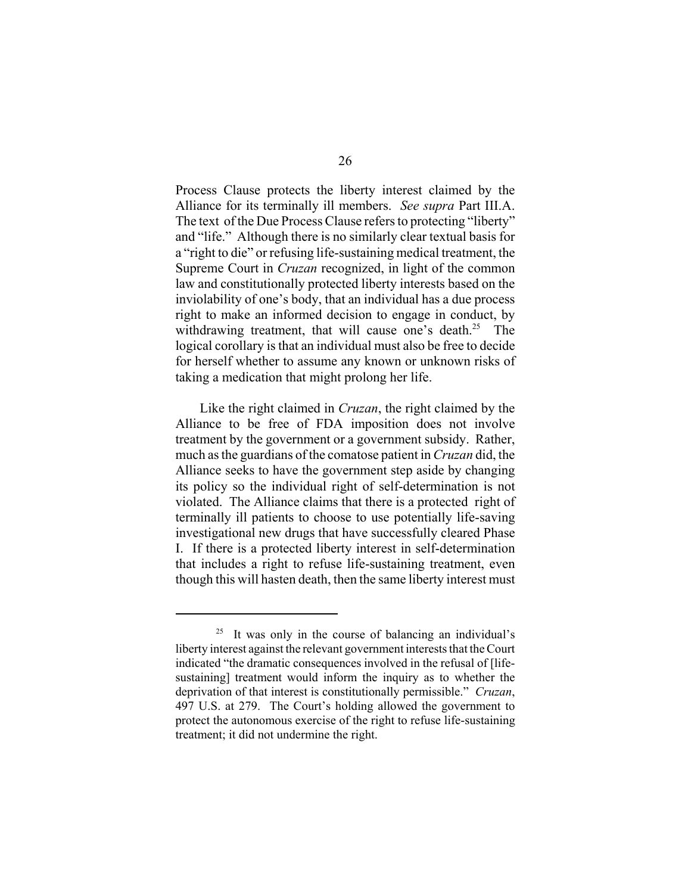Process Clause protects the liberty interest claimed by the Alliance for its terminally ill members. *See supra* Part III.A. The text of the Due Process Clause refers to protecting "liberty" and "life." Although there is no similarly clear textual basis for a "right to die" or refusing life-sustaining medical treatment, the Supreme Court in *Cruzan* recognized, in light of the common law and constitutionally protected liberty interests based on the inviolability of one's body, that an individual has a due process right to make an informed decision to engage in conduct, by withdrawing treatment, that will cause one's death.[25] The logical corollary is that an individual must also be free to decide for herself whether to assume any known or unknown risks of taking a medication that might prolong her life.

Like the right claimed in *Cruzan*, the right claimed by the Alliance to be free of FDA imposition does not involve treatment by the government or a government subsidy. Rather, much as the guardians of the comatose patient in *Cruzan* did, the Alliance seeks to have the government step aside by changing its policy so the individual right of self-determination is not violated. The Alliance claims that there is a protected right of terminally ill patients to choose to use potentially life-saving investigational new drugs that have successfully cleared Phase I. If there is a protected liberty interest in self-determination that includes a right to refuse life-sustaining treatment, even though this will hasten death, then the same liberty interest must

---

[25] It was only in the course of balancing an individual's liberty interest against the relevant government interests that the Court indicated "the dramatic consequences involved in the refusal of [life-sustaining] treatment would inform the inquiry as to whether the deprivation of that interest is constitutionally permissible." *Cruzan*, 497 U.S. at 279. The Court's holding allowed the government to protect the autonomous exercise of the right to refuse life-sustaining treatment; it did not undermine the right.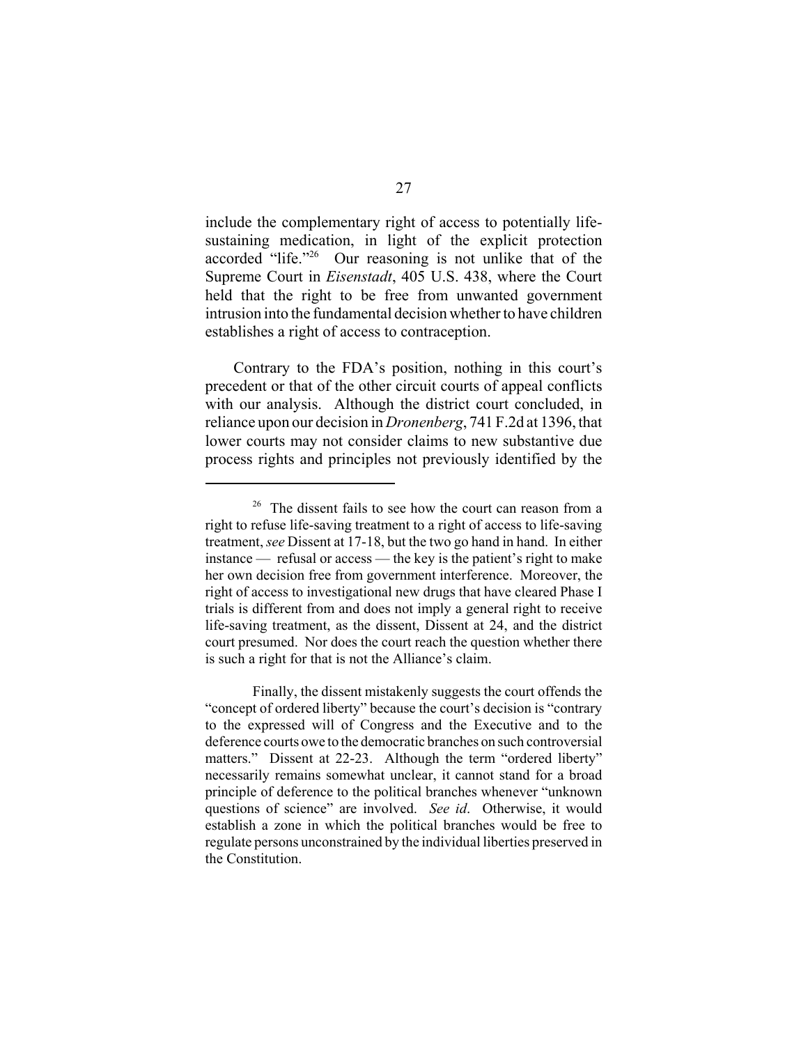include the complementary right of access to potentially life-sustaining medication, in light of the explicit protection accorded "life."[26] Our reasoning is not unlike that of the Supreme Court in *Eisenstadt*, 405 U.S. 438, where the Court held that the right to be free from unwanted government intrusion into the fundamental decision whether to have children establishes a right of access to contraception.

Contrary to the FDA's position, nothing in this court's precedent or that of the other circuit courts of appeal conflicts with our analysis. Although the district court concluded, in reliance upon our decision in *Dronenberg*, 741 F.2d at 1396, that lower courts may not consider claims to new substantive due process rights and principles not previously identified by the

---

[26] The dissent fails to see how the court can reason from a right to refuse life-saving treatment to a right of access to life-saving treatment, *see* Dissent at 17-18, but the two go hand in hand. In either instance — refusal or access — the key is the patient's right to make her own decision free from government interference. Moreover, the right of access to investigational new drugs that have cleared Phase I trials is different from and does not imply a general right to receive life-saving treatment, as the dissent, Dissent at 24, and the district court presumed. Nor does the court reach the question whether there is such a right for that is not the Alliance's claim.

Finally, the dissent mistakenly suggests the court offends the "concept of ordered liberty" because the court's decision is "contrary to the expressed will of Congress and the Executive and to the deference courts owe to the democratic branches on such controversial matters." Dissent at 22-23. Although the term "ordered liberty" necessarily remains somewhat unclear, it cannot stand for a broad principle of deference to the political branches whenever "unknown questions of science" are involved. *See id*. Otherwise, it would establish a zone in which the political branches would be free to regulate persons unconstrained by the individual liberties preserved in the Constitution.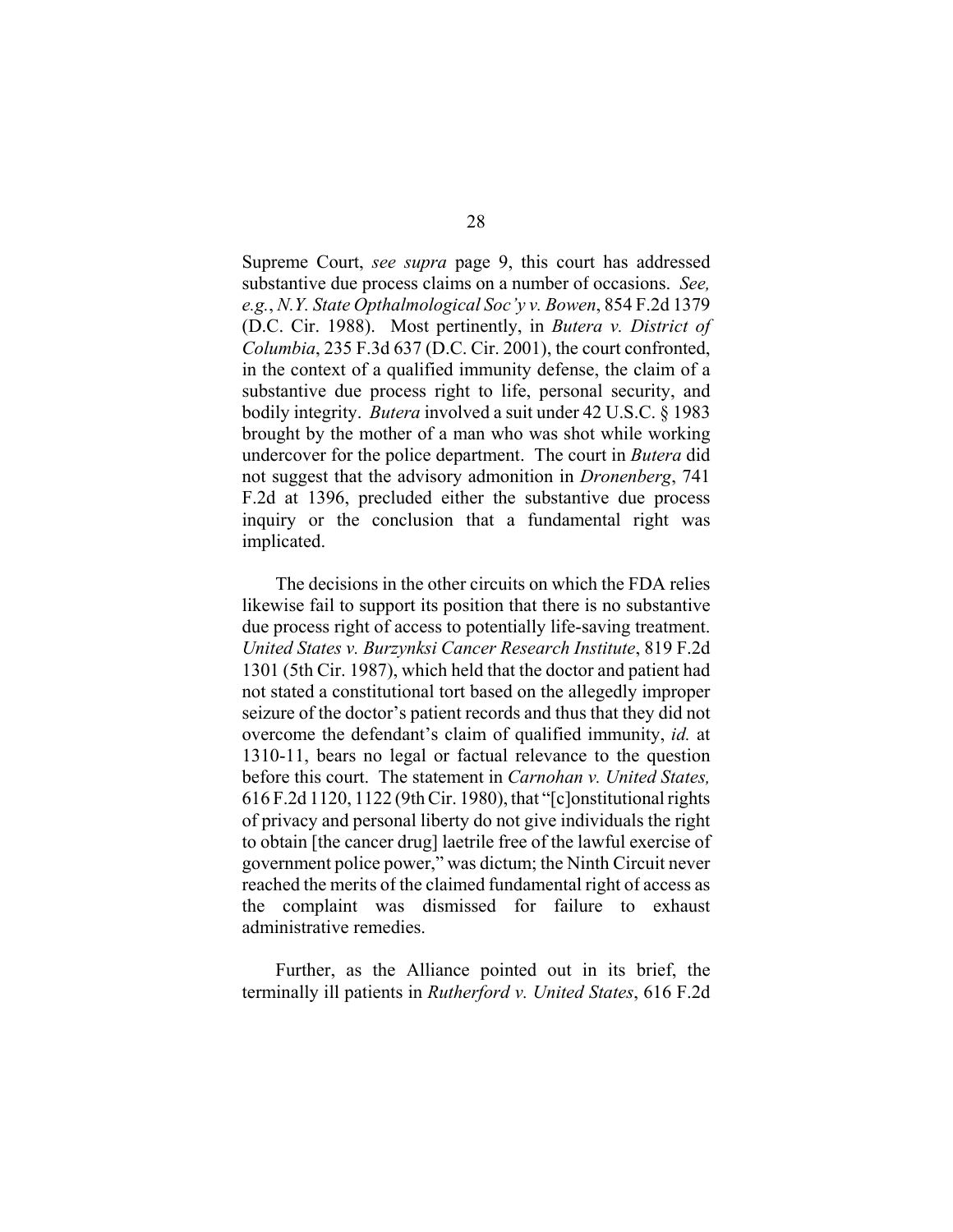Supreme Court, *see supra* page 9, this court has addressed substantive due process claims on a number of occasions. *See, e.g.*, *N.Y. State Opthalmological Soc'y v. Bowen*, 854 F.2d 1379 (D.C. Cir. 1988). Most pertinently, in *Butera v. District of Columbia*, 235 F.3d 637 (D.C. Cir. 2001), the court confronted, in the context of a qualified immunity defense, the claim of a substantive due process right to life, personal security, and bodily integrity. *Butera* involved a suit under 42 U.S.C. § 1983 brought by the mother of a man who was shot while working undercover for the police department. The court in *Butera* did not suggest that the advisory admonition in *Dronenberg*, 741 F.2d at 1396, precluded either the substantive due process inquiry or the conclusion that a fundamental right was implicated.

The decisions in the other circuits on which the FDA relies likewise fail to support its position that there is no substantive due process right of access to potentially life-saving treatment. *United States v. Burzynksi Cancer Research Institute*, 819 F.2d 1301 (5th Cir. 1987), which held that the doctor and patient had not stated a constitutional tort based on the allegedly improper seizure of the doctor's patient records and thus that they did not overcome the defendant's claim of qualified immunity, *id.* at 1310-11, bears no legal or factual relevance to the question before this court. The statement in *Carnohan v. United States,* 616 F.2d 1120, 1122 (9th Cir. 1980), that "[c]onstitutional rights of privacy and personal liberty do not give individuals the right to obtain [the cancer drug] laetrile free of the lawful exercise of government police power," was dictum; the Ninth Circuit never reached the merits of the claimed fundamental right of access as the complaint was dismissed for failure to exhaust administrative remedies.

Further, as the Alliance pointed out in its brief, the terminally ill patients in *Rutherford v. United States*, 616 F.2d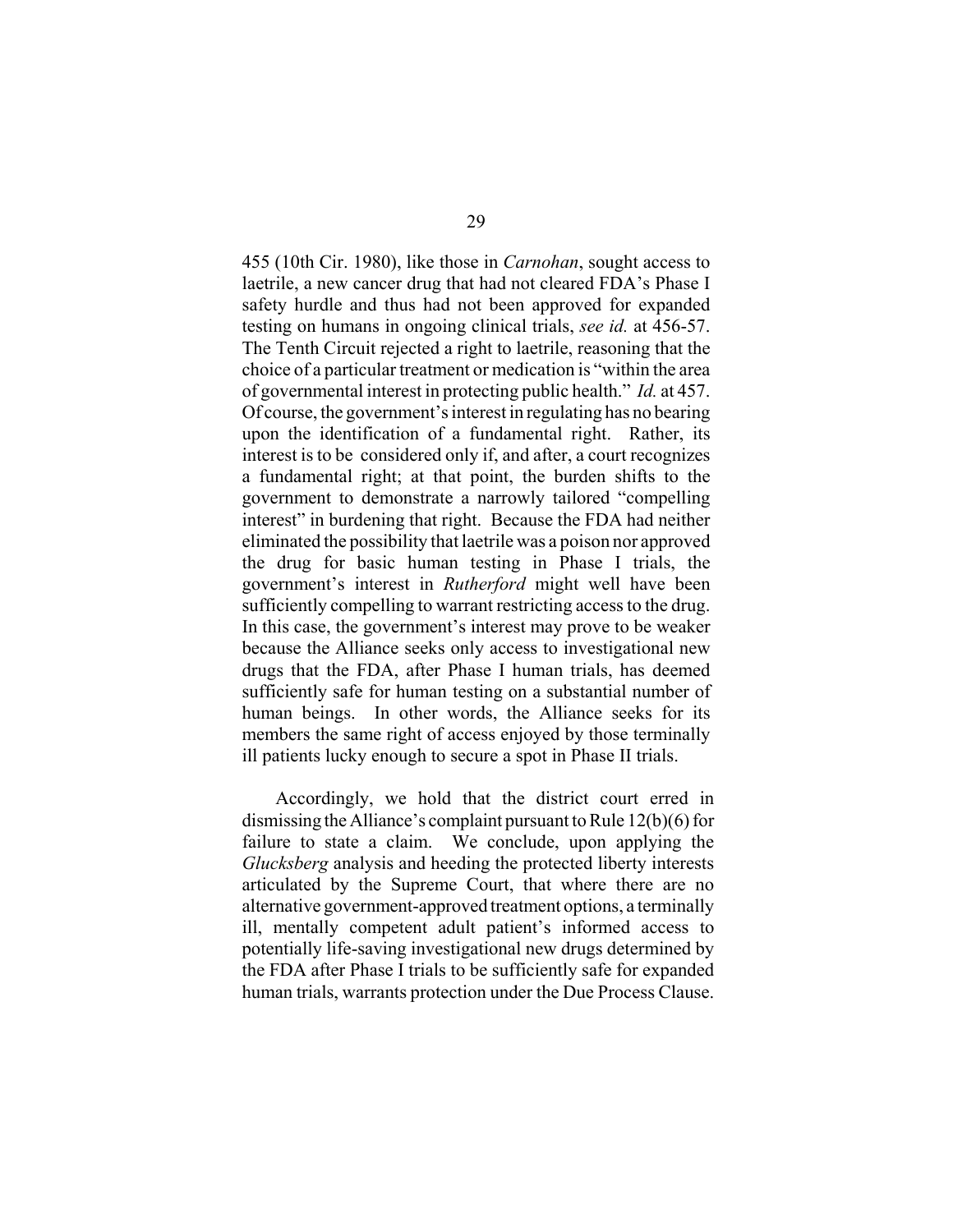455 (10th Cir. 1980), like those in *Carnohan*, sought access to laetrile, a new cancer drug that had not cleared FDA's Phase I safety hurdle and thus had not been approved for expanded testing on humans in ongoing clinical trials, *see id.* at 456-57. The Tenth Circuit rejected a right to laetrile, reasoning that the choice of a particular treatment or medication is "within the area of governmental interest in protecting public health." *Id.* at 457. Of course, the government's interest in regulating has no bearing upon the identification of a fundamental right. Rather, its interest is to be considered only if, and after, a court recognizes a fundamental right; at that point, the burden shifts to the government to demonstrate a narrowly tailored "compelling interest" in burdening that right. Because the FDA had neither eliminated the possibility that laetrile was a poison nor approved the drug for basic human testing in Phase I trials, the government's interest in *Rutherford* might well have been sufficiently compelling to warrant restricting access to the drug. In this case, the government's interest may prove to be weaker because the Alliance seeks only access to investigational new drugs that the FDA, after Phase I human trials, has deemed sufficiently safe for human testing on a substantial number of human beings. In other words, the Alliance seeks for its members the same right of access enjoyed by those terminally ill patients lucky enough to secure a spot in Phase II trials.

Accordingly, we hold that the district court erred in dismissing the Alliance's complaint pursuant to Rule 12(b)(6) for failure to state a claim. We conclude, upon applying the *Glucksberg* analysis and heeding the protected liberty interests articulated by the Supreme Court, that where there are no alternative government-approved treatment options, a terminally ill, mentally competent adult patient's informed access to potentially life-saving investigational new drugs determined by the FDA after Phase I trials to be sufficiently safe for expanded human trials, warrants protection under the Due Process Clause.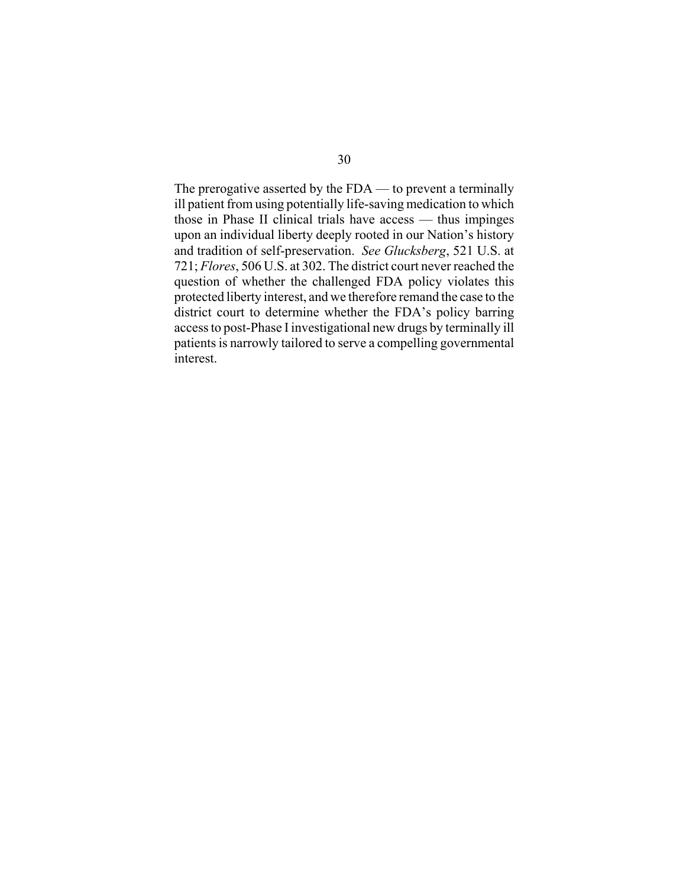The prerogative asserted by the FDA — to prevent a terminally ill patient from using potentially life-saving medication to which those in Phase II clinical trials have access — thus impinges upon an individual liberty deeply rooted in our Nation's history and tradition of self-preservation. *See Glucksberg*, 521 U.S. at 721; *Flores*, 506 U.S. at 302. The district court never reached the question of whether the challenged FDA policy violates this protected liberty interest, and we therefore remand the case to the district court to determine whether the FDA's policy barring access to post-Phase I investigational new drugs by terminally ill patients is narrowly tailored to serve a compelling governmental interest.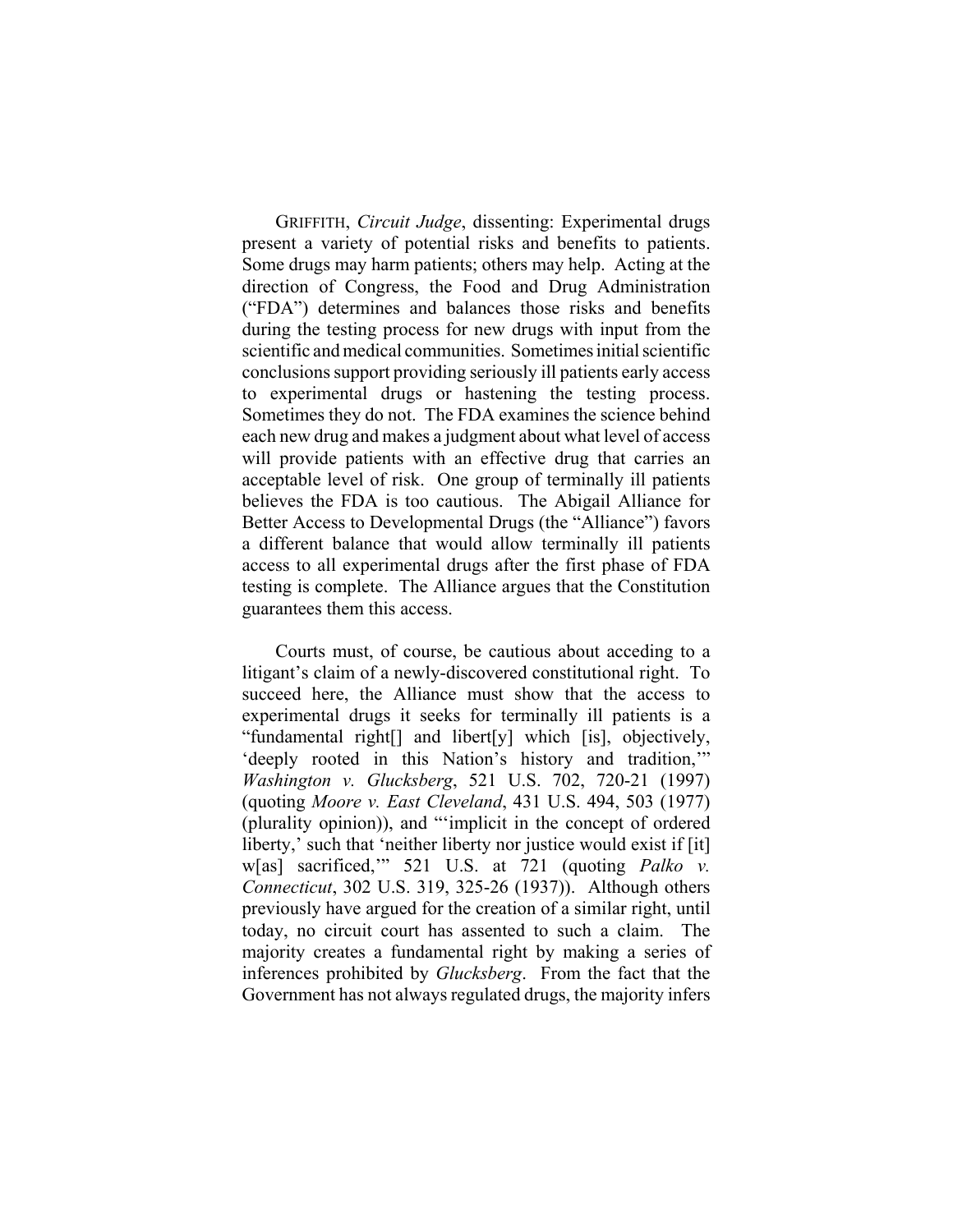GRIFFITH, *Circuit Judge*, dissenting: Experimental drugs present a variety of potential risks and benefits to patients. Some drugs may harm patients; others may help. Acting at the direction of Congress, the Food and Drug Administration ("FDA") determines and balances those risks and benefits during the testing process for new drugs with input from the scientific and medical communities. Sometimes initial scientific conclusions support providing seriously ill patients early access to experimental drugs or hastening the testing process. Sometimes they do not. The FDA examines the science behind each new drug and makes a judgment about what level of access will provide patients with an effective drug that carries an acceptable level of risk. One group of terminally ill patients believes the FDA is too cautious. The Abigail Alliance for Better Access to Developmental Drugs (the "Alliance") favors a different balance that would allow terminally ill patients access to all experimental drugs after the first phase of FDA testing is complete. The Alliance argues that the Constitution guarantees them this access.

Courts must, of course, be cautious about acceding to a litigant's claim of a newly-discovered constitutional right. To succeed here, the Alliance must show that the access to experimental drugs it seeks for terminally ill patients is a "fundamental right[] and libert[y] which [is], objectively, 'deeply rooted in this Nation's history and tradition,'" *Washington v. Glucksberg*, 521 U.S. 702, 720-21 (1997) (quoting *Moore v. East Cleveland*, 431 U.S. 494, 503 (1977) (plurality opinion)), and "'implicit in the concept of ordered liberty,' such that 'neither liberty nor justice would exist if [it] w[as] sacrificed,'" 521 U.S. at 721 (quoting *Palko v. Connecticut*, 302 U.S. 319, 325-26 (1937)). Although others previously have argued for the creation of a similar right, until today, no circuit court has assented to such a claim. The majority creates a fundamental right by making a series of inferences prohibited by *Glucksberg*. From the fact that the Government has not always regulated drugs, the majority infers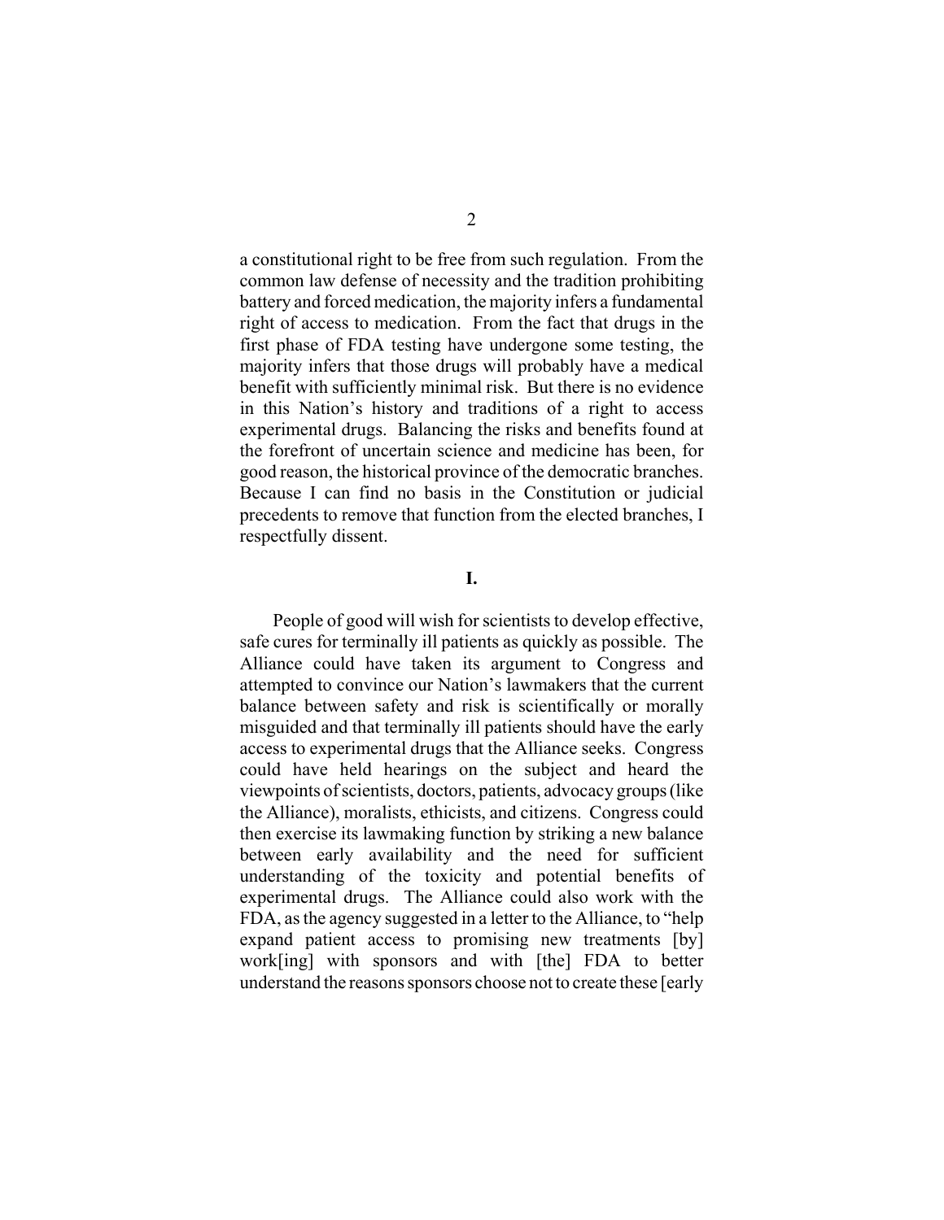a constitutional right to be free from such regulation. From the common law defense of necessity and the tradition prohibiting battery and forced medication, the majority infers a fundamental right of access to medication. From the fact that drugs in the first phase of FDA testing have undergone some testing, the majority infers that those drugs will probably have a medical benefit with sufficiently minimal risk. But there is no evidence in this Nation's history and traditions of a right to access experimental drugs. Balancing the risks and benefits found at the forefront of uncertain science and medicine has been, for good reason, the historical province of the democratic branches. Because I can find no basis in the Constitution or judicial precedents to remove that function from the elected branches, I respectfully dissent.

## I.

People of good will wish for scientists to develop effective, safe cures for terminally ill patients as quickly as possible. The Alliance could have taken its argument to Congress and attempted to convince our Nation's lawmakers that the current balance between safety and risk is scientifically or morally misguided and that terminally ill patients should have the early access to experimental drugs that the Alliance seeks. Congress could have held hearings on the subject and heard the viewpoints of scientists, doctors, patients, advocacy groups (like the Alliance), moralists, ethicists, and citizens. Congress could then exercise its lawmaking function by striking a new balance between early availability and the need for sufficient understanding of the toxicity and potential benefits of experimental drugs. The Alliance could also work with the FDA, as the agency suggested in a letter to the Alliance, to "help expand patient access to promising new treatments [by] work[ing] with sponsors and with [the] FDA to better understand the reasons sponsors choose not to create these [early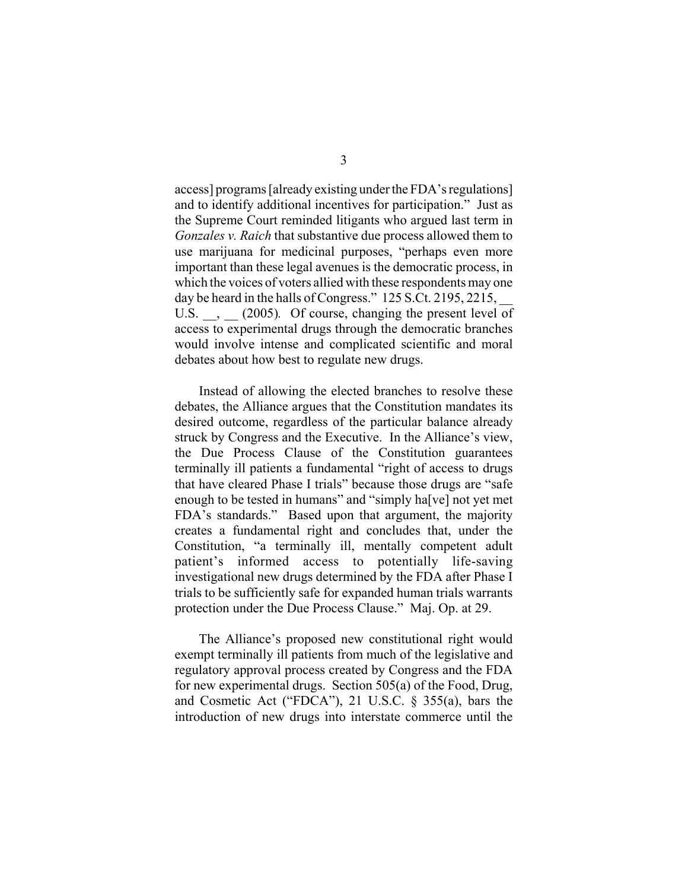access] programs [already existing under the FDA's regulations] and to identify additional incentives for participation." Just as the Supreme Court reminded litigants who argued last term in *Gonzales v. Raich* that substantive due process allowed them to use marijuana for medicinal purposes, "perhaps even more important than these legal avenues is the democratic process, in which the voices of voters allied with these respondents may one day be heard in the halls of Congress." 125 S.Ct. 2195, 2215, __ U.S. __, __ (2005). Of course, changing the present level of access to experimental drugs through the democratic branches would involve intense and complicated scientific and moral debates about how best to regulate new drugs.

Instead of allowing the elected branches to resolve these debates, the Alliance argues that the Constitution mandates its desired outcome, regardless of the particular balance already struck by Congress and the Executive. In the Alliance's view, the Due Process Clause of the Constitution guarantees terminally ill patients a fundamental "right of access to drugs that have cleared Phase I trials" because those drugs are "safe enough to be tested in humans" and "simply ha[ve] not yet met FDA's standards." Based upon that argument, the majority creates a fundamental right and concludes that, under the Constitution, "a terminally ill, mentally competent adult patient's informed access to potentially life-saving investigational new drugs determined by the FDA after Phase I trials to be sufficiently safe for expanded human trials warrants protection under the Due Process Clause." Maj. Op. at 29.

The Alliance's proposed new constitutional right would exempt terminally ill patients from much of the legislative and regulatory approval process created by Congress and the FDA for new experimental drugs. Section 505(a) of the Food, Drug, and Cosmetic Act ("FDCA"), 21 U.S.C. § 355(a), bars the introduction of new drugs into interstate commerce until the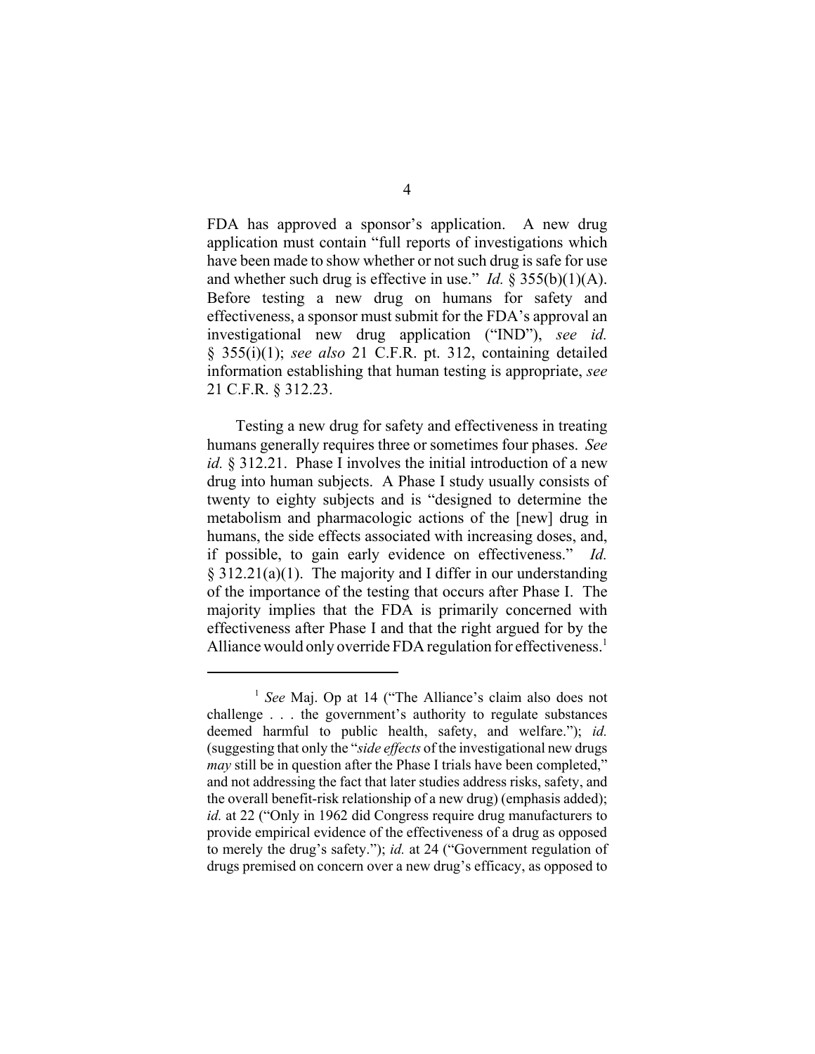FDA has approved a sponsor's application. A new drug application must contain "full reports of investigations which have been made to show whether or not such drug is safe for use and whether such drug is effective in use." *Id.* § 355(b)(1)(A). Before testing a new drug on humans for safety and effectiveness, a sponsor must submit for the FDA's approval an investigational new drug application ("IND"), *see id.* § 355(i)(1); *see also* 21 C.F.R. pt. 312, containing detailed information establishing that human testing is appropriate, *see* 21 C.F.R. § 312.23.

Testing a new drug for safety and effectiveness in treating humans generally requires three or sometimes four phases. *See id.* § 312.21. Phase I involves the initial introduction of a new drug into human subjects. A Phase I study usually consists of twenty to eighty subjects and is "designed to determine the metabolism and pharmacologic actions of the [new] drug in humans, the side effects associated with increasing doses, and, if possible, to gain early evidence on effectiveness." *Id.* § 312.21(a)(1). The majority and I differ in our understanding of the importance of the testing that occurs after Phase I. The majority implies that the FDA is primarily concerned with effectiveness after Phase I and that the right argued for by the Alliance would only override FDA regulation for effectiveness.[1]

---

[1] *See* Maj. Op at 14 ("The Alliance's claim also does not challenge . . . the government's authority to regulate substances deemed harmful to public health, safety, and welfare."); *id.* (suggesting that only the "*side effects* of the investigational new drugs *may* still be in question after the Phase I trials have been completed," and not addressing the fact that later studies address risks, safety, and the overall benefit-risk relationship of a new drug) (emphasis added); *id.* at 22 ("Only in 1962 did Congress require drug manufacturers to provide empirical evidence of the effectiveness of a drug as opposed to merely the drug's safety."); *id.* at 24 ("Government regulation of drugs premised on concern over a new drug's efficacy, as opposed to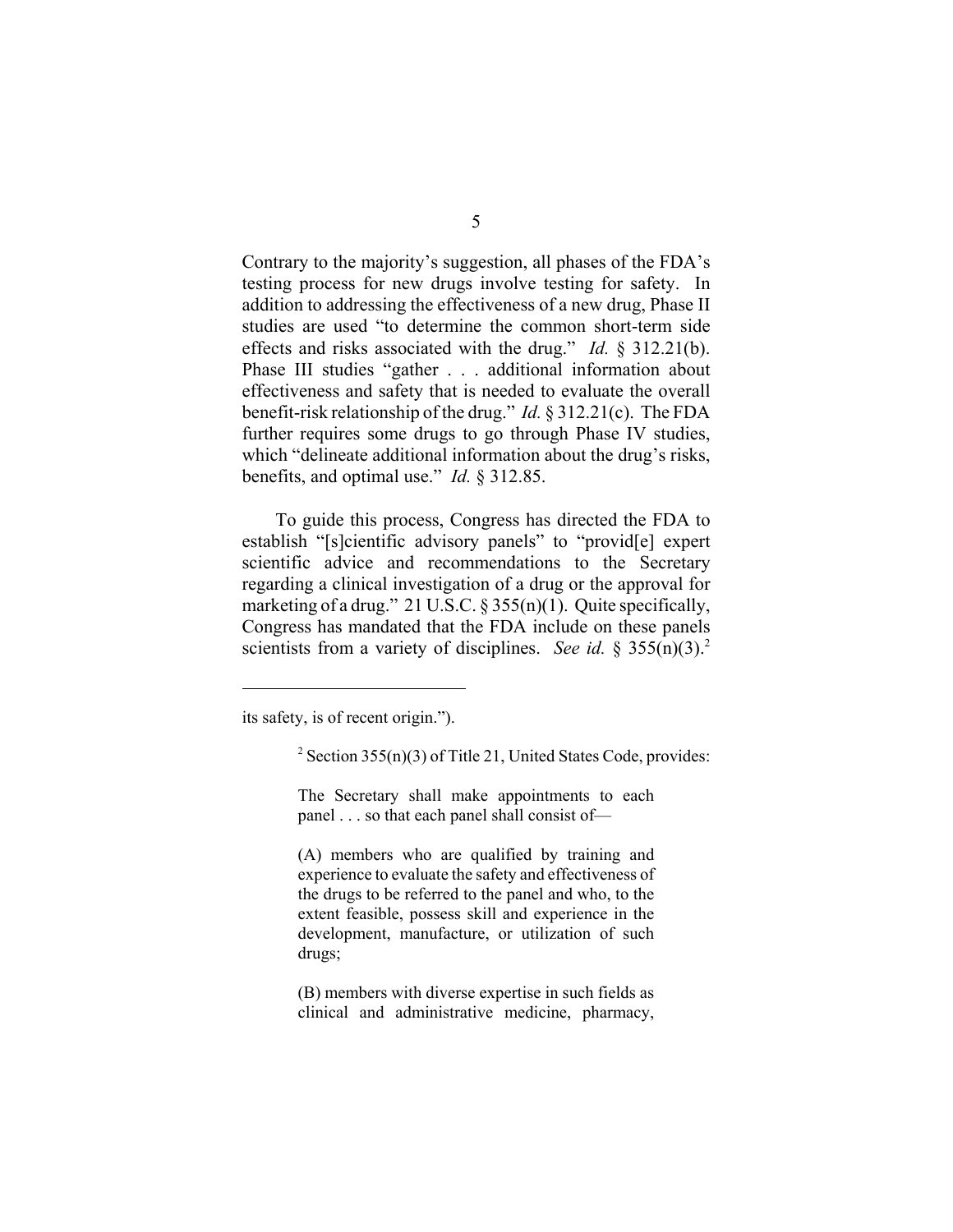Contrary to the majority's suggestion, all phases of the FDA's testing process for new drugs involve testing for safety. In addition to addressing the effectiveness of a new drug, Phase II studies are used "to determine the common short-term side effects and risks associated with the drug." *Id.* § 312.21(b). Phase III studies "gather . . . additional information about effectiveness and safety that is needed to evaluate the overall benefit-risk relationship of the drug." *Id.* § 312.21(c). The FDA further requires some drugs to go through Phase IV studies, which "delineate additional information about the drug's risks, benefits, and optimal use." *Id.* § 312.85.

To guide this process, Congress has directed the FDA to establish "[s]cientific advisory panels" to "provid[e] expert scientific advice and recommendations to the Secretary regarding a clinical investigation of a drug or the approval for marketing of a drug." 21 U.S.C. § 355(n)(1). Quite specifically, Congress has mandated that the FDA include on these panels scientists from a variety of disciplines. *See id.* § 355(n)(3).[2]

---

its safety, is of recent origin.").

[2] Section 355(n)(3) of Title 21, United States Code, provides:

> The Secretary shall make appointments to each panel . . . so that each panel shall consist of—
>
> (A) members who are qualified by training and experience to evaluate the safety and effectiveness of the drugs to be referred to the panel and who, to the extent feasible, possess skill and experience in the development, manufacture, or utilization of such drugs;
>
> (B) members with diverse expertise in such fields as clinical and administrative medicine, pharmacy,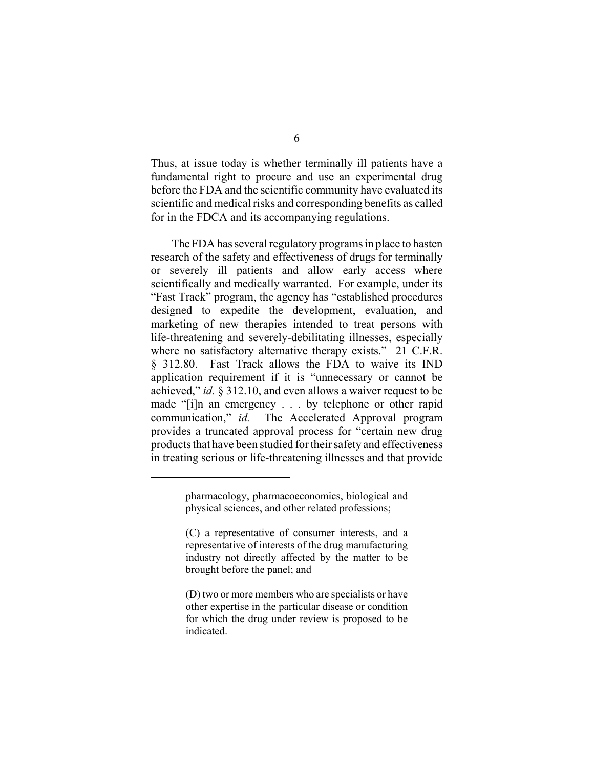Thus, at issue today is whether terminally ill patients have a fundamental right to procure and use an experimental drug before the FDA and the scientific community have evaluated its scientific and medical risks and corresponding benefits as called for in the FDCA and its accompanying regulations.

The FDA has several regulatory programs in place to hasten research of the safety and effectiveness of drugs for terminally or severely ill patients and allow early access where scientifically and medically warranted. For example, under its "Fast Track" program, the agency has "established procedures designed to expedite the development, evaluation, and marketing of new therapies intended to treat persons with life-threatening and severely-debilitating illnesses, especially where no satisfactory alternative therapy exists." 21 C.F.R. § 312.80. Fast Track allows the FDA to waive its IND application requirement if it is "unnecessary or cannot be achieved," *id.* § 312.10, and even allows a waiver request to be made "[i]n an emergency . . . by telephone or other rapid communication," *id.* The Accelerated Approval program provides a truncated approval process for "certain new drug products that have been studied for their safety and effectiveness in treating serious or life-threatening illnesses and that provide

---

> pharmacology, pharmacoeconomics, biological and physical sciences, and other related professions;
>
> (C) a representative of consumer interests, and a representative of interests of the drug manufacturing industry not directly affected by the matter to be brought before the panel; and
>
> (D) two or more members who are specialists or have other expertise in the particular disease or condition for which the drug under review is proposed to be indicated.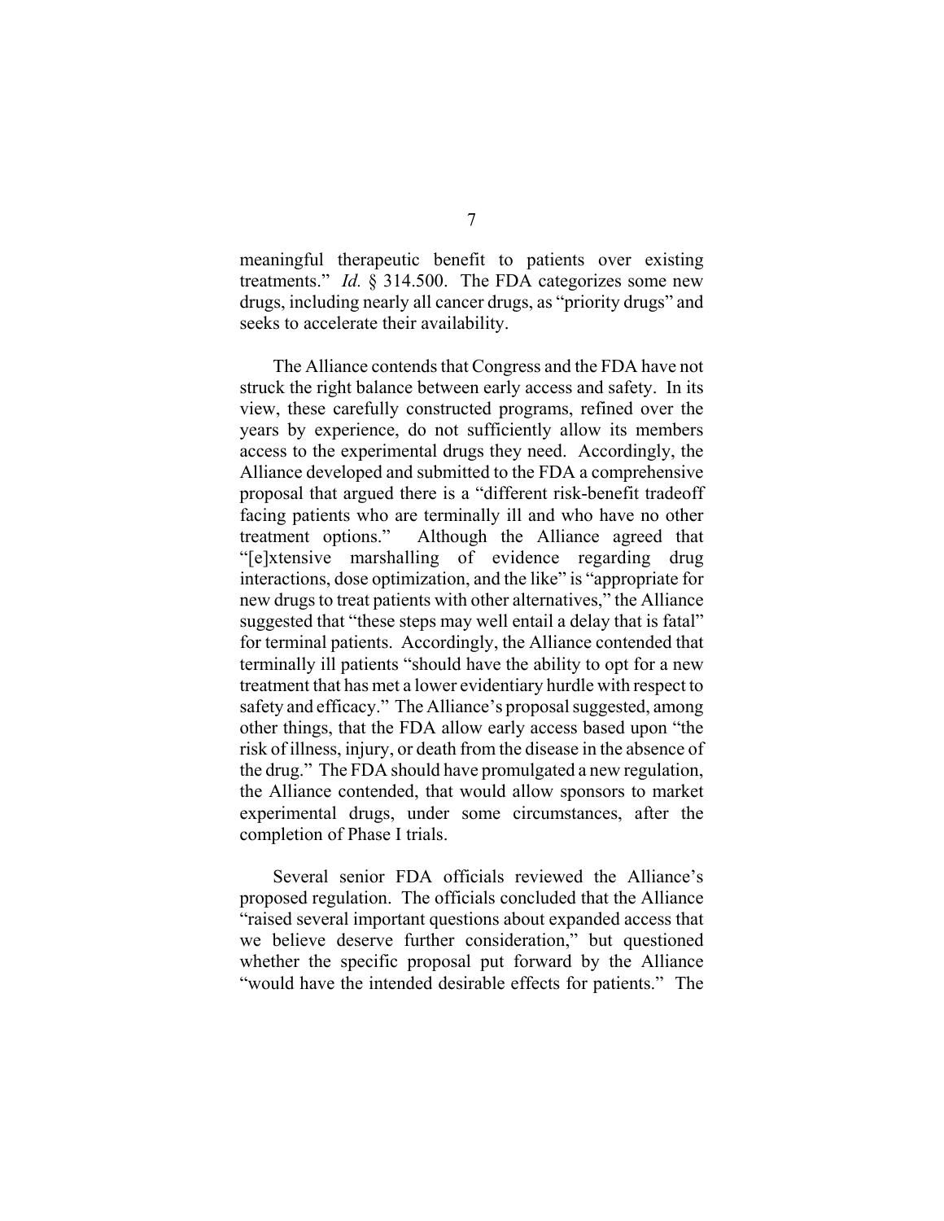meaningful therapeutic benefit to patients over existing treatments." *Id.* § 314.500. The FDA categorizes some new drugs, including nearly all cancer drugs, as "priority drugs" and seeks to accelerate their availability.

The Alliance contends that Congress and the FDA have not struck the right balance between early access and safety. In its view, these carefully constructed programs, refined over the years by experience, do not sufficiently allow its members access to the experimental drugs they need. Accordingly, the Alliance developed and submitted to the FDA a comprehensive proposal that argued there is a "different risk-benefit tradeoff facing patients who are terminally ill and who have no other treatment options." Although the Alliance agreed that "[e]xtensive marshalling of evidence regarding drug interactions, dose optimization, and the like" is "appropriate for new drugs to treat patients with other alternatives," the Alliance suggested that "these steps may well entail a delay that is fatal" for terminal patients. Accordingly, the Alliance contended that terminally ill patients "should have the ability to opt for a new treatment that has met a lower evidentiary hurdle with respect to safety and efficacy." The Alliance's proposal suggested, among other things, that the FDA allow early access based upon "the risk of illness, injury, or death from the disease in the absence of the drug." The FDA should have promulgated a new regulation, the Alliance contended, that would allow sponsors to market experimental drugs, under some circumstances, after the completion of Phase I trials.

Several senior FDA officials reviewed the Alliance's proposed regulation. The officials concluded that the Alliance "raised several important questions about expanded access that we believe deserve further consideration," but questioned whether the specific proposal put forward by the Alliance "would have the intended desirable effects for patients." The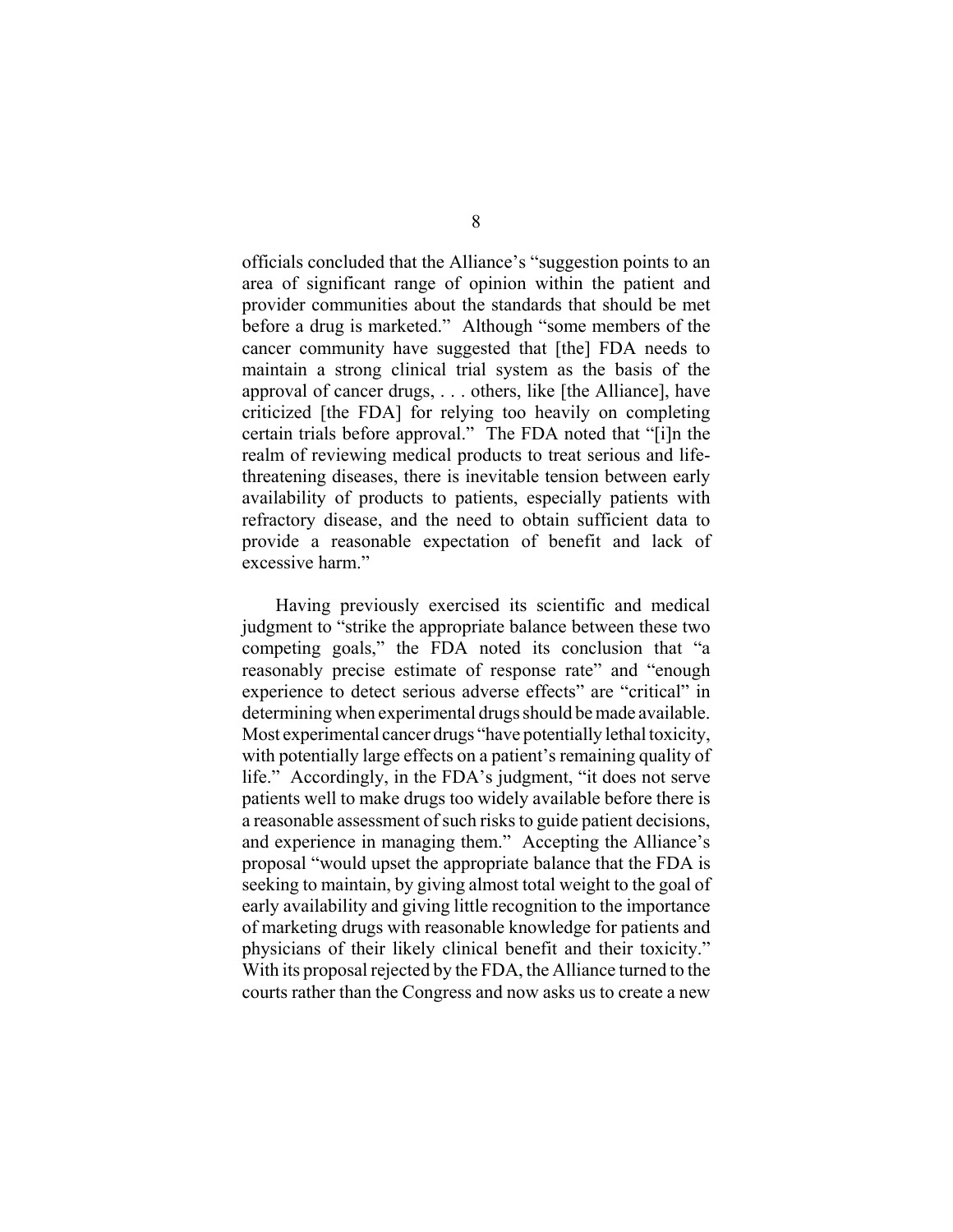officials concluded that the Alliance's "suggestion points to an area of significant range of opinion within the patient and provider communities about the standards that should be met before a drug is marketed." Although "some members of the cancer community have suggested that [the] FDA needs to maintain a strong clinical trial system as the basis of the approval of cancer drugs, . . . others, like [the Alliance], have criticized [the FDA] for relying too heavily on completing certain trials before approval." The FDA noted that "[i]n the realm of reviewing medical products to treat serious and life-threatening diseases, there is inevitable tension between early availability of products to patients, especially patients with refractory disease, and the need to obtain sufficient data to provide a reasonable expectation of benefit and lack of excessive harm."

Having previously exercised its scientific and medical judgment to "strike the appropriate balance between these two competing goals," the FDA noted its conclusion that "a reasonably precise estimate of response rate" and "enough experience to detect serious adverse effects" are "critical" in determining when experimental drugs should be made available. Most experimental cancer drugs "have potentially lethal toxicity, with potentially large effects on a patient's remaining quality of life." Accordingly, in the FDA's judgment, "it does not serve patients well to make drugs too widely available before there is a reasonable assessment of such risks to guide patient decisions, and experience in managing them." Accepting the Alliance's proposal "would upset the appropriate balance that the FDA is seeking to maintain, by giving almost total weight to the goal of early availability and giving little recognition to the importance of marketing drugs with reasonable knowledge for patients and physicians of their likely clinical benefit and their toxicity." With its proposal rejected by the FDA, the Alliance turned to the courts rather than the Congress and now asks us to create a new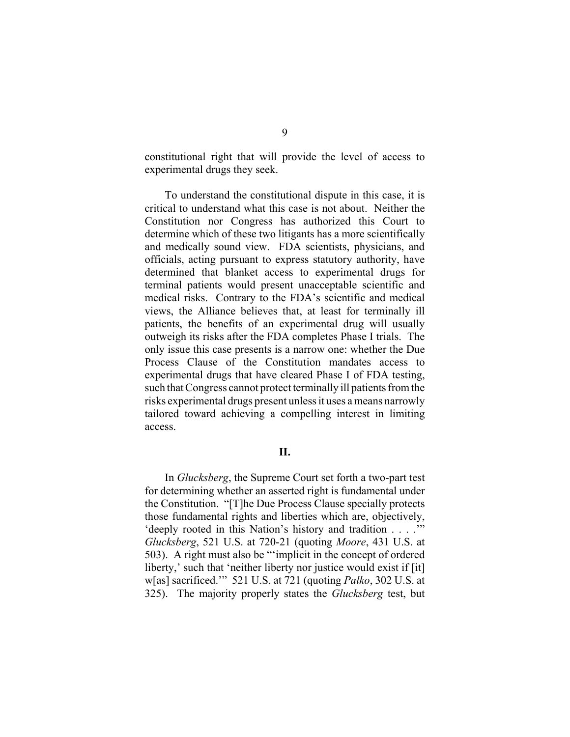constitutional right that will provide the level of access to experimental drugs they seek.

To understand the constitutional dispute in this case, it is critical to understand what this case is not about. Neither the Constitution nor Congress has authorized this Court to determine which of these two litigants has a more scientifically and medically sound view. FDA scientists, physicians, and officials, acting pursuant to express statutory authority, have determined that blanket access to experimental drugs for terminal patients would present unacceptable scientific and medical risks. Contrary to the FDA's scientific and medical views, the Alliance believes that, at least for terminally ill patients, the benefits of an experimental drug will usually outweigh its risks after the FDA completes Phase I trials. The only issue this case presents is a narrow one: whether the Due Process Clause of the Constitution mandates access to experimental drugs that have cleared Phase I of FDA testing, such that Congress cannot protect terminally ill patients from the risks experimental drugs present unless it uses a means narrowly tailored toward achieving a compelling interest in limiting access.

**II.**

In *Glucksberg*, the Supreme Court set forth a two-part test for determining whether an asserted right is fundamental under the Constitution. "[T]he Due Process Clause specially protects those fundamental rights and liberties which are, objectively, 'deeply rooted in this Nation's history and tradition . . . .'" *Glucksberg*, 521 U.S. at 720-21 (quoting *Moore*, 431 U.S. at 503). A right must also be "'implicit in the concept of ordered liberty,' such that 'neither liberty nor justice would exist if [it] w[as] sacrificed.'" 521 U.S. at 721 (quoting *Palko*, 302 U.S. at 325). The majority properly states the *Glucksberg* test, but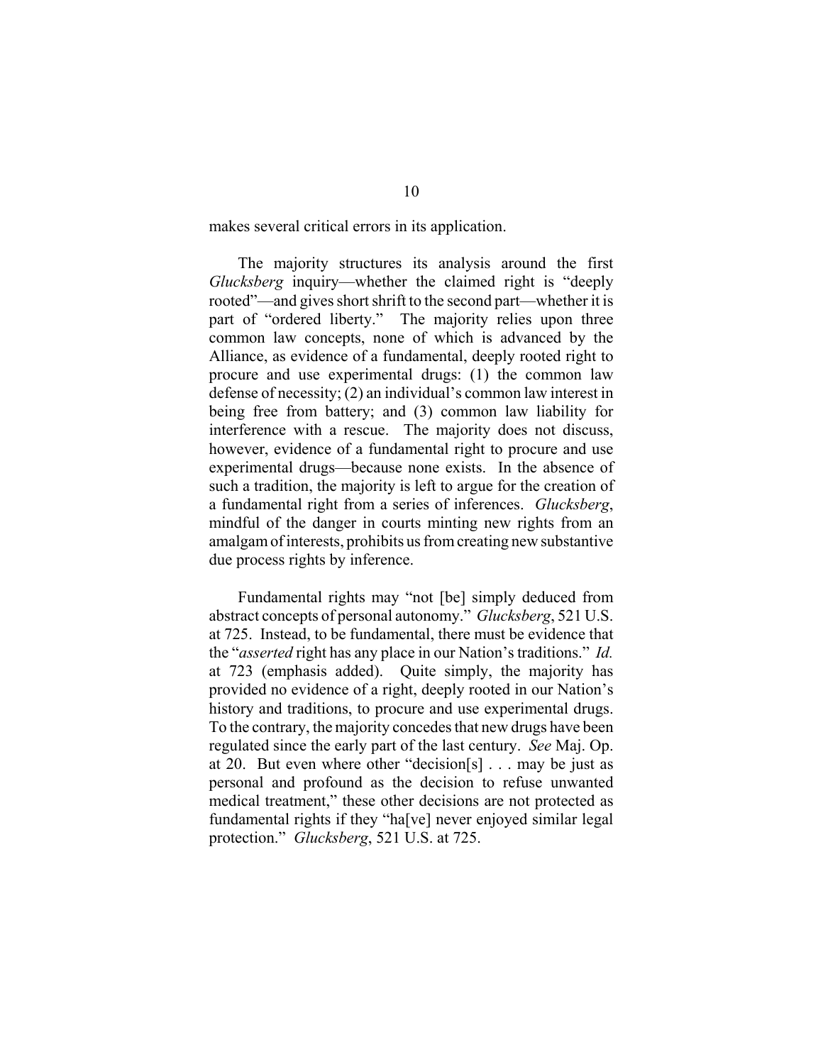makes several critical errors in its application.

The majority structures its analysis around the first *Glucksberg* inquiry—whether the claimed right is "deeply rooted"—and gives short shrift to the second part—whether it is part of "ordered liberty." The majority relies upon three common law concepts, none of which is advanced by the Alliance, as evidence of a fundamental, deeply rooted right to procure and use experimental drugs: (1) the common law defense of necessity; (2) an individual's common law interest in being free from battery; and (3) common law liability for interference with a rescue. The majority does not discuss, however, evidence of a fundamental right to procure and use experimental drugs—because none exists. In the absence of such a tradition, the majority is left to argue for the creation of a fundamental right from a series of inferences. *Glucksberg*, mindful of the danger in courts minting new rights from an amalgam of interests, prohibits us from creating new substantive due process rights by inference.

Fundamental rights may "not [be] simply deduced from abstract concepts of personal autonomy." *Glucksberg*, 521 U.S. at 725. Instead, to be fundamental, there must be evidence that the "*asserted* right has any place in our Nation's traditions." *Id.* at 723 (emphasis added). Quite simply, the majority has provided no evidence of a right, deeply rooted in our Nation's history and traditions, to procure and use experimental drugs. To the contrary, the majority concedes that new drugs have been regulated since the early part of the last century. *See* Maj. Op. at 20. But even where other "decision[s] . . . may be just as personal and profound as the decision to refuse unwanted medical treatment," these other decisions are not protected as fundamental rights if they "ha[ve] never enjoyed similar legal protection." *Glucksberg*, 521 U.S. at 725.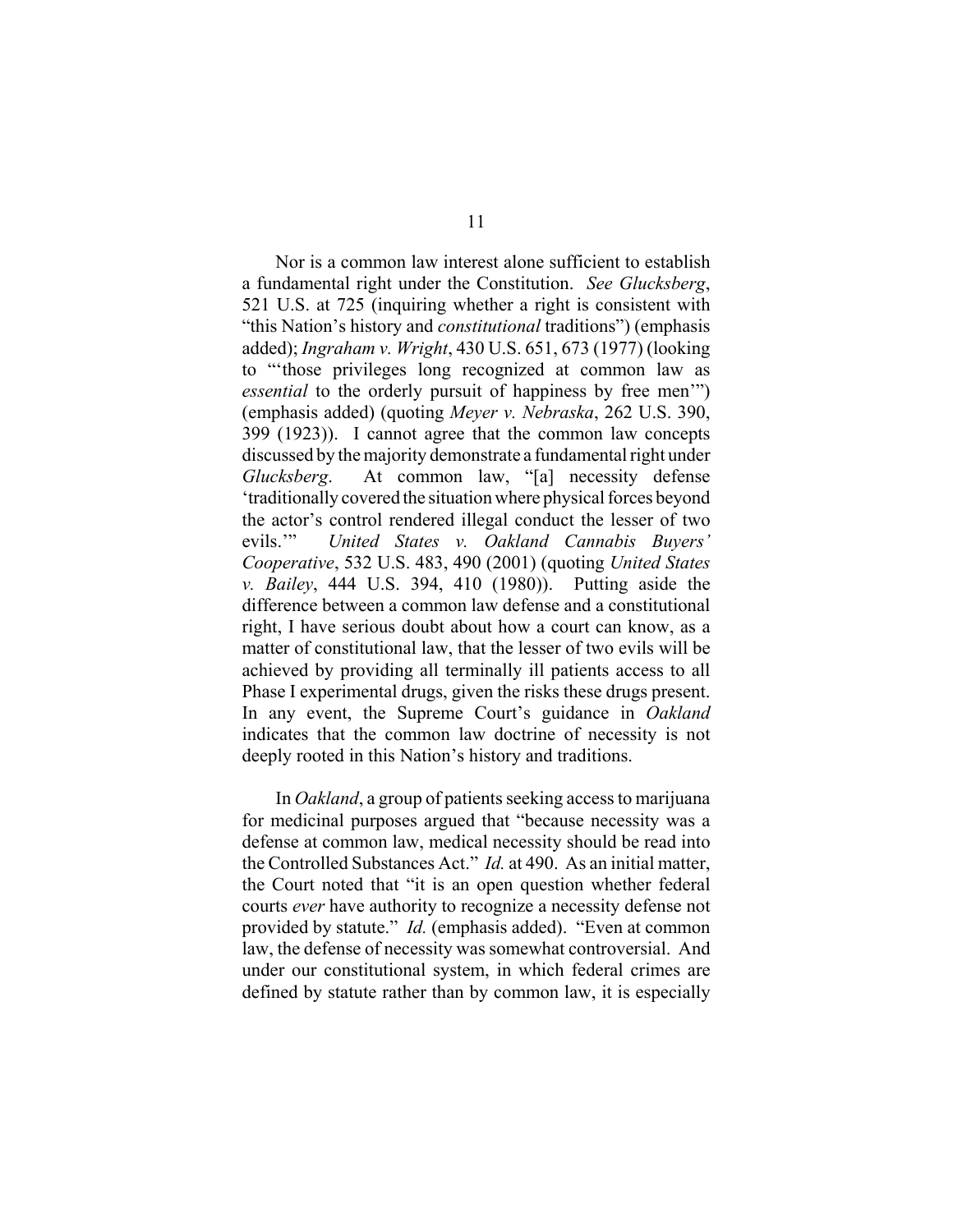Nor is a common law interest alone sufficient to establish a fundamental right under the Constitution. *See Glucksberg*, 521 U.S. at 725 (inquiring whether a right is consistent with "this Nation's history and *constitutional* traditions") (emphasis added); *Ingraham v. Wright*, 430 U.S. 651, 673 (1977) (looking to "'those privileges long recognized at common law as *essential* to the orderly pursuit of happiness by free men'") (emphasis added) (quoting *Meyer v. Nebraska*, 262 U.S. 390, 399 (1923)). I cannot agree that the common law concepts discussed by the majority demonstrate a fundamental right under *Glucksberg*. At common law, "[a] necessity defense 'traditionally covered the situation where physical forces beyond the actor's control rendered illegal conduct the lesser of two evils.'" *United States v. Oakland Cannabis Buyers' Cooperative*, 532 U.S. 483, 490 (2001) (quoting *United States v. Bailey*, 444 U.S. 394, 410 (1980)). Putting aside the difference between a common law defense and a constitutional right, I have serious doubt about how a court can know, as a matter of constitutional law, that the lesser of two evils will be achieved by providing all terminally ill patients access to all Phase I experimental drugs, given the risks these drugs present. In any event, the Supreme Court's guidance in *Oakland* indicates that the common law doctrine of necessity is not deeply rooted in this Nation's history and traditions.

In *Oakland*, a group of patients seeking access to marijuana for medicinal purposes argued that "because necessity was a defense at common law, medical necessity should be read into the Controlled Substances Act." *Id.* at 490. As an initial matter, the Court noted that "it is an open question whether federal courts *ever* have authority to recognize a necessity defense not provided by statute." *Id.* (emphasis added). "Even at common law, the defense of necessity was somewhat controversial. And under our constitutional system, in which federal crimes are defined by statute rather than by common law, it is especially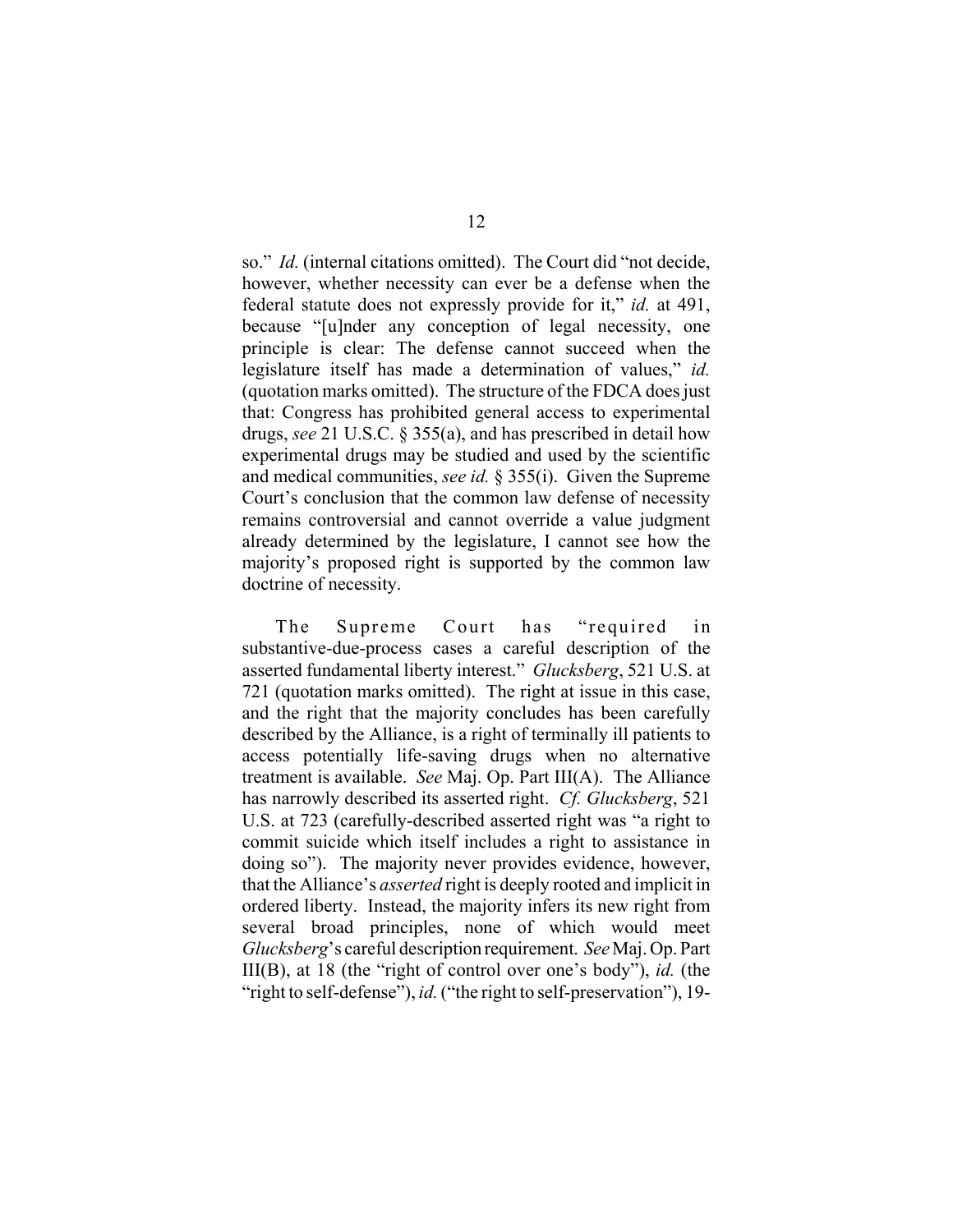so." *Id.* (internal citations omitted). The Court did "not decide, however, whether necessity can ever be a defense when the federal statute does not expressly provide for it," *id.* at 491, because "[u]nder any conception of legal necessity, one principle is clear: The defense cannot succeed when the legislature itself has made a determination of values," *id.* (quotation marks omitted). The structure of the FDCA does just that: Congress has prohibited general access to experimental drugs, *see* 21 U.S.C. § 355(a), and has prescribed in detail how experimental drugs may be studied and used by the scientific and medical communities, *see id.* § 355(i). Given the Supreme Court's conclusion that the common law defense of necessity remains controversial and cannot override a value judgment already determined by the legislature, I cannot see how the majority's proposed right is supported by the common law doctrine of necessity.

The Supreme Court has "required in substantive-due-process cases a careful description of the asserted fundamental liberty interest." *Glucksberg*, 521 U.S. at 721 (quotation marks omitted). The right at issue in this case, and the right that the majority concludes has been carefully described by the Alliance, is a right of terminally ill patients to access potentially life-saving drugs when no alternative treatment is available. *See* Maj. Op. Part III(A). The Alliance has narrowly described its asserted right. *Cf. Glucksberg*, 521 U.S. at 723 (carefully-described asserted right was "a right to commit suicide which itself includes a right to assistance in doing so"). The majority never provides evidence, however, that the Alliance's *asserted* right is deeply rooted and implicit in ordered liberty. Instead, the majority infers its new right from several broad principles, none of which would meet *Glucksberg*'s careful description requirement. *See* Maj. Op. Part III(B), at 18 (the "right of control over one's body"), *id.* (the "right to self-defense"), *id.* ("the right to self-preservation"), 19-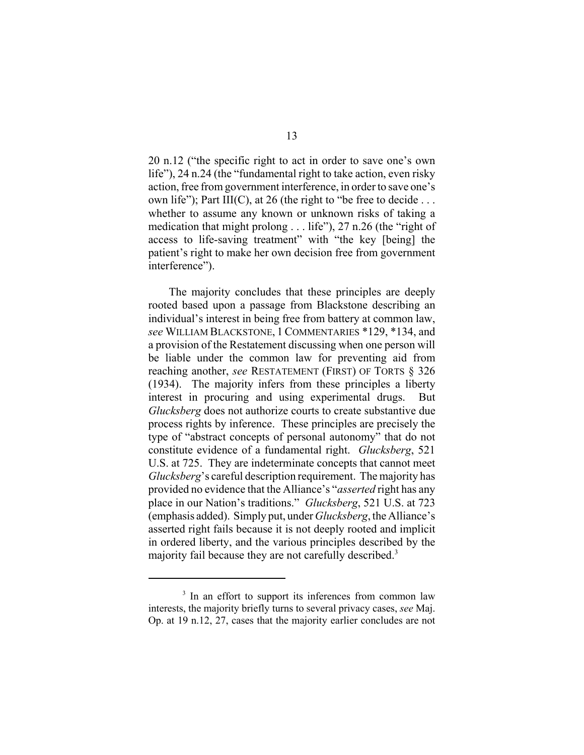20 n.12 ("the specific right to act in order to save one's own life"), 24 n.24 (the "fundamental right to take action, even risky action, free from government interference, in order to save one's own life"); Part III(C), at 26 (the right to "be free to decide . . . whether to assume any known or unknown risks of taking a medication that might prolong . . . life"), 27 n.26 (the "right of access to life-saving treatment" with "the key [being] the patient's right to make her own decision free from government interference").

The majority concludes that these principles are deeply rooted based upon a passage from Blackstone describing an individual's interest in being free from battery at common law, *see* WILLIAM BLACKSTONE, 1 COMMENTARIES *129, *134, and a provision of the Restatement discussing when one person will be liable under the common law for preventing aid from reaching another, *see* RESTATEMENT (FIRST) OF TORTS § 326 (1934). The majority infers from these principles a liberty interest in procuring and using experimental drugs. But *Glucksberg* does not authorize courts to create substantive due process rights by inference. These principles are precisely the type of "abstract concepts of personal autonomy" that do not constitute evidence of a fundamental right. *Glucksberg*, 521 U.S. at 725. They are indeterminate concepts that cannot meet *Glucksberg*'s careful description requirement. The majority has provided no evidence that the Alliance's "*asserted* right has any place in our Nation's traditions." *Glucksberg*, 521 U.S. at 723 (emphasis added). Simply put, under *Glucksberg*, the Alliance's asserted right fails because it is not deeply rooted and implicit in ordered liberty, and the various principles described by the majority fail because they are not carefully described.[3]

---

[3] In an effort to support its inferences from common law interests, the majority briefly turns to several privacy cases, *see* Maj. Op. at 19 n.12, 27, cases that the majority earlier concludes are not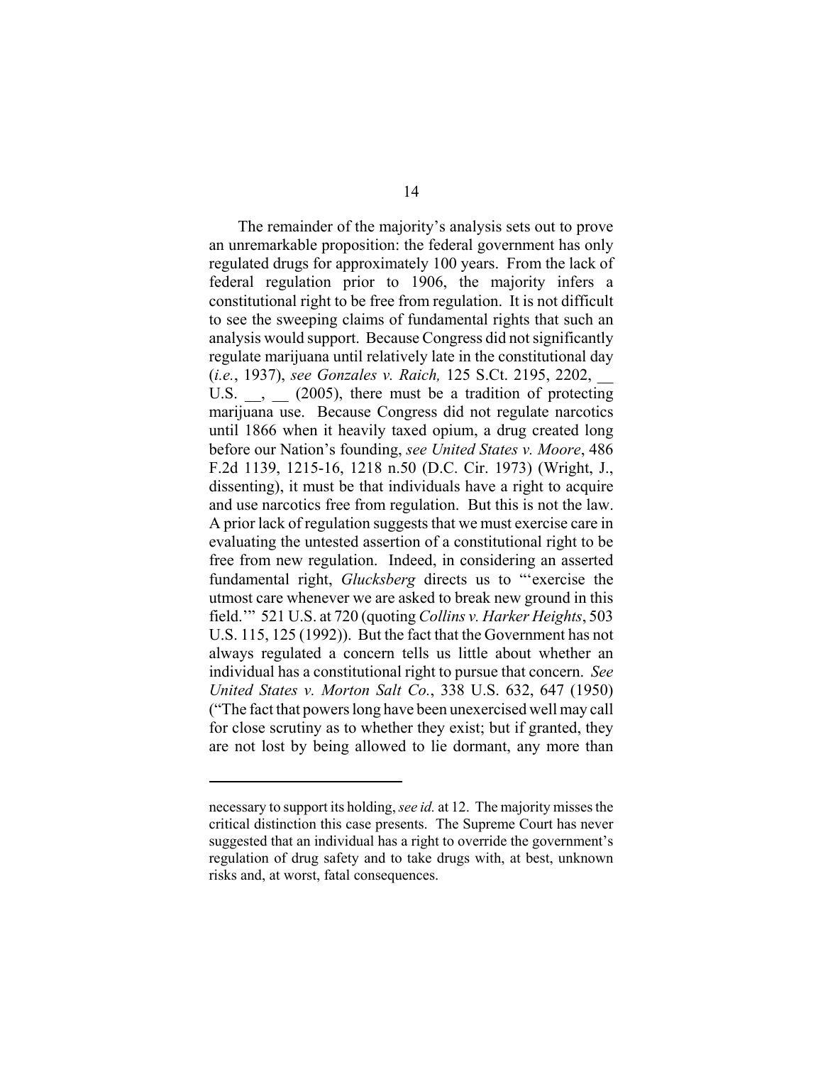The remainder of the majority's analysis sets out to prove an unremarkable proposition: the federal government has only regulated drugs for approximately 100 years. From the lack of federal regulation prior to 1906, the majority infers a constitutional right to be free from regulation. It is not difficult to see the sweeping claims of fundamental rights that such an analysis would support. Because Congress did not significantly regulate marijuana until relatively late in the constitutional day (*i.e.*, 1937), *see Gonzales v. Raich,* 125 S.Ct. 2195, 2202, __ U.S. __, __ (2005), there must be a tradition of protecting marijuana use. Because Congress did not regulate narcotics until 1866 when it heavily taxed opium, a drug created long before our Nation's founding, *see United States v. Moore*, 486 F.2d 1139, 1215-16, 1218 n.50 (D.C. Cir. 1973) (Wright, J., dissenting), it must be that individuals have a right to acquire and use narcotics free from regulation. But this is not the law. A prior lack of regulation suggests that we must exercise care in evaluating the untested assertion of a constitutional right to be free from new regulation. Indeed, in considering an asserted fundamental right, *Glucksberg* directs us to "'exercise the utmost care whenever we are asked to break new ground in this field.'" 521 U.S. at 720 (quoting *Collins v. Harker Heights*, 503 U.S. 115, 125 (1992)). But the fact that the Government has not always regulated a concern tells us little about whether an individual has a constitutional right to pursue that concern. *See United States v. Morton Salt Co.*, 338 U.S. 632, 647 (1950) ("The fact that powers long have been unexercised well may call for close scrutiny as to whether they exist; but if granted, they are not lost by being allowed to lie dormant, any more than

---

necessary to support its holding, *see id.* at 12. The majority misses the critical distinction this case presents. The Supreme Court has never suggested that an individual has a right to override the government's regulation of drug safety and to take drugs with, at best, unknown risks and, at worst, fatal consequences.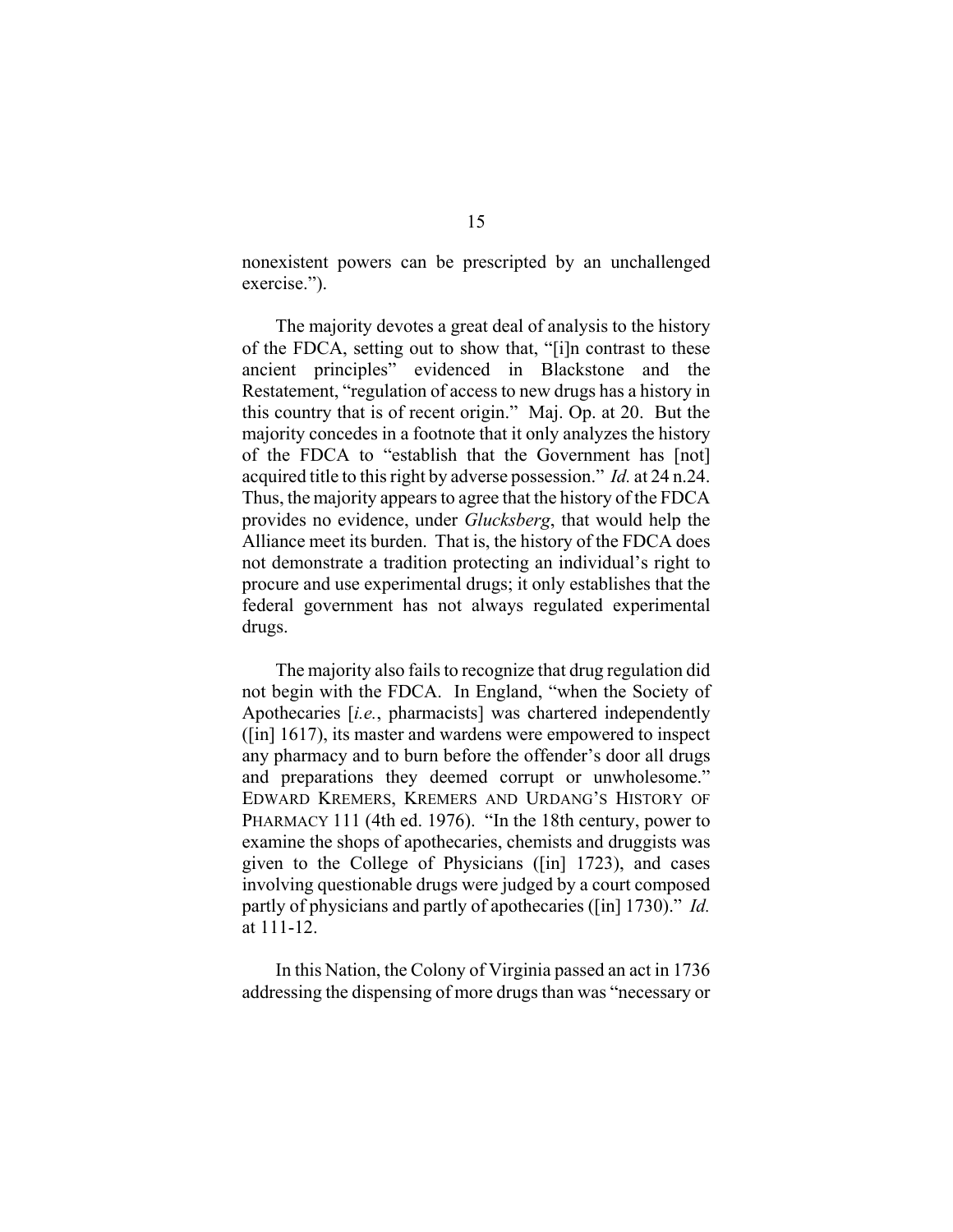nonexistent powers can be prescripted by an unchallenged exercise.").

The majority devotes a great deal of analysis to the history of the FDCA, setting out to show that, "[i]n contrast to these ancient principles" evidenced in Blackstone and the Restatement, "regulation of access to new drugs has a history in this country that is of recent origin." Maj. Op. at 20. But the majority concedes in a footnote that it only analyzes the history of the FDCA to "establish that the Government has [not] acquired title to this right by adverse possession." *Id.* at 24 n.24. Thus, the majority appears to agree that the history of the FDCA provides no evidence, under *Glucksberg*, that would help the Alliance meet its burden. That is, the history of the FDCA does not demonstrate a tradition protecting an individual's right to procure and use experimental drugs; it only establishes that the federal government has not always regulated experimental drugs.

The majority also fails to recognize that drug regulation did not begin with the FDCA. In England, "when the Society of Apothecaries [*i.e.*, pharmacists] was chartered independently ([in] 1617), its master and wardens were empowered to inspect any pharmacy and to burn before the offender's door all drugs and preparations they deemed corrupt or unwholesome." EDWARD KREMERS, KREMERS AND URDANG'S HISTORY OF PHARMACY 111 (4th ed. 1976). "In the 18th century, power to examine the shops of apothecaries, chemists and druggists was given to the College of Physicians ([in] 1723), and cases involving questionable drugs were judged by a court composed partly of physicians and partly of apothecaries ([in] 1730)." *Id.* at 111-12.

In this Nation, the Colony of Virginia passed an act in 1736 addressing the dispensing of more drugs than was "necessary or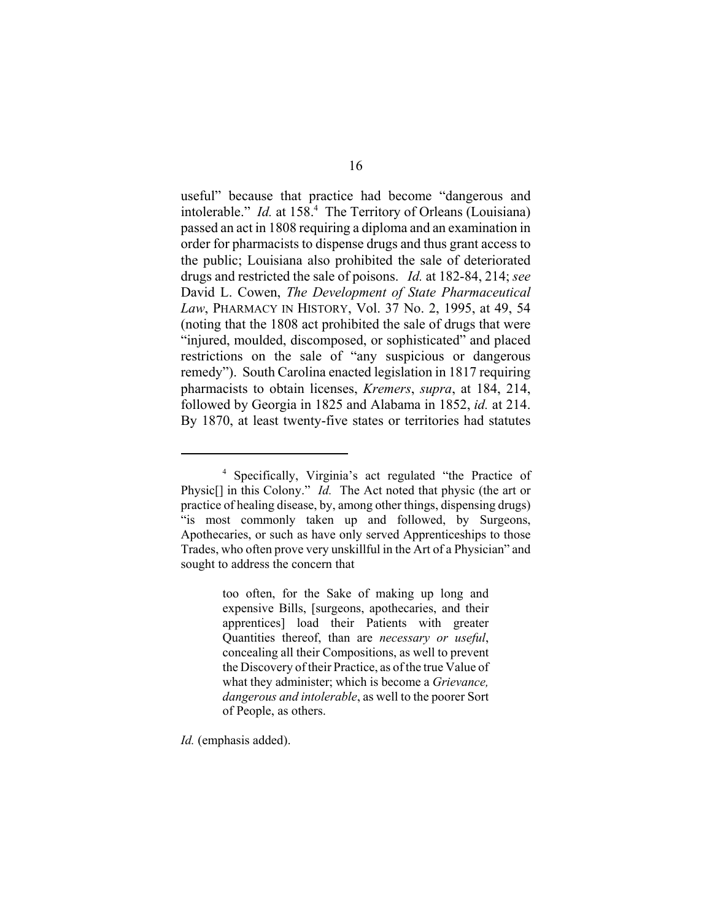useful" because that practice had become "dangerous and intolerable." *Id.* at 158.[4] The Territory of Orleans (Louisiana) passed an act in 1808 requiring a diploma and an examination in order for pharmacists to dispense drugs and thus grant access to the public; Louisiana also prohibited the sale of deteriorated drugs and restricted the sale of poisons. *Id.* at 182-84, 214; *see* David L. Cowen, *The Development of State Pharmaceutical Law*, PHARMACY IN HISTORY, Vol. 37 No. 2, 1995, at 49, 54 (noting that the 1808 act prohibited the sale of drugs that were "injured, moulded, discomposed, or sophisticated" and placed restrictions on the sale of "any suspicious or dangerous remedy"). South Carolina enacted legislation in 1817 requiring pharmacists to obtain licenses, *Kremers*, *supra*, at 184, 214, followed by Georgia in 1825 and Alabama in 1852, *id.* at 214. By 1870, at least twenty-five states or territories had statutes

---

[4] Specifically, Virginia's act regulated "the Practice of Physic[] in this Colony." *Id.* The Act noted that physic (the art or practice of healing disease, by, among other things, dispensing drugs) "is most commonly taken up and followed, by Surgeons, Apothecaries, or such as have only served Apprenticeships to those Trades, who often prove very unskillful in the Art of a Physician" and sought to address the concern that

> too often, for the Sake of making up long and expensive Bills, [surgeons, apothecaries, and their apprentices] load their Patients with greater Quantities thereof, than are *necessary or useful*, concealing all their Compositions, as well to prevent the Discovery of their Practice, as of the true Value of what they administer; which is become a *Grievance, dangerous and intolerable*, as well to the poorer Sort of People, as others.

*Id.* (emphasis added).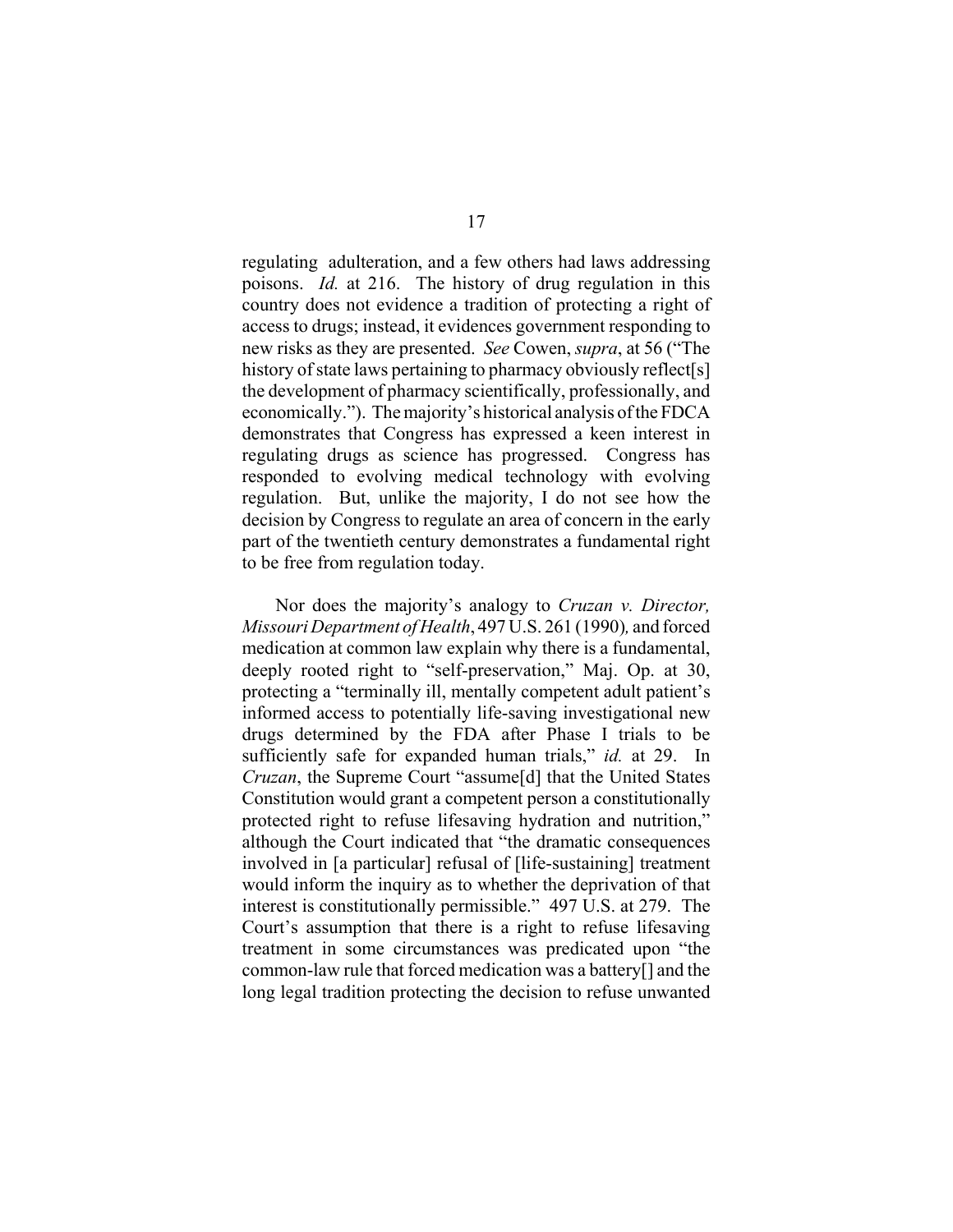regulating adulteration, and a few others had laws addressing poisons. *Id.* at 216. The history of drug regulation in this country does not evidence a tradition of protecting a right of access to drugs; instead, it evidences government responding to new risks as they are presented. *See* Cowen, *supra*, at 56 ("The history of state laws pertaining to pharmacy obviously reflect[s] the development of pharmacy scientifically, professionally, and economically."). The majority's historical analysis of the FDCA demonstrates that Congress has expressed a keen interest in regulating drugs as science has progressed. Congress has responded to evolving medical technology with evolving regulation. But, unlike the majority, I do not see how the decision by Congress to regulate an area of concern in the early part of the twentieth century demonstrates a fundamental right to be free from regulation today.

Nor does the majority's analogy to *Cruzan v. Director, Missouri Department of Health*, 497 U.S. 261 (1990)*,* and forced medication at common law explain why there is a fundamental, deeply rooted right to "self-preservation," Maj. Op. at 30, protecting a "terminally ill, mentally competent adult patient's informed access to potentially life-saving investigational new drugs determined by the FDA after Phase I trials to be sufficiently safe for expanded human trials," *id.* at 29. In *Cruzan*, the Supreme Court "assume[d] that the United States Constitution would grant a competent person a constitutionally protected right to refuse lifesaving hydration and nutrition," although the Court indicated that "the dramatic consequences involved in [a particular] refusal of [life-sustaining] treatment would inform the inquiry as to whether the deprivation of that interest is constitutionally permissible." 497 U.S. at 279. The Court's assumption that there is a right to refuse lifesaving treatment in some circumstances was predicated upon "the common-law rule that forced medication was a battery[] and the long legal tradition protecting the decision to refuse unwanted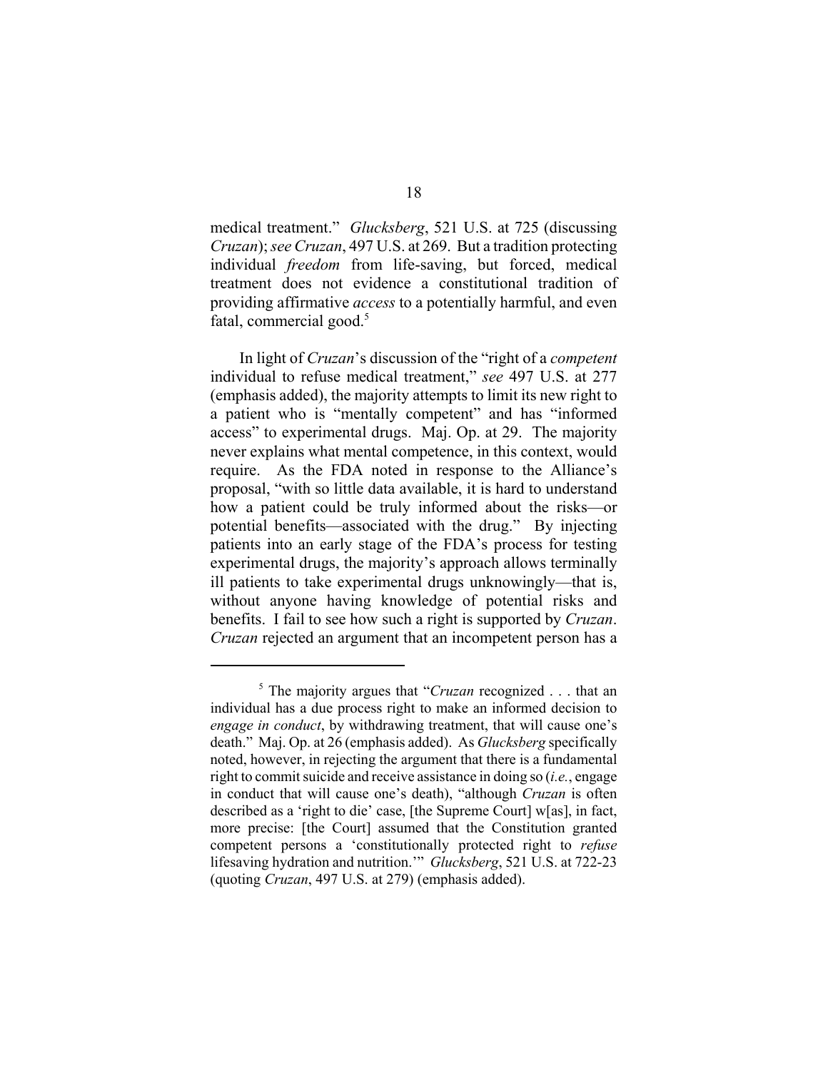medical treatment." *Glucksberg*, 521 U.S. at 725 (discussing *Cruzan*); *see Cruzan*, 497 U.S. at 269. But a tradition protecting individual *freedom* from life-saving, but forced, medical treatment does not evidence a constitutional tradition of providing affirmative *access* to a potentially harmful, and even fatal, commercial good.[5]

In light of *Cruzan*'s discussion of the "right of a *competent* individual to refuse medical treatment," *see* 497 U.S. at 277 (emphasis added), the majority attempts to limit its new right to a patient who is "mentally competent" and has "informed access" to experimental drugs. Maj. Op. at 29. The majority never explains what mental competence, in this context, would require. As the FDA noted in response to the Alliance's proposal, "with so little data available, it is hard to understand how a patient could be truly informed about the risks—or potential benefits—associated with the drug." By injecting patients into an early stage of the FDA's process for testing experimental drugs, the majority's approach allows terminally ill patients to take experimental drugs unknowingly—that is, without anyone having knowledge of potential risks and benefits. I fail to see how such a right is supported by *Cruzan*. *Cruzan* rejected an argument that an incompetent person has a

---

[5] The majority argues that "*Cruzan* recognized . . . that an individual has a due process right to make an informed decision to *engage in conduct*, by withdrawing treatment, that will cause one's death." Maj. Op. at 26 (emphasis added). As *Glucksberg* specifically noted, however, in rejecting the argument that there is a fundamental right to commit suicide and receive assistance in doing so (*i.e.*, engage in conduct that will cause one's death), "although *Cruzan* is often described as a 'right to die' case, [the Supreme Court] w[as], in fact, more precise: [the Court] assumed that the Constitution granted competent persons a 'constitutionally protected right to *refuse* lifesaving hydration and nutrition.'" *Glucksberg*, 521 U.S. at 722-23 (quoting *Cruzan*, 497 U.S. at 279) (emphasis added).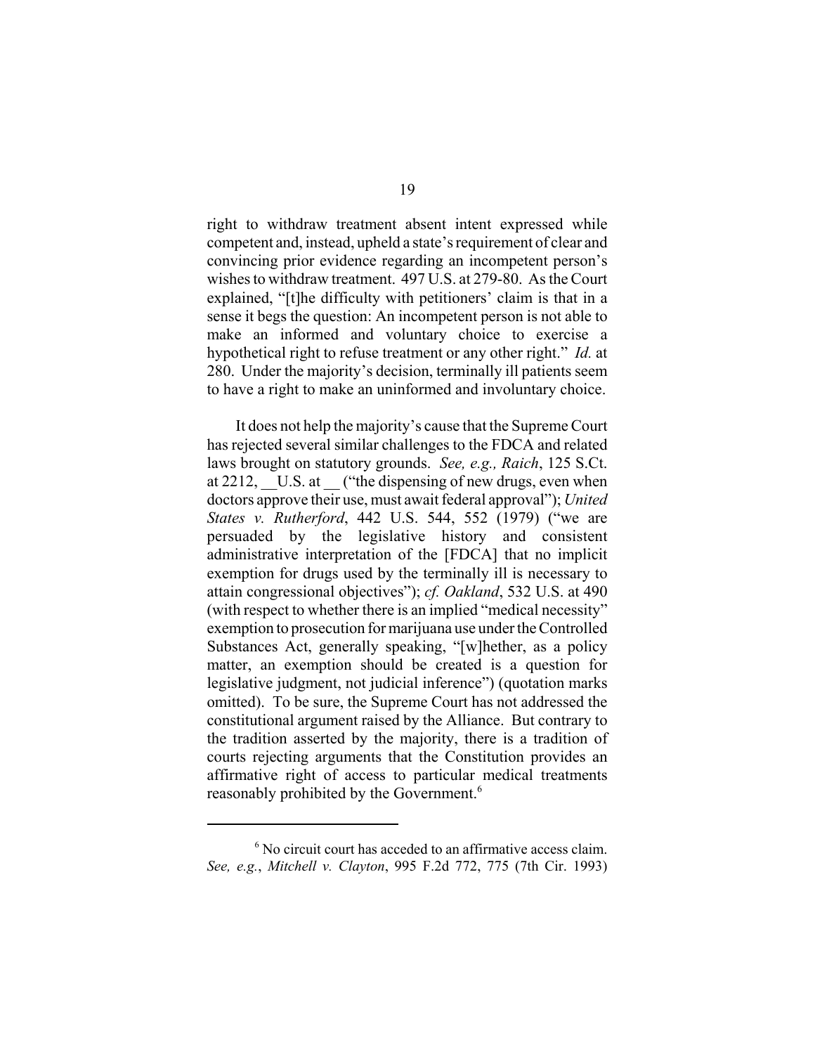right to withdraw treatment absent intent expressed while competent and, instead, upheld a state's requirement of clear and convincing prior evidence regarding an incompetent person's wishes to withdraw treatment. 497 U.S. at 279-80. As the Court explained, "[t]he difficulty with petitioners' claim is that in a sense it begs the question: An incompetent person is not able to make an informed and voluntary choice to exercise a hypothetical right to refuse treatment or any other right." *Id.* at 280. Under the majority's decision, terminally ill patients seem to have a right to make an uninformed and involuntary choice.

It does not help the majority's cause that the Supreme Court has rejected several similar challenges to the FDCA and related laws brought on statutory grounds. *See, e.g., Raich*, 125 S.Ct. at 2212, __U.S. at __ ("the dispensing of new drugs, even when doctors approve their use, must await federal approval"); *United States v. Rutherford*, 442 U.S. 544, 552 (1979) ("we are persuaded by the legislative history and consistent administrative interpretation of the [FDCA] that no implicit exemption for drugs used by the terminally ill is necessary to attain congressional objectives"); *cf. Oakland*, 532 U.S. at 490 (with respect to whether there is an implied "medical necessity" exemption to prosecution for marijuana use under the Controlled Substances Act, generally speaking, "[w]hether, as a policy matter, an exemption should be created is a question for legislative judgment, not judicial inference") (quotation marks omitted). To be sure, the Supreme Court has not addressed the constitutional argument raised by the Alliance. But contrary to the tradition asserted by the majority, there is a tradition of courts rejecting arguments that the Constitution provides an affirmative right of access to particular medical treatments reasonably prohibited by the Government.[6]

---

[6] No circuit court has acceded to an affirmative access claim. *See, e.g.*, *Mitchell v. Clayton*, 995 F.2d 772, 775 (7th Cir. 1993)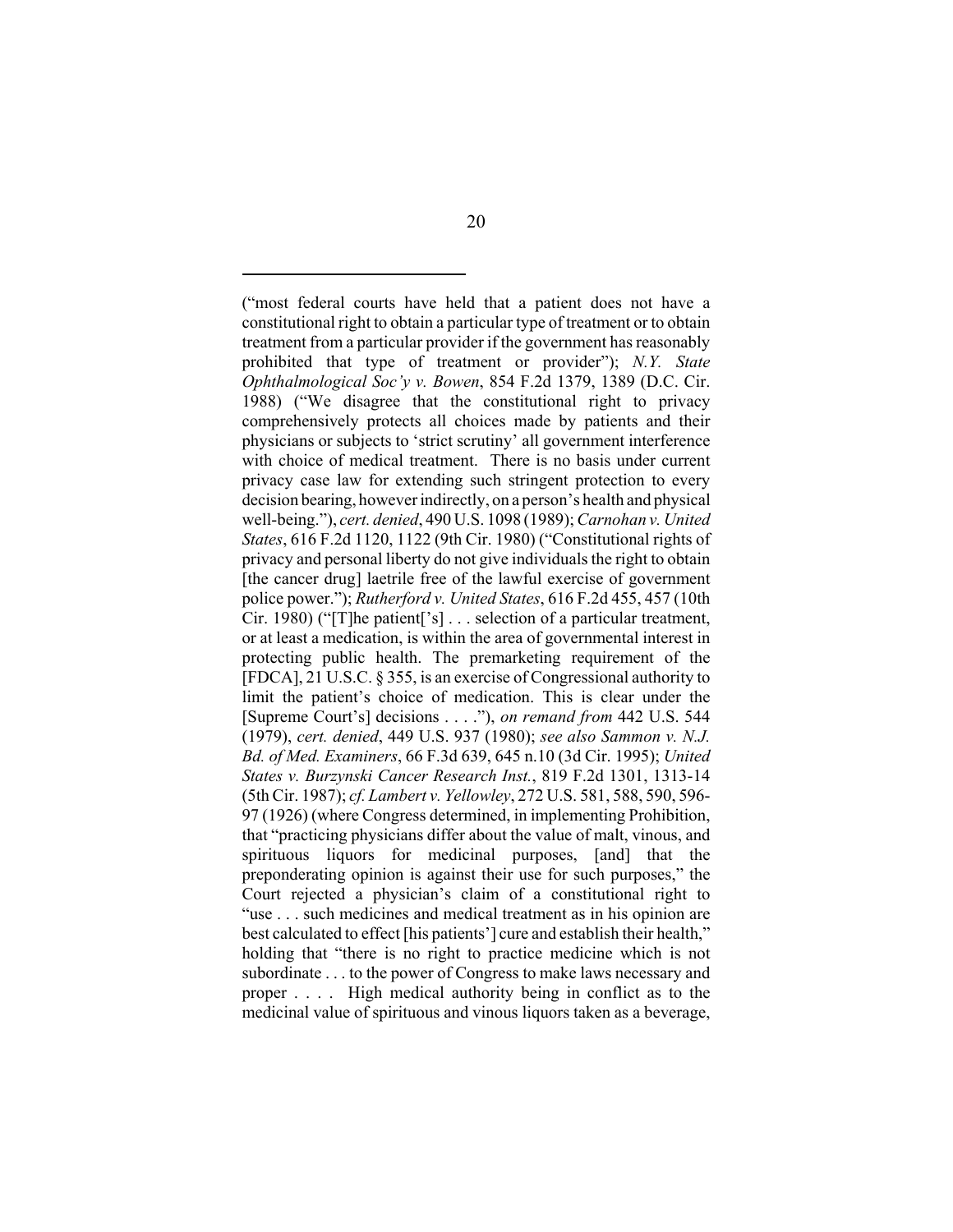("most federal courts have held that a patient does not have a constitutional right to obtain a particular type of treatment or to obtain treatment from a particular provider if the government has reasonably prohibited that type of treatment or provider"); *N.Y. State Ophthalmological Soc'y v. Bowen*, 854 F.2d 1379, 1389 (D.C. Cir. 1988) ("We disagree that the constitutional right to privacy comprehensively protects all choices made by patients and their physicians or subjects to 'strict scrutiny' all government interference with choice of medical treatment. There is no basis under current privacy case law for extending such stringent protection to every decision bearing, however indirectly, on a person's health and physical well-being."), *cert. denied*, 490 U.S. 1098 (1989); *Carnohan v. United States*, 616 F.2d 1120, 1122 (9th Cir. 1980) ("Constitutional rights of privacy and personal liberty do not give individuals the right to obtain [the cancer drug] laetrile free of the lawful exercise of government police power."); *Rutherford v. United States*, 616 F.2d 455, 457 (10th Cir. 1980) ("[T]he patient['s] . . . selection of a particular treatment, or at least a medication, is within the area of governmental interest in protecting public health. The premarketing requirement of the [FDCA], 21 U.S.C. § 355, is an exercise of Congressional authority to limit the patient's choice of medication. This is clear under the [Supreme Court's] decisions . . . ."), *on remand from* 442 U.S. 544 (1979), *cert. denied*, 449 U.S. 937 (1980); *see also Sammon v. N.J. Bd. of Med. Examiners*, 66 F.3d 639, 645 n.10 (3d Cir. 1995); *United States v. Burzynski Cancer Research Inst.*, 819 F.2d 1301, 1313-14 (5th Cir. 1987); *cf. Lambert v. Yellowley*, 272 U.S. 581, 588, 590, 596-97 (1926) (where Congress determined, in implementing Prohibition, that "practicing physicians differ about the value of malt, vinous, and spirituous liquors for medicinal purposes, [and] that the preponderating opinion is against their use for such purposes," the Court rejected a physician's claim of a constitutional right to "use . . . such medicines and medical treatment as in his opinion are best calculated to effect [his patients'] cure and establish their health," holding that "there is no right to practice medicine which is not subordinate . . . to the power of Congress to make laws necessary and proper . . . . High medical authority being in conflict as to the medicinal value of spirituous and vinous liquors taken as a beverage,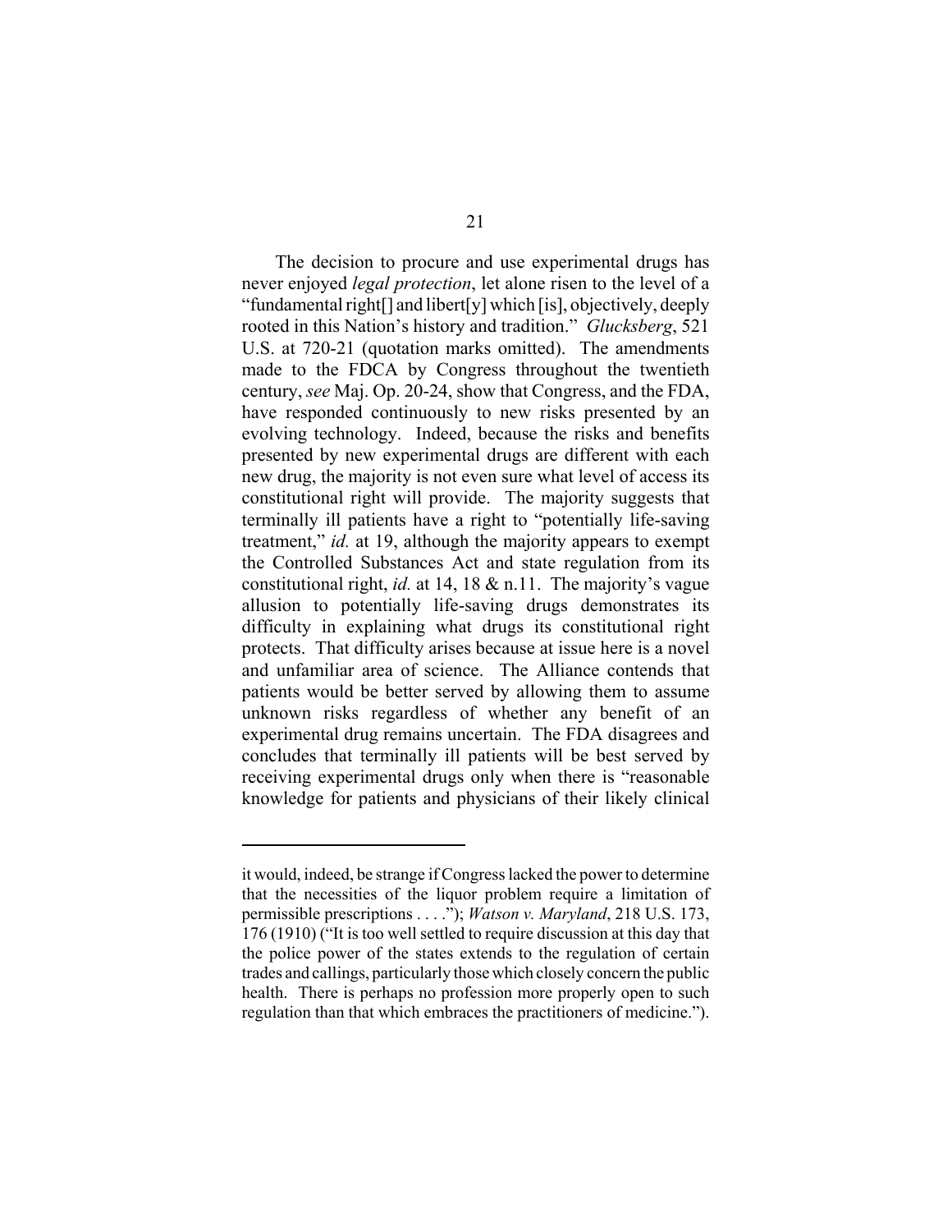The decision to procure and use experimental drugs has never enjoyed *legal protection*, let alone risen to the level of a "fundamental right[] and libert[y] which [is], objectively, deeply rooted in this Nation's history and tradition." *Glucksberg*, 521 U.S. at 720-21 (quotation marks omitted). The amendments made to the FDCA by Congress throughout the twentieth century, *see* Maj. Op. 20-24, show that Congress, and the FDA, have responded continuously to new risks presented by an evolving technology. Indeed, because the risks and benefits presented by new experimental drugs are different with each new drug, the majority is not even sure what level of access its constitutional right will provide. The majority suggests that terminally ill patients have a right to "potentially life-saving treatment," *id.* at 19, although the majority appears to exempt the Controlled Substances Act and state regulation from its constitutional right, *id.* at 14, 18 & n.11. The majority's vague allusion to potentially life-saving drugs demonstrates its difficulty in explaining what drugs its constitutional right protects. That difficulty arises because at issue here is a novel and unfamiliar area of science. The Alliance contends that patients would be better served by allowing them to assume unknown risks regardless of whether any benefit of an experimental drug remains uncertain. The FDA disagrees and concludes that terminally ill patients will be best served by receiving experimental drugs only when there is "reasonable knowledge for patients and physicians of their likely clinical

---

it would, indeed, be strange if Congress lacked the power to determine that the necessities of the liquor problem require a limitation of permissible prescriptions . . . ."); *Watson v. Maryland*, 218 U.S. 173, 176 (1910) ("It is too well settled to require discussion at this day that the police power of the states extends to the regulation of certain trades and callings, particularly those which closely concern the public health. There is perhaps no profession more properly open to such regulation than that which embraces the practitioners of medicine.").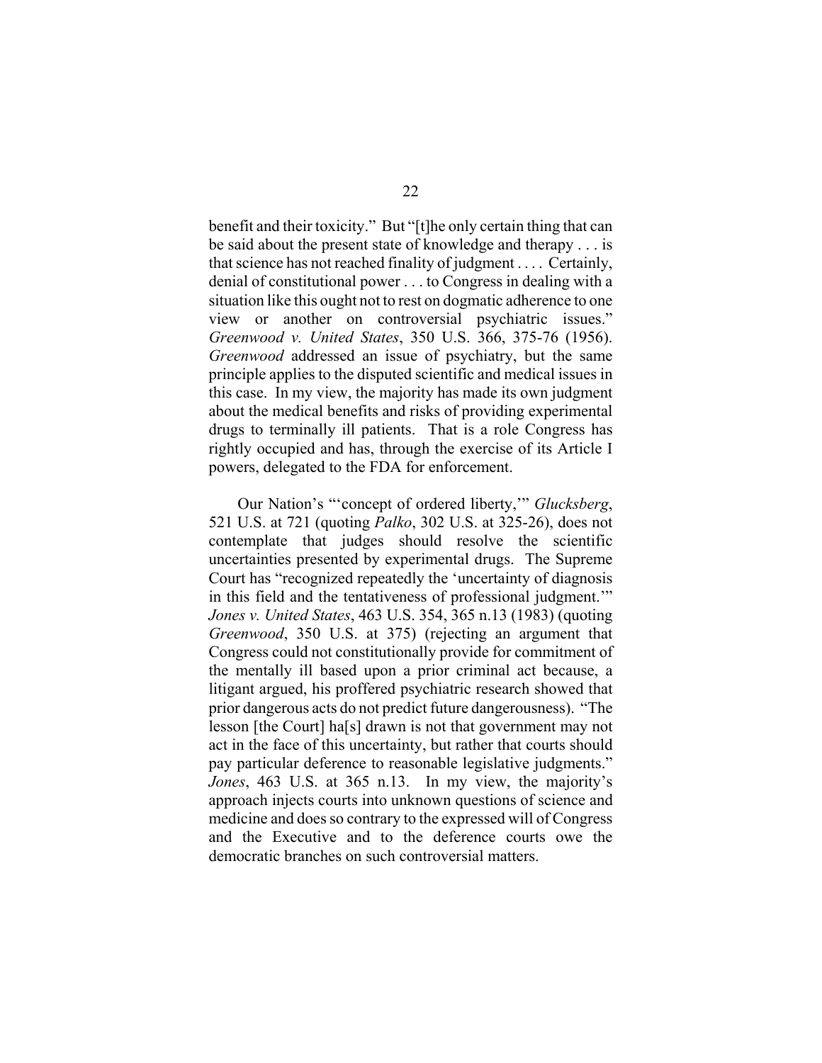benefit and their toxicity." But "[t]he only certain thing that can be said about the present state of knowledge and therapy . . . is that science has not reached finality of judgment . . . . Certainly, denial of constitutional power . . . to Congress in dealing with a situation like this ought not to rest on dogmatic adherence to one view or another on controversial psychiatric issues." *Greenwood v. United States*, 350 U.S. 366, 375-76 (1956). *Greenwood* addressed an issue of psychiatry, but the same principle applies to the disputed scientific and medical issues in this case. In my view, the majority has made its own judgment about the medical benefits and risks of providing experimental drugs to terminally ill patients. That is a role Congress has rightly occupied and has, through the exercise of its Article I powers, delegated to the FDA for enforcement.

Our Nation's "'concept of ordered liberty,'" *Glucksberg*, 521 U.S. at 721 (quoting *Palko*, 302 U.S. at 325-26), does not contemplate that judges should resolve the scientific uncertainties presented by experimental drugs. The Supreme Court has "recognized repeatedly the 'uncertainty of diagnosis in this field and the tentativeness of professional judgment.'" *Jones v. United States*, 463 U.S. 354, 365 n.13 (1983) (quoting *Greenwood*, 350 U.S. at 375) (rejecting an argument that Congress could not constitutionally provide for commitment of the mentally ill based upon a prior criminal act because, a litigant argued, his proffered psychiatric research showed that prior dangerous acts do not predict future dangerousness). "The lesson [the Court] ha[s] drawn is not that government may not act in the face of this uncertainty, but rather that courts should pay particular deference to reasonable legislative judgments." *Jones*, 463 U.S. at 365 n.13. In my view, the majority's approach injects courts into unknown questions of science and medicine and does so contrary to the expressed will of Congress and the Executive and to the deference courts owe the democratic branches on such controversial matters.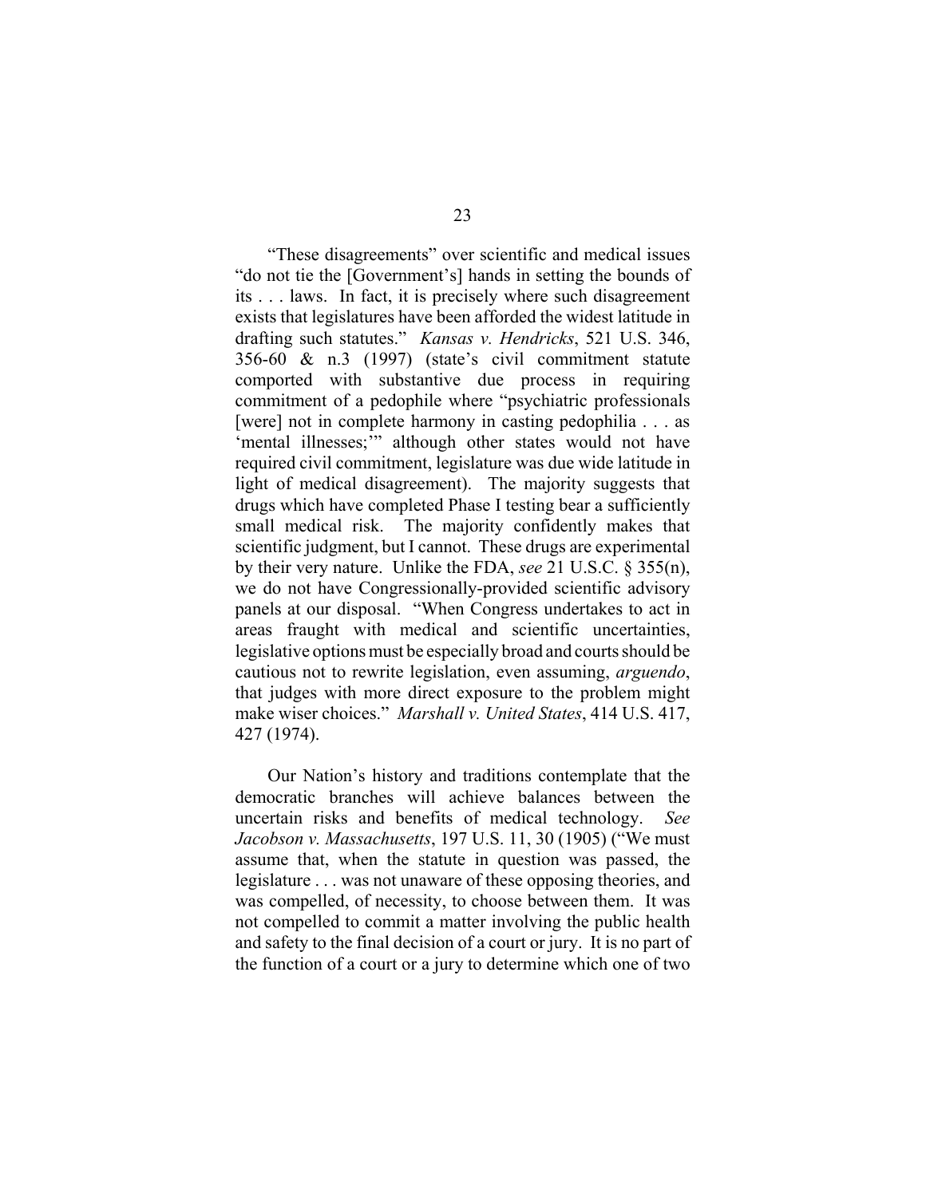"These disagreements" over scientific and medical issues "do not tie the [Government's] hands in setting the bounds of its . . . laws. In fact, it is precisely where such disagreement exists that legislatures have been afforded the widest latitude in drafting such statutes." *Kansas v. Hendricks*, 521 U.S. 346, 356-60 & n.3 (1997) (state's civil commitment statute comported with substantive due process in requiring commitment of a pedophile where "psychiatric professionals [were] not in complete harmony in casting pedophilia . . . as 'mental illnesses;'" although other states would not have required civil commitment, legislature was due wide latitude in light of medical disagreement). The majority suggests that drugs which have completed Phase I testing bear a sufficiently small medical risk. The majority confidently makes that scientific judgment, but I cannot. These drugs are experimental by their very nature. Unlike the FDA, *see* 21 U.S.C. § 355(n), we do not have Congressionally-provided scientific advisory panels at our disposal. "When Congress undertakes to act in areas fraught with medical and scientific uncertainties, legislative options must be especially broad and courts should be cautious not to rewrite legislation, even assuming, *arguendo*, that judges with more direct exposure to the problem might make wiser choices." *Marshall v. United States*, 414 U.S. 417, 427 (1974).

Our Nation's history and traditions contemplate that the democratic branches will achieve balances between the uncertain risks and benefits of medical technology. *See Jacobson v. Massachusetts*, 197 U.S. 11, 30 (1905) ("We must assume that, when the statute in question was passed, the legislature . . . was not unaware of these opposing theories, and was compelled, of necessity, to choose between them. It was not compelled to commit a matter involving the public health and safety to the final decision of a court or jury. It is no part of the function of a court or a jury to determine which one of two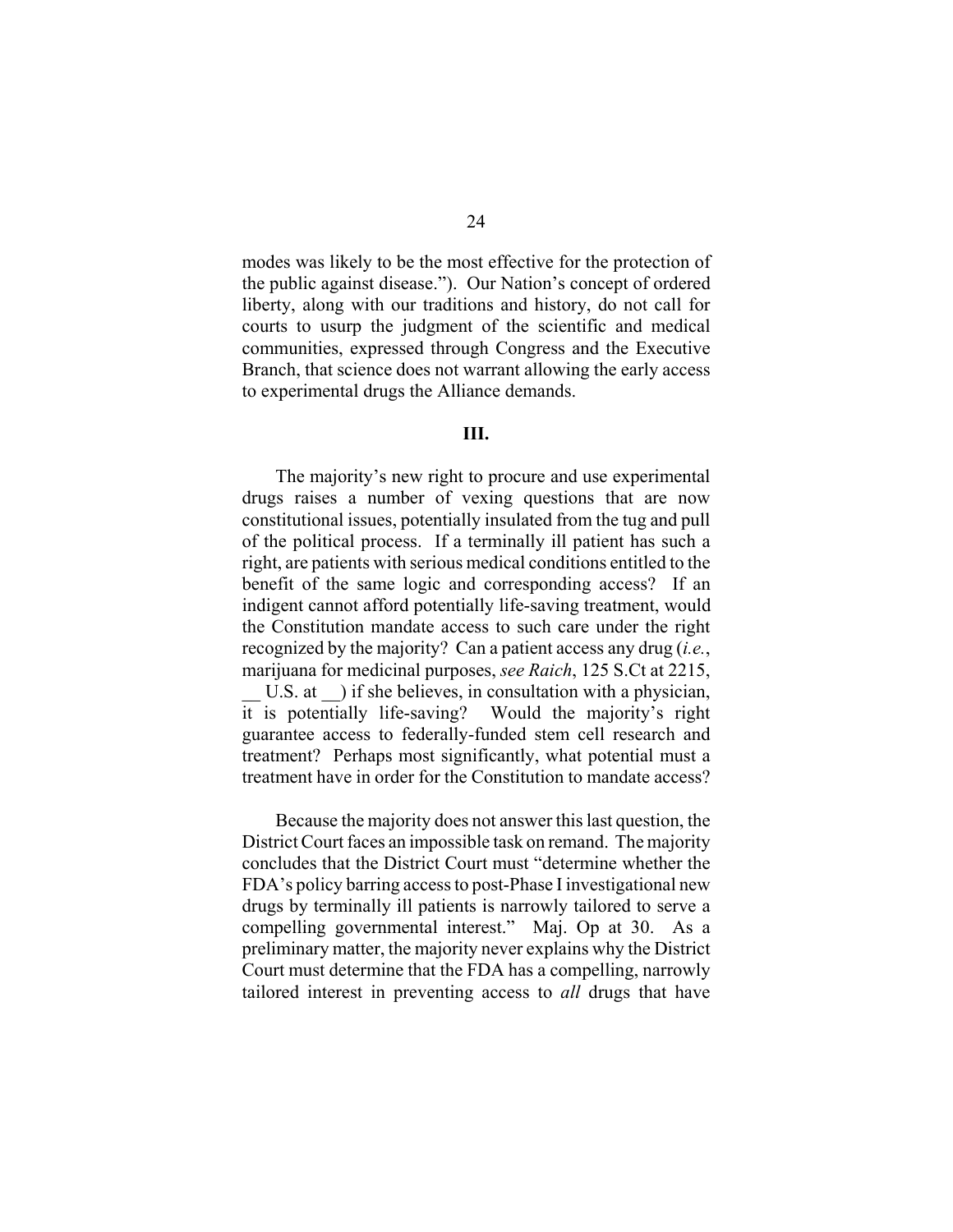modes was likely to be the most effective for the protection of the public against disease."). Our Nation's concept of ordered liberty, along with our traditions and history, do not call for courts to usurp the judgment of the scientific and medical communities, expressed through Congress and the Executive Branch, that science does not warrant allowing the early access to experimental drugs the Alliance demands.

## III.

The majority's new right to procure and use experimental drugs raises a number of vexing questions that are now constitutional issues, potentially insulated from the tug and pull of the political process. If a terminally ill patient has such a right, are patients with serious medical conditions entitled to the benefit of the same logic and corresponding access? If an indigent cannot afford potentially life-saving treatment, would the Constitution mandate access to such care under the right recognized by the majority? Can a patient access any drug (*i.e.*, marijuana for medicinal purposes, *see Raich*, 125 S.Ct at 2215, __ U.S. at __) if she believes, in consultation with a physician, it is potentially life-saving? Would the majority's right guarantee access to federally-funded stem cell research and treatment? Perhaps most significantly, what potential must a treatment have in order for the Constitution to mandate access?

Because the majority does not answer this last question, the District Court faces an impossible task on remand. The majority concludes that the District Court must "determine whether the FDA's policy barring access to post-Phase I investigational new drugs by terminally ill patients is narrowly tailored to serve a compelling governmental interest." Maj. Op at 30. As a preliminary matter, the majority never explains why the District Court must determine that the FDA has a compelling, narrowly tailored interest in preventing access to *all* drugs that have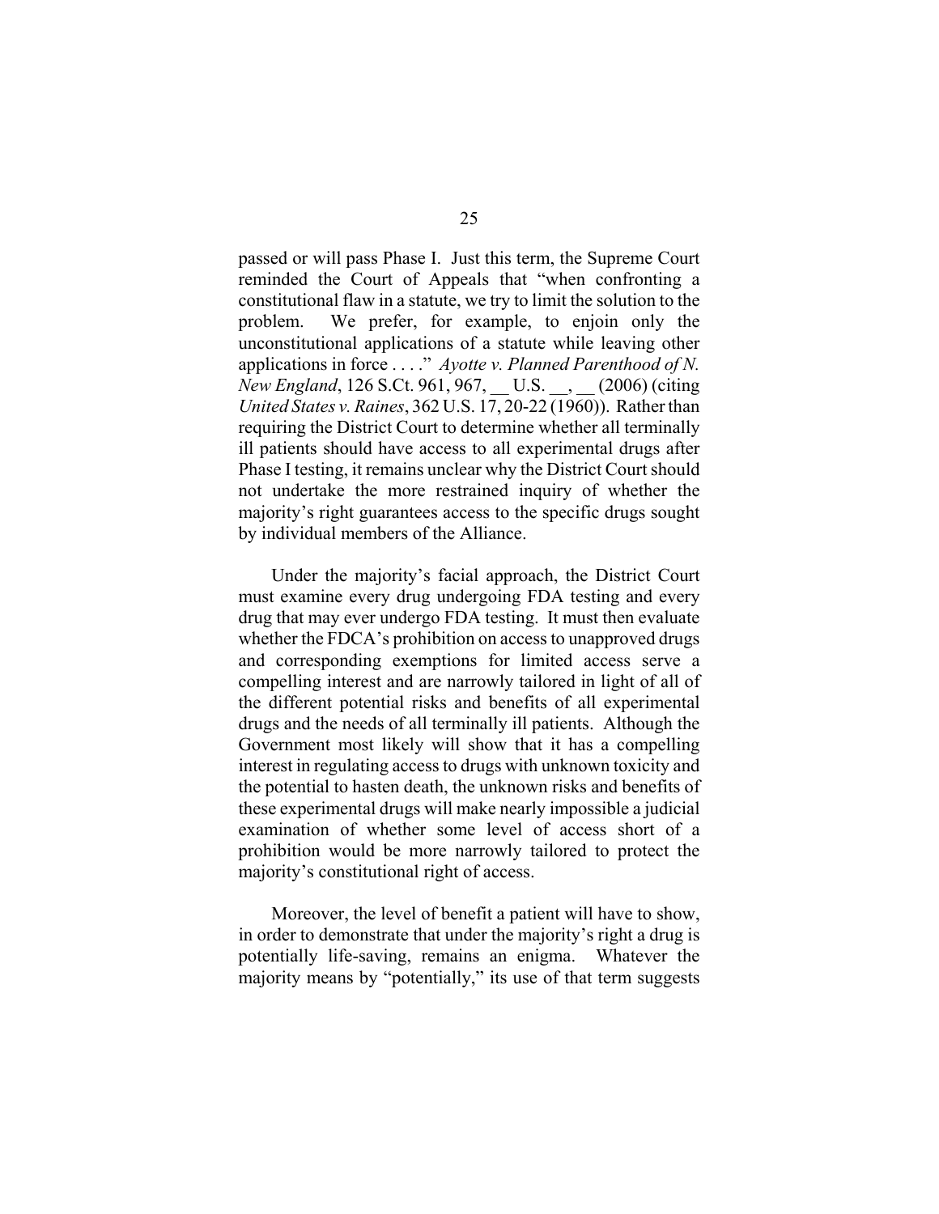passed or will pass Phase I. Just this term, the Supreme Court reminded the Court of Appeals that "when confronting a constitutional flaw in a statute, we try to limit the solution to the problem. We prefer, for example, to enjoin only the unconstitutional applications of a statute while leaving other applications in force . . . ." *Ayotte v. Planned Parenthood of N. New England*, 126 S.Ct. 961, 967, __ U.S. __, __ (2006) (citing *United States v. Raines*, 362 U.S. 17, 20-22 (1960)). Rather than requiring the District Court to determine whether all terminally ill patients should have access to all experimental drugs after Phase I testing, it remains unclear why the District Court should not undertake the more restrained inquiry of whether the majority's right guarantees access to the specific drugs sought by individual members of the Alliance.

Under the majority's facial approach, the District Court must examine every drug undergoing FDA testing and every drug that may ever undergo FDA testing. It must then evaluate whether the FDCA's prohibition on access to unapproved drugs and corresponding exemptions for limited access serve a compelling interest and are narrowly tailored in light of all of the different potential risks and benefits of all experimental drugs and the needs of all terminally ill patients. Although the Government most likely will show that it has a compelling interest in regulating access to drugs with unknown toxicity and the potential to hasten death, the unknown risks and benefits of these experimental drugs will make nearly impossible a judicial examination of whether some level of access short of a prohibition would be more narrowly tailored to protect the majority's constitutional right of access.

Moreover, the level of benefit a patient will have to show, in order to demonstrate that under the majority's right a drug is potentially life-saving, remains an enigma. Whatever the majority means by "potentially," its use of that term suggests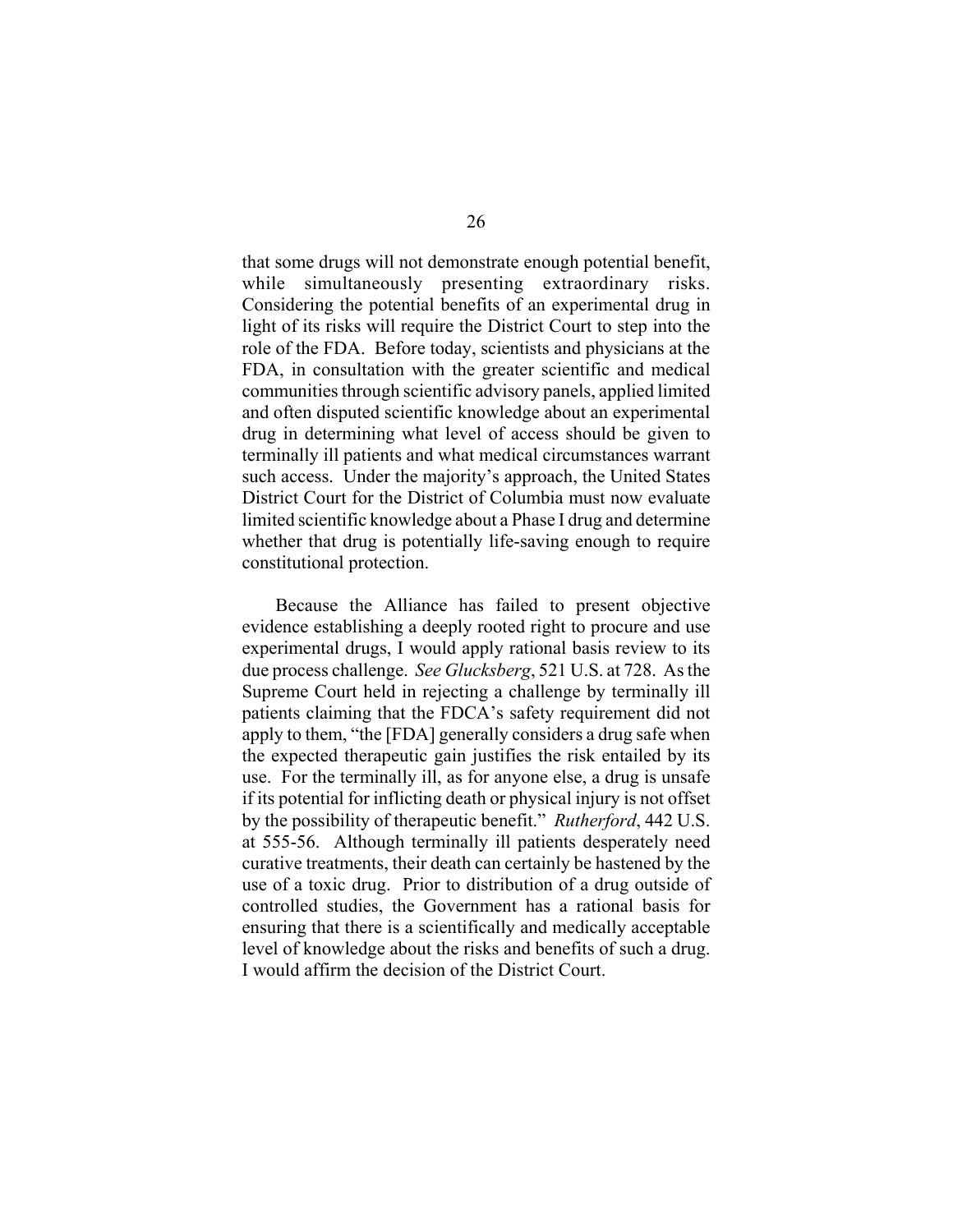that some drugs will not demonstrate enough potential benefit, while simultaneously presenting extraordinary risks. Considering the potential benefits of an experimental drug in light of its risks will require the District Court to step into the role of the FDA. Before today, scientists and physicians at the FDA, in consultation with the greater scientific and medical communities through scientific advisory panels, applied limited and often disputed scientific knowledge about an experimental drug in determining what level of access should be given to terminally ill patients and what medical circumstances warrant such access. Under the majority's approach, the United States District Court for the District of Columbia must now evaluate limited scientific knowledge about a Phase I drug and determine whether that drug is potentially life-saving enough to require constitutional protection.

Because the Alliance has failed to present objective evidence establishing a deeply rooted right to procure and use experimental drugs, I would apply rational basis review to its due process challenge. *See Glucksberg*, 521 U.S. at 728. As the Supreme Court held in rejecting a challenge by terminally ill patients claiming that the FDCA's safety requirement did not apply to them, "the [FDA] generally considers a drug safe when the expected therapeutic gain justifies the risk entailed by its use. For the terminally ill, as for anyone else, a drug is unsafe if its potential for inflicting death or physical injury is not offset by the possibility of therapeutic benefit." *Rutherford*, 442 U.S. at 555-56. Although terminally ill patients desperately need curative treatments, their death can certainly be hastened by the use of a toxic drug. Prior to distribution of a drug outside of controlled studies, the Government has a rational basis for ensuring that there is a scientifically and medically acceptable level of knowledge about the risks and benefits of such a drug. I would affirm the decision of the District Court.